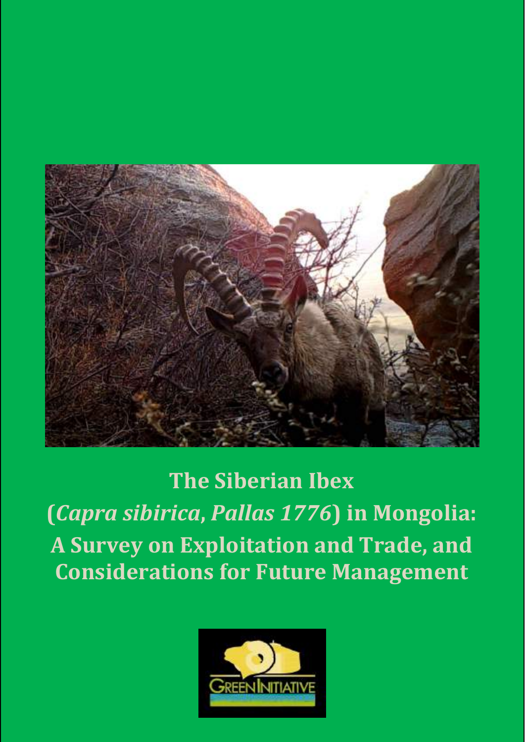# The Siberian Ibex (*Capra sibirica, Pallas 1776*) in Mongolia: A Survey on Exploitation and Trade, and Considerations for Future Management

GREEN INITIATIVE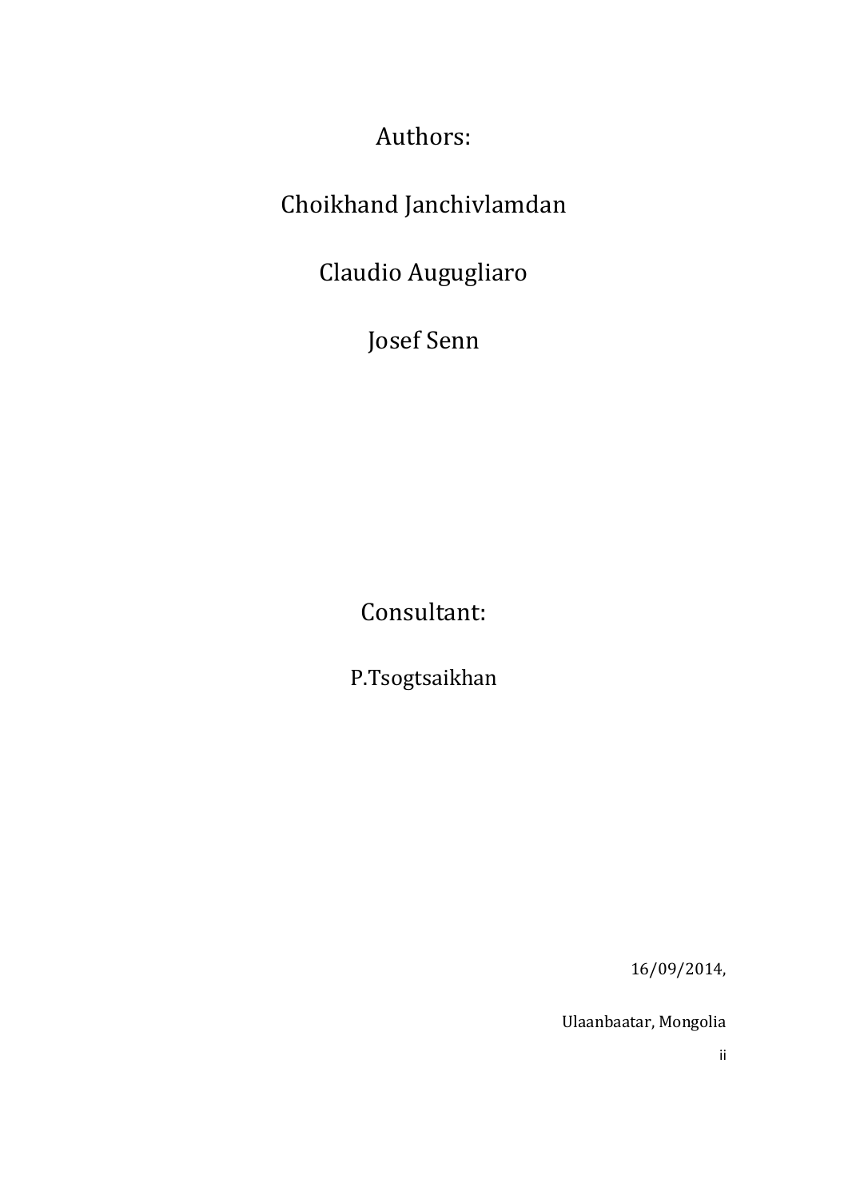Authors:

Choikhand Janchivlamdan

Claudio Augugliaro

Josef Senn

Consultant:

P.Tsogtsaikhan

16/09/2014,

Ulaanbaatar, Mongolia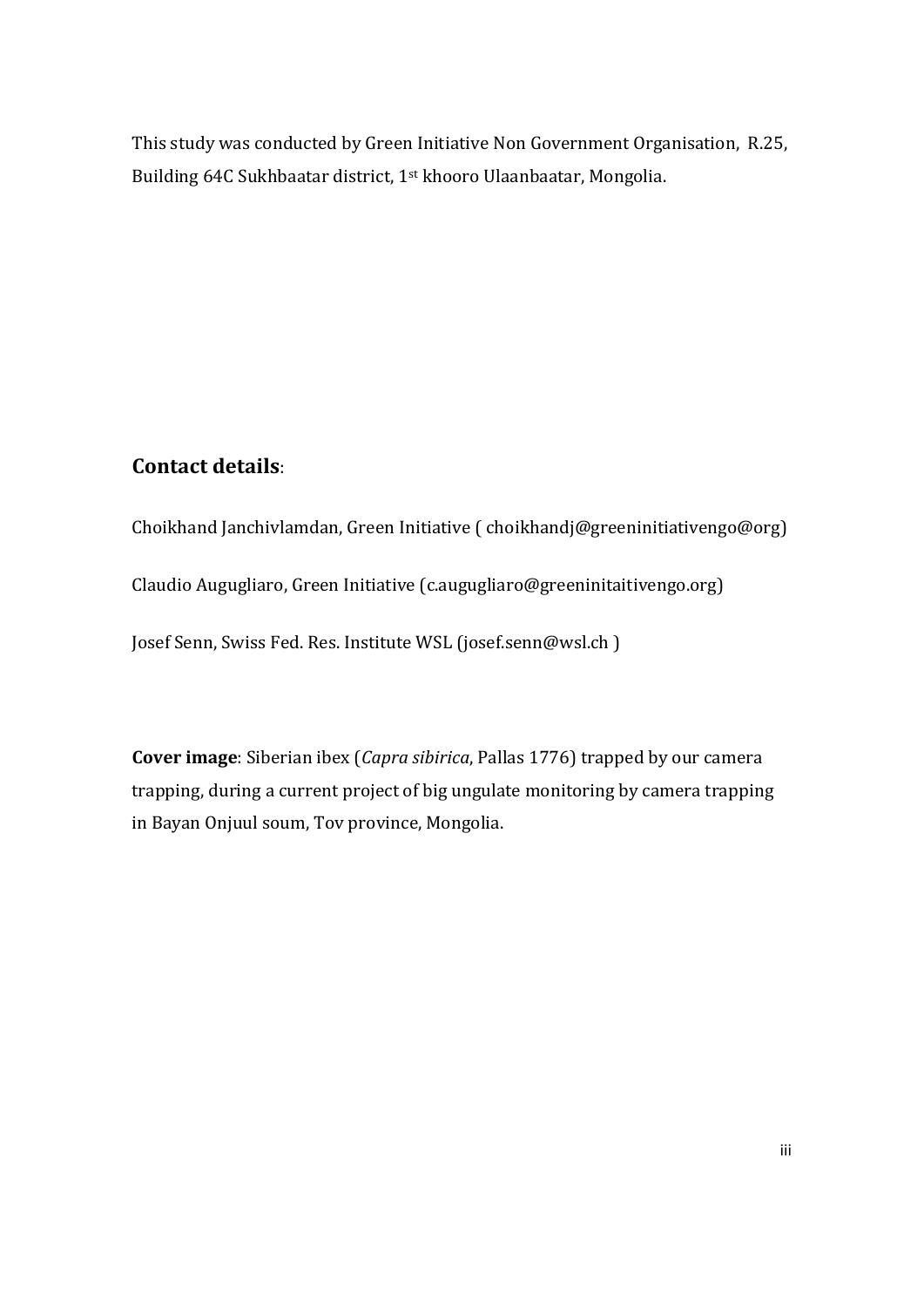This study was conducted by Green Initiative Non Government Organisation, R.25, Building 64C Sukhbaatar district, 1st khooro Ulaanbaatar, Mongolia.

## Contact details:

Choikhand Janchivlamdan, Green Initiative ( choikhandj@greeninitiativengo@org)

Claudio Augugliaro, Green Initiative (c.augugliaro@greeninitaitivengo.org)

Josef Senn, Swiss Fed. Res. Institute WSL (josef.senn@wsl.ch )

**Cover image**: Siberian ibex (*Capra sibirica*, Pallas 1776) trapped by our camera trapping, during a current project of big ungulate monitoring by camera trapping in Bayan Onjuul soum, Tov province, Mongolia.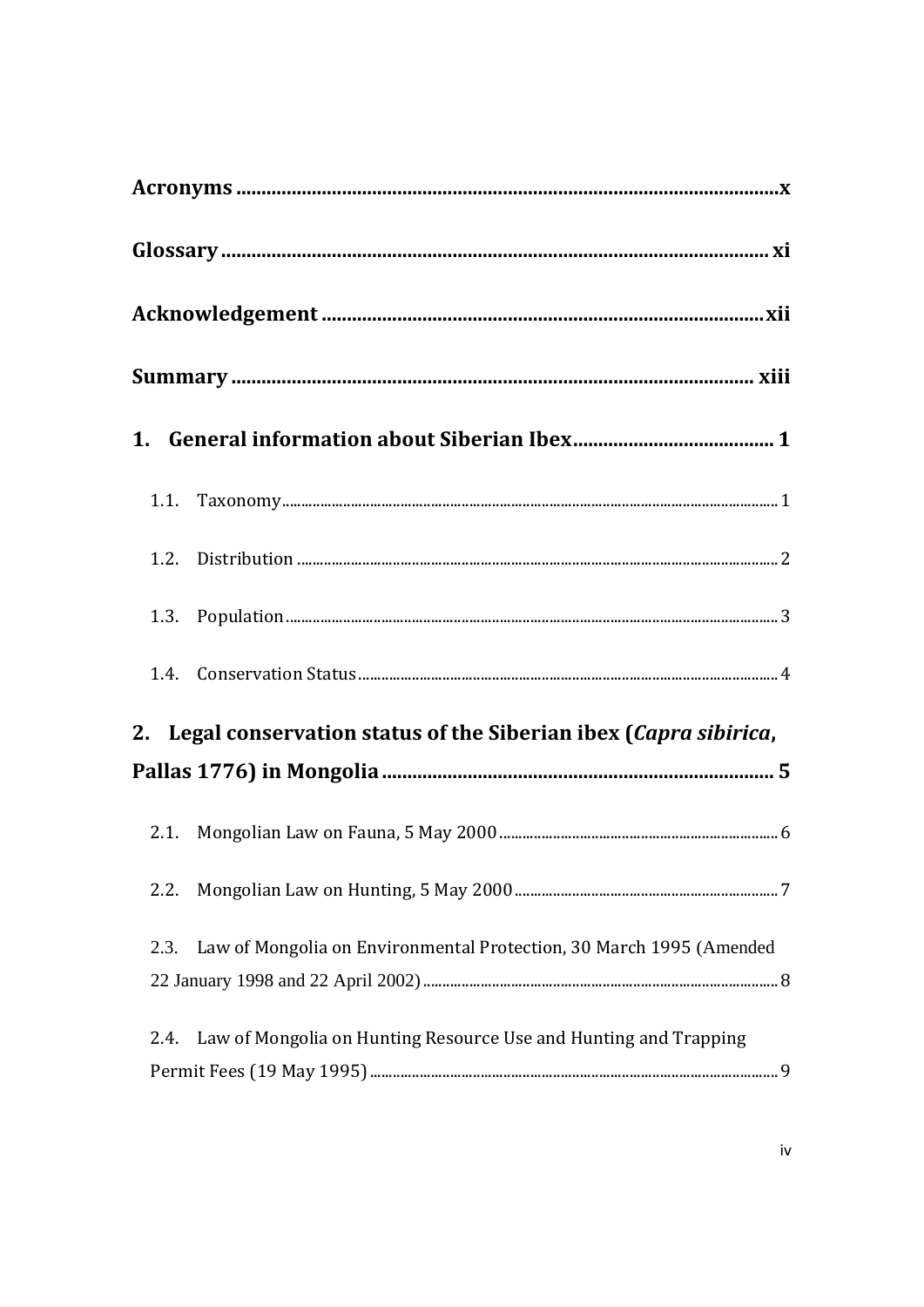**Acronyms** ........................................................................................................x

**Glossary** ........................................................................................................ xi

**Acknowledgement** ........................................................................................xii

**Summary** ...................................................................................................... xiii

**1. General information about Siberian Ibex** ........................................ 1

1.1. Taxonomy ........................................................................................................................... 1

1.2. Distribution ......................................................................................................................... 2

1.3. Population ........................................................................................................................... 3

1.4. Conservation Status ........................................................................................................... 4

**2. Legal conservation status of the Siberian ibex (*Capra sibirica*, Pallas 1776) in Mongolia** ........................................................................... 5

2.1. Mongolian Law on Fauna, 5 May 2000 ........................................................................... 6

2.2. Mongolian Law on Hunting, 5 May 2000 ........................................................................ 7

2.3. Law of Mongolia on Environmental Protection, 30 March 1995 (Amended 22 January 1998 and 22 April 2002) ........................................................................................ 8

2.4. Law of Mongolia on Hunting Resource Use and Hunting and Trapping Permit Fees (19 May 1995) ........................................................................................................ 9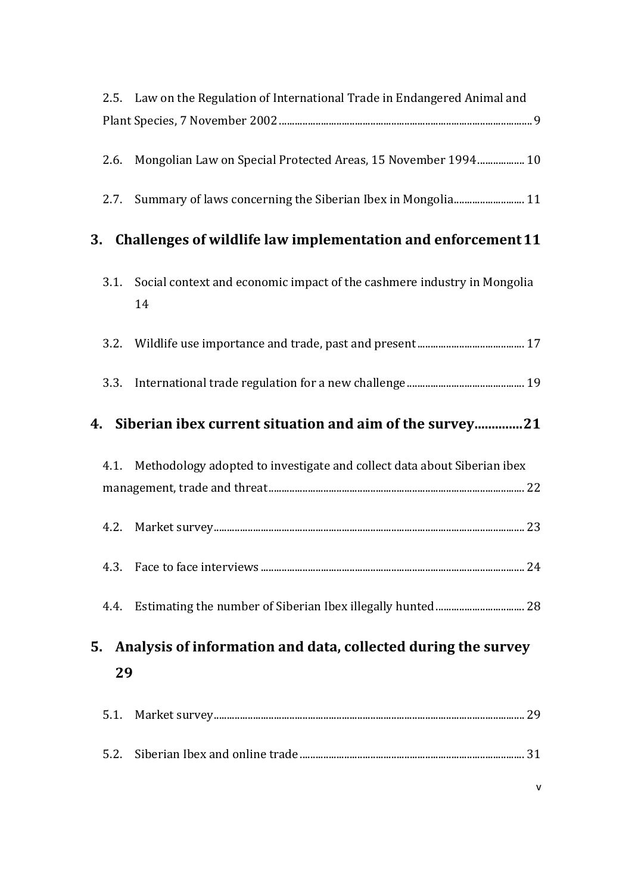2.5. Law on the Regulation of International Trade in Endangered Animal and Plant Species, 7 November 2002 ........ 9

2.6. Mongolian Law on Special Protected Areas, 15 November 1994 ........ 10

2.7. Summary of laws concerning the Siberian Ibex in Mongolia ........ 11

**3. Challenges of wildlife law implementation and enforcement 11**

3.1. Social context and economic impact of the cashmere industry in Mongolia 14

3.2. Wildlife use importance and trade, past and present ........ 17

3.3. International trade regulation for a new challenge ........ 19

**4. Siberian ibex current situation and aim of the survey ........ 21**

4.1. Methodology adopted to investigate and collect data about Siberian ibex management, trade and threat ........ 22

4.2. Market survey ........ 23

4.3. Face to face interviews ........ 24

4.4. Estimating the number of Siberian Ibex illegally hunted ........ 28

**5. Analysis of information and data, collected during the survey 29**

5.1. Market survey ........ 29

5.2. Siberian Ibex and online trade ........ 31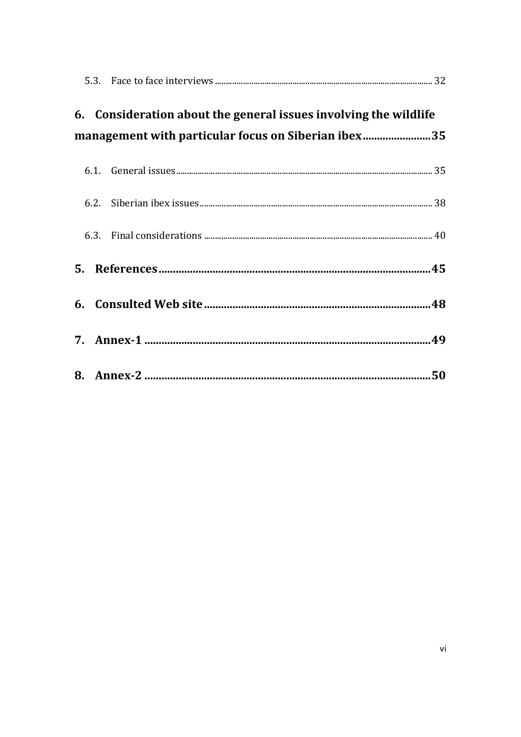5.3. Face to face interviews ............................................................................................................ 32

**6. Consideration about the general issues involving the wildlife management with particular focus on Siberian ibex ........................35**

6.1. General issues ............................................................................................................ 35

6.2. Siberian ibex issues ............................................................................................................ 38

6.3. Final considerations ............................................................................................................ 40

**5. References ............................................................................................45**

**6. Consulted Web site ............................................................................48**

**7. Annex-1 ..................................................................................................49**

**8. Annex-2 ..................................................................................................50**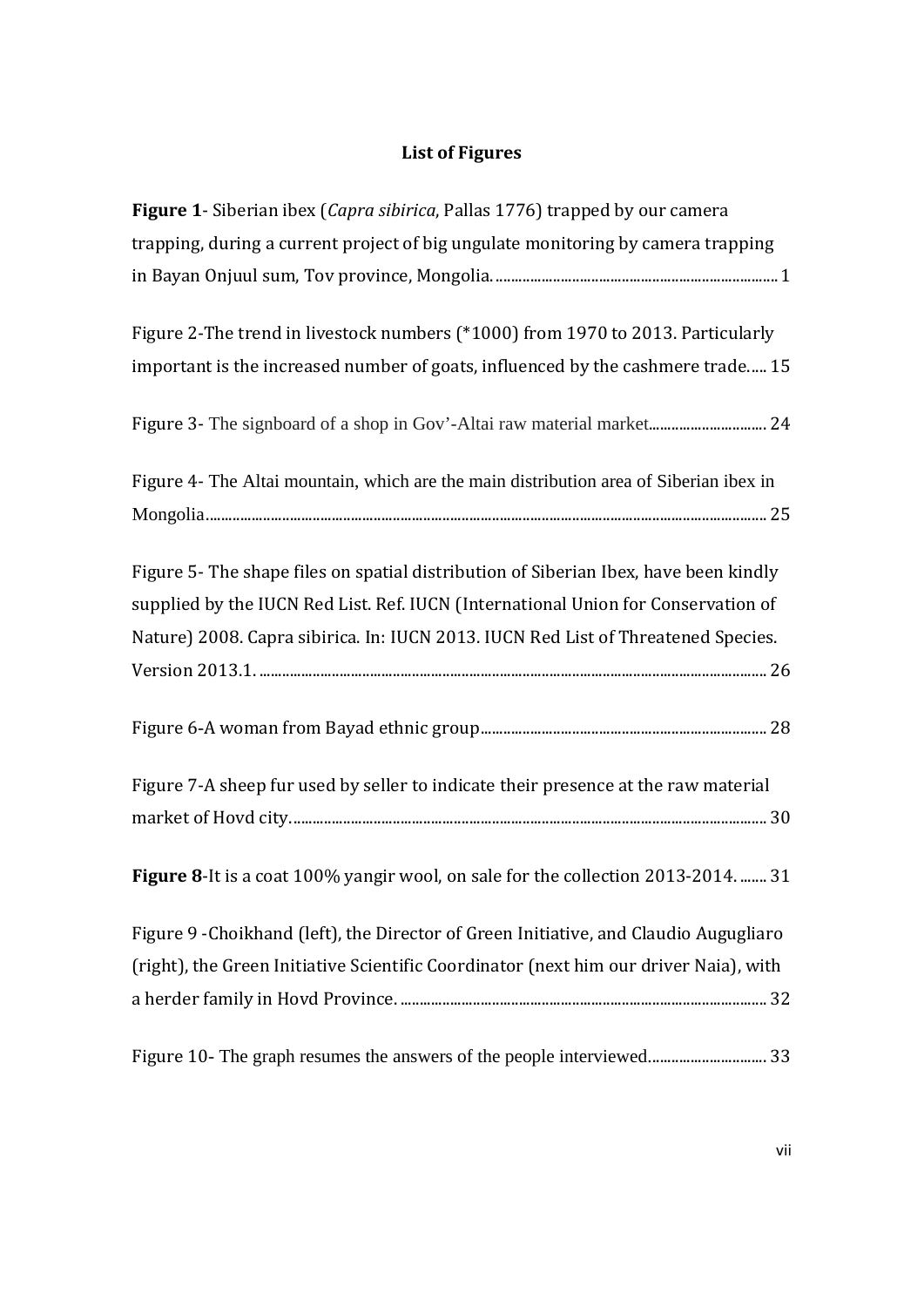## List of Figures

**Figure 1**- Siberian ibex (*Capra sibirica*, Pallas 1776) trapped by our camera trapping, during a current project of big ungulate monitoring by camera trapping in Bayan Onjuul sum, Tov province, Mongolia. ........................................................................... 1

Figure 2-The trend in livestock numbers (*1000) from 1970 to 2013. Particularly important is the increased number of goats, influenced by the cashmere trade..... 15

Figure 3- The signboard of a shop in Gov'-Altai raw material market............................... 24

Figure 4- The Altai mountain, which are the main distribution area of Siberian ibex in Mongolia.................................................................................................................................... 25

Figure 5- The shape files on spatial distribution of Siberian Ibex, have been kindly supplied by the IUCN Red List. Ref. IUCN (International Union for Conservation of Nature) 2008. Capra sibirica. In: IUCN 2013. IUCN Red List of Threatened Species. Version 2013.1. ..................................................................................................................................... 26

Figure 6-A woman from Bayad ethnic group............................................................................ 28

Figure 7-A sheep fur used by seller to indicate their presence at the raw material market of Hovd city.............................................................................................................................. 30

**Figure 8**-It is a coat 100% yangir wool, on sale for the collection 2013-2014. ....... 31

Figure 9 -Choikhand (left), the Director of Green Initiative, and Claudio Augugliaro (right), the Green Initiative Scientific Coordinator (next him our driver Naia), with a herder family in Hovd Province. ................................................................................................ 32

Figure 10- The graph resumes the answers of the people interviewed.............................. 33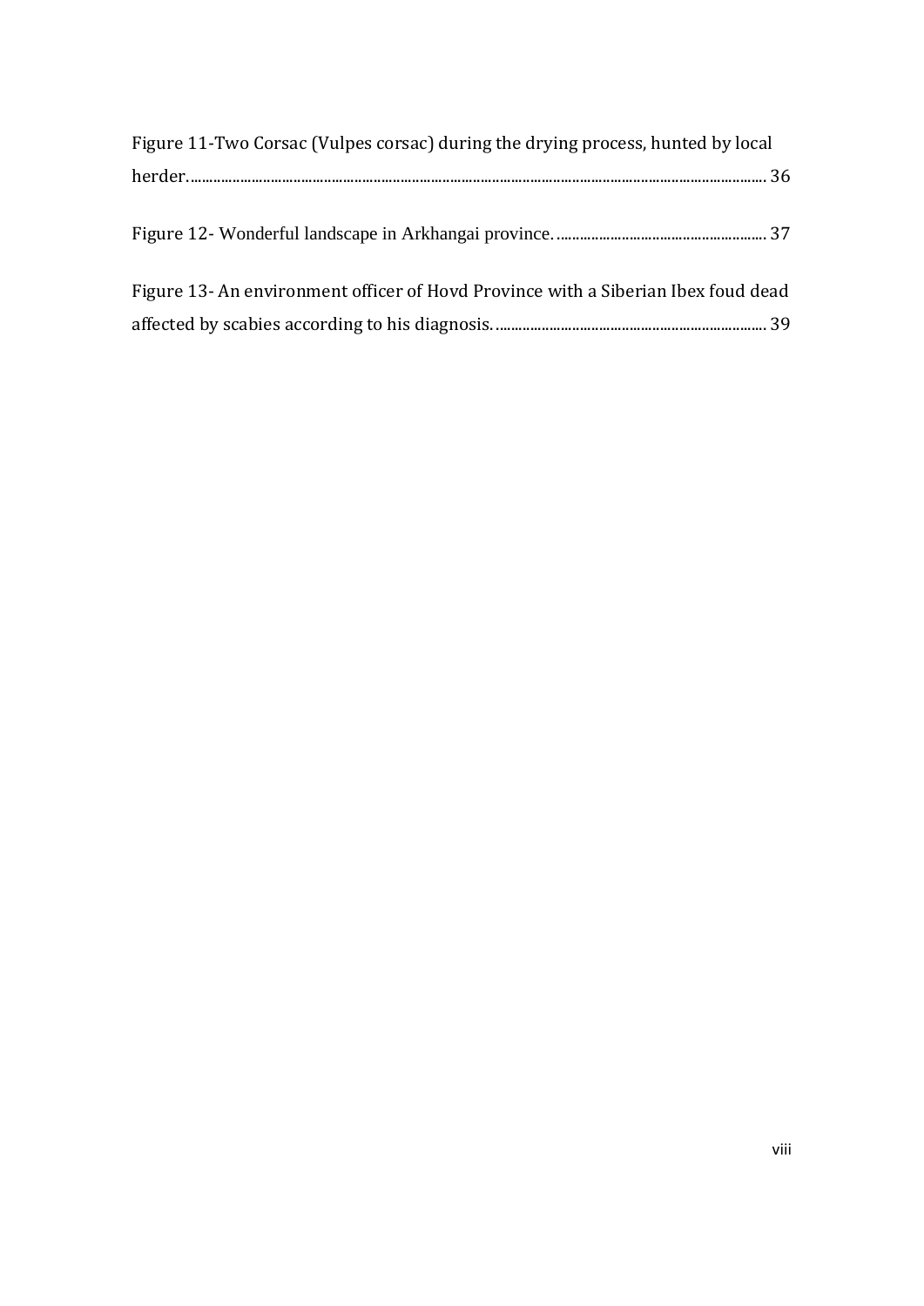Figure 11-Two Corsac (Vulpes corsac) during the drying process, hunted by local herder. ........................................................................................................................................................ 36

Figure 12- Wonderful landscape in Arkhangai province. ...................................................... 37

Figure 13- An environment officer of Hovd Province with a Siberian Ibex foud dead affected by scabies according to his diagnosis. ...................................................................... 39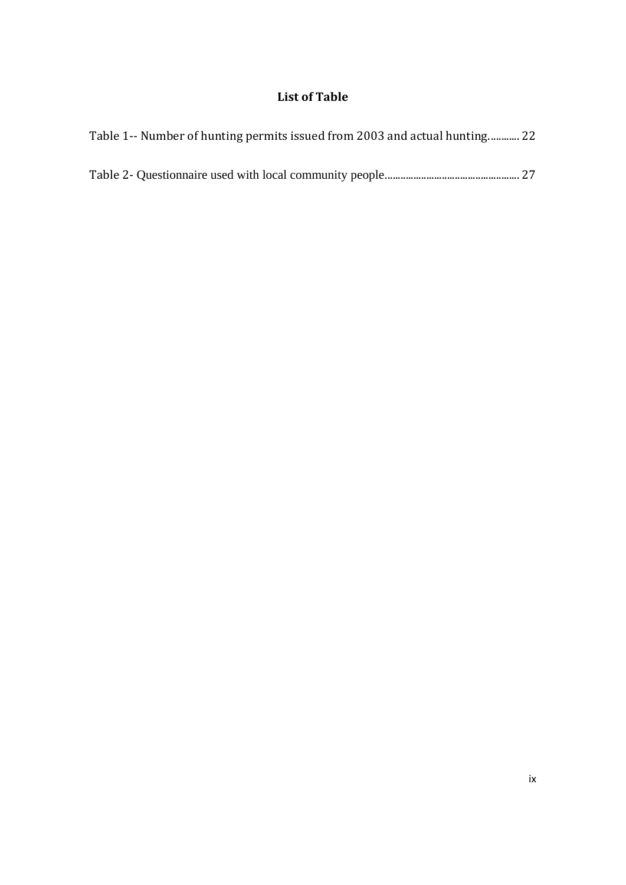## List of Table

Table 1-- Number of hunting permits issued from 2003 and actual hunting............ 22

Table 2- Questionnaire used with local community people................................................. 27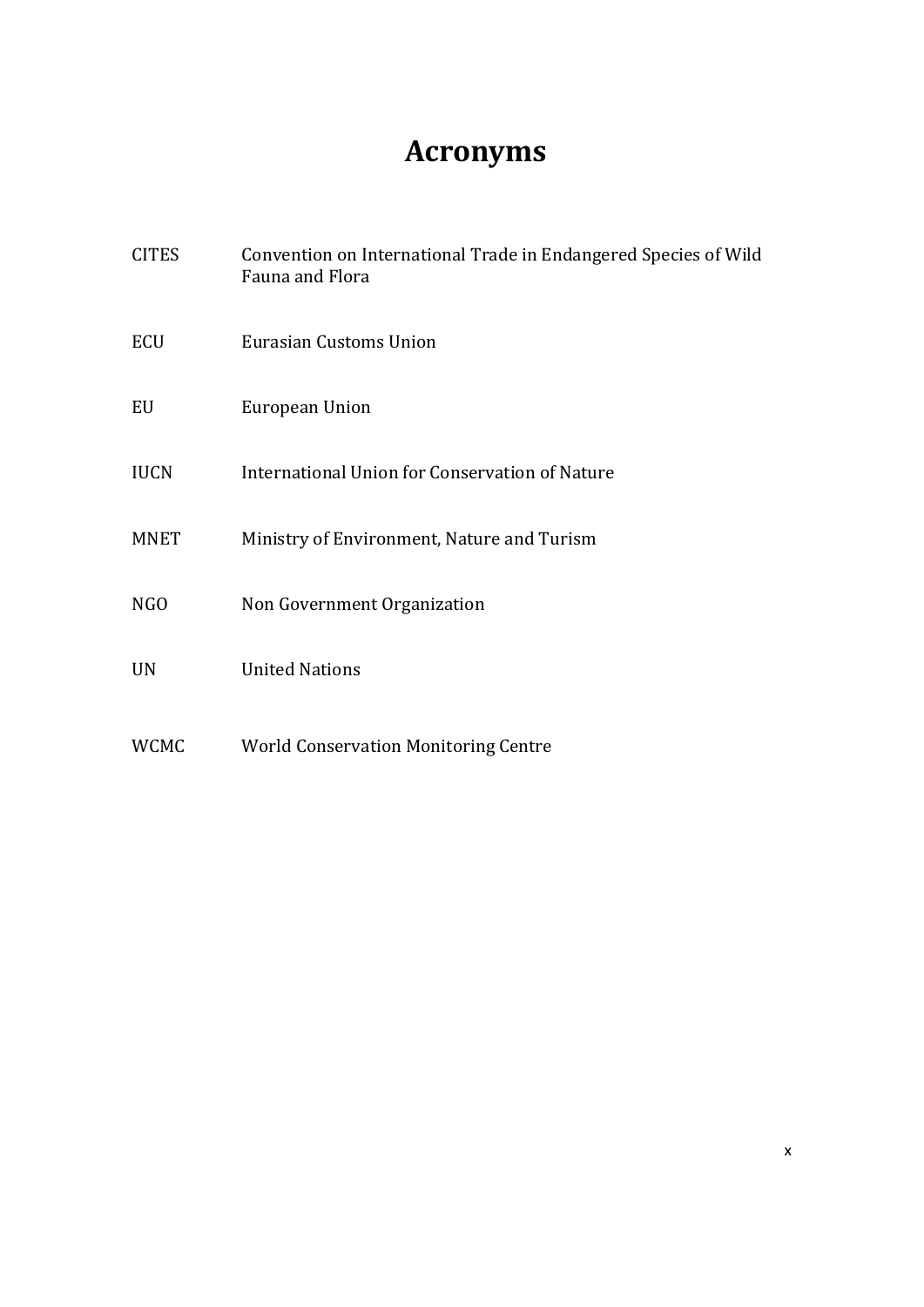# Acronyms

| | |
|---|---|
| CITES | Convention on International Trade in Endangered Species of Wild Fauna and Flora |
| ECU | Eurasian Customs Union |
| EU | European Union |
| IUCN | International Union for Conservation of Nature |
| MNET | Ministry of Environment, Nature and Turism |
| NGO | Non Government Organization |
| UN | United Nations |
| WCMC | World Conservation Monitoring Centre |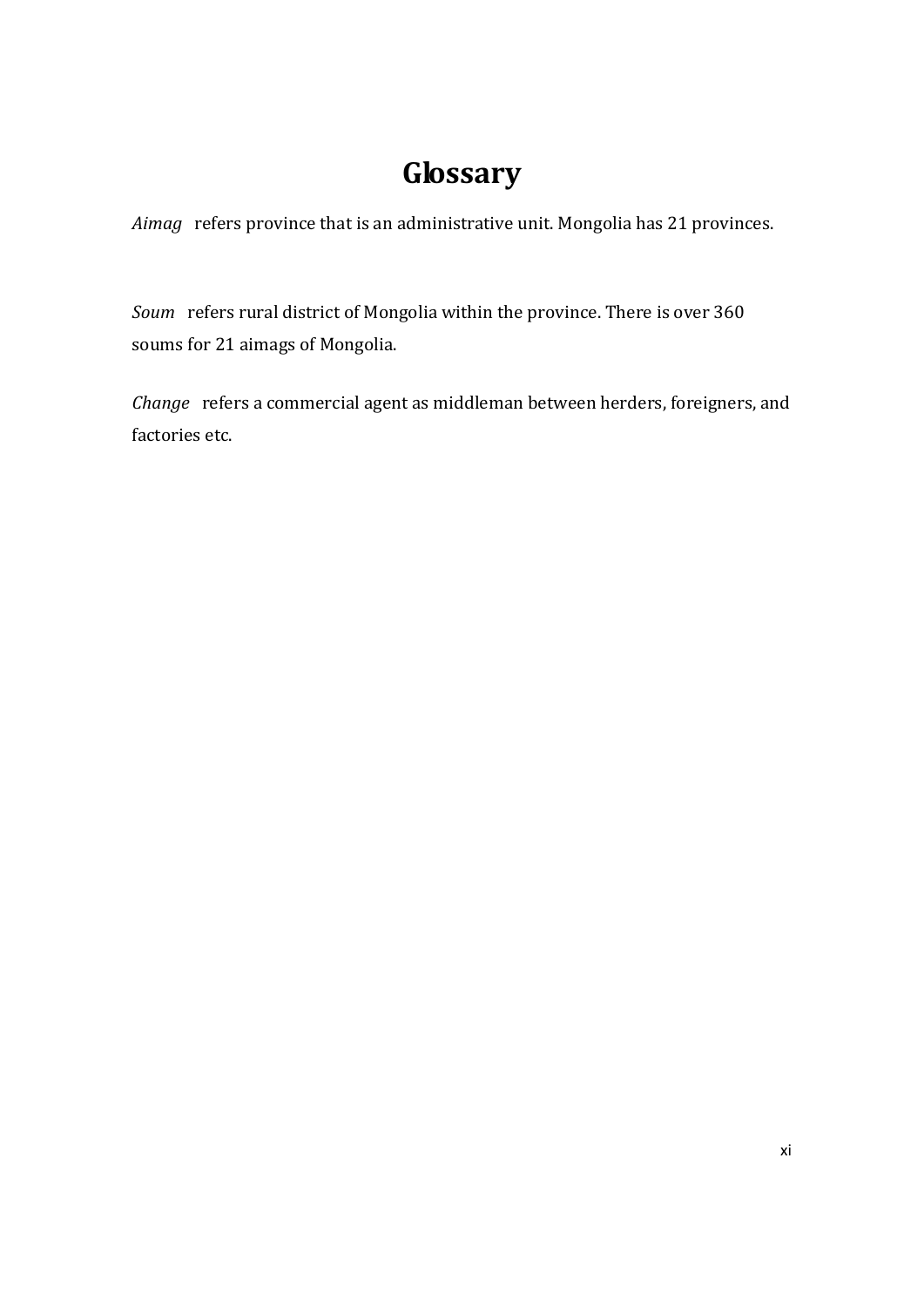# Glossary

*Aimag* refers province that is an administrative unit. Mongolia has 21 provinces.

*Soum* refers rural district of Mongolia within the province. There is over 360 soums for 21 aimags of Mongolia.

*Change* refers a commercial agent as middleman between herders, foreigners, and factories etc.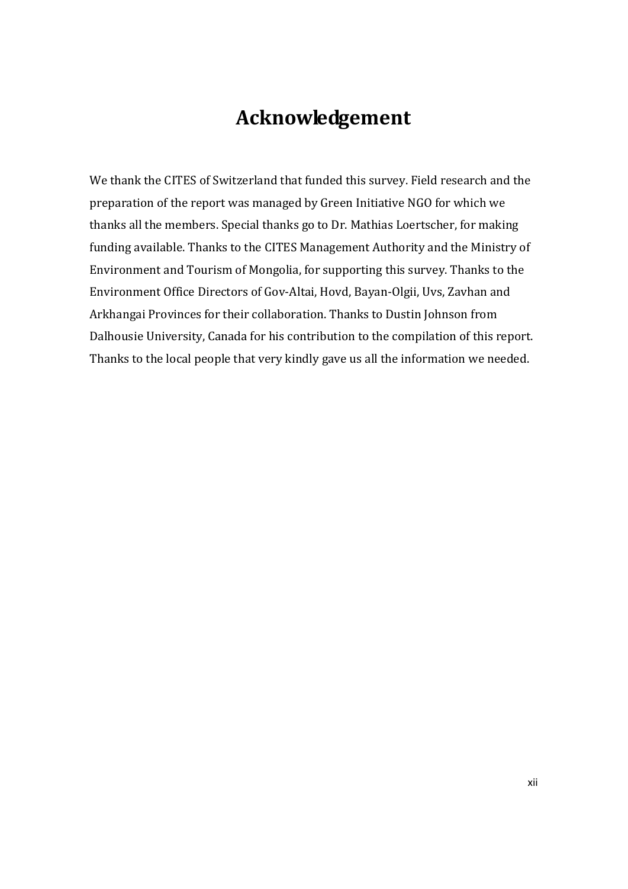# Acknowledgement

We thank the CITES of Switzerland that funded this survey. Field research and the preparation of the report was managed by Green Initiative NGO for which we thanks all the members. Special thanks go to Dr. Mathias Loertscher, for making funding available. Thanks to the CITES Management Authority and the Ministry of Environment and Tourism of Mongolia, for supporting this survey. Thanks to the Environment Office Directors of Gov-Altai, Hovd, Bayan-Olgii, Uvs, Zavhan and Arkhangai Provinces for their collaboration. Thanks to Dustin Johnson from Dalhousie University, Canada for his contribution to the compilation of this report. Thanks to the local people that very kindly gave us all the information we needed.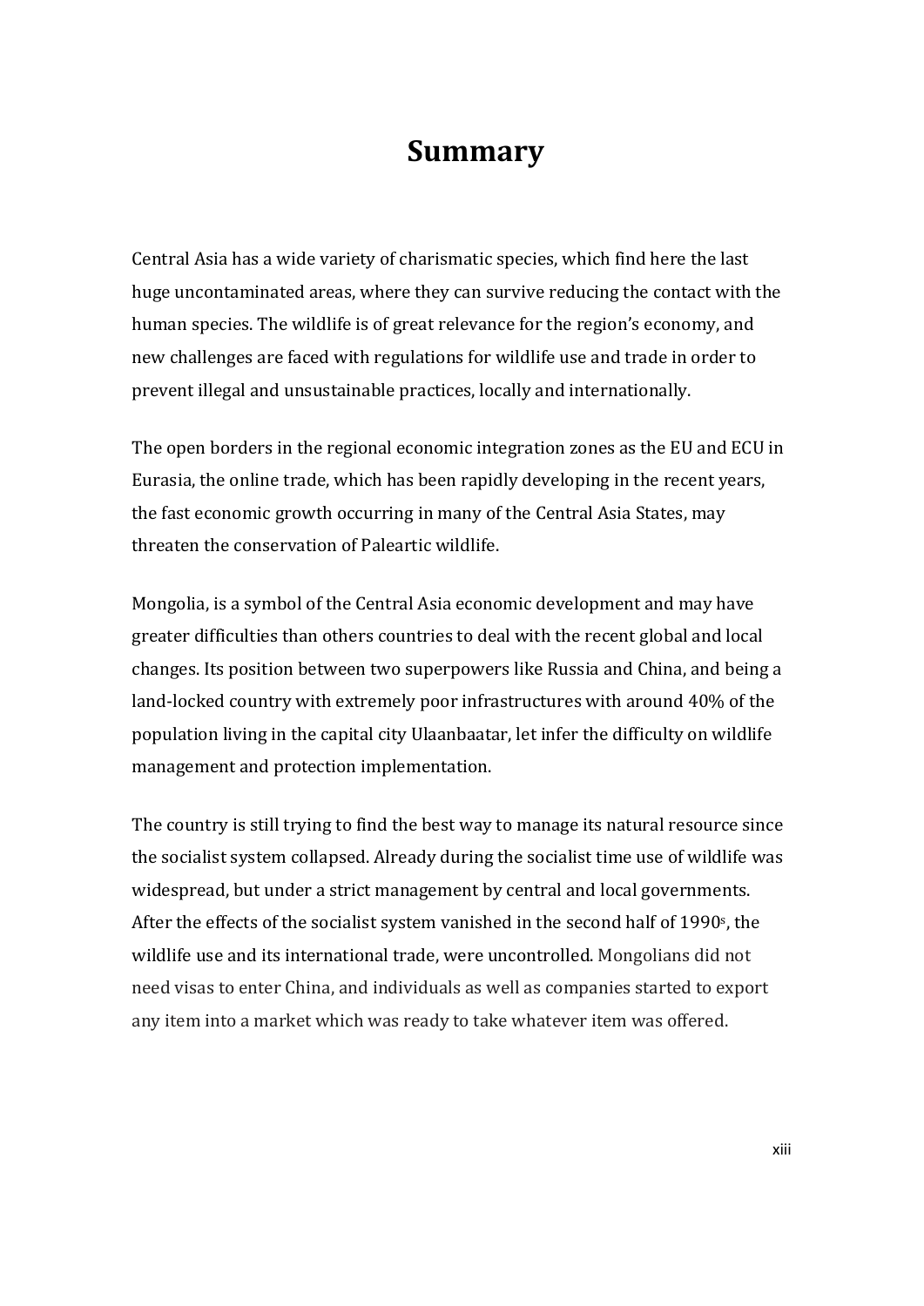# Summary

Central Asia has a wide variety of charismatic species, which find here the last huge uncontaminated areas, where they can survive reducing the contact with the human species. The wildlife is of great relevance for the region's economy, and new challenges are faced with regulations for wildlife use and trade in order to prevent illegal and unsustainable practices, locally and internationally.

The open borders in the regional economic integration zones as the EU and ECU in Eurasia, the online trade, which has been rapidly developing in the recent years, the fast economic growth occurring in many of the Central Asia States, may threaten the conservation of Paleartic wildlife.

Mongolia, is a symbol of the Central Asia economic development and may have greater difficulties than others countries to deal with the recent global and local changes. Its position between two superpowers like Russia and China, and being a land-locked country with extremely poor infrastructures with around 40% of the population living in the capital city Ulaanbaatar, let infer the difficulty on wildlife management and protection implementation.

The country is still trying to find the best way to manage its natural resource since the socialist system collapsed. Already during the socialist time use of wildlife was widespread, but under a strict management by central and local governments. After the effects of the socialist system vanished in the second half of 1990s, the wildlife use and its international trade, were uncontrolled. Mongolians did not need visas to enter China, and individuals as well as companies started to export any item into a market which was ready to take whatever item was offered.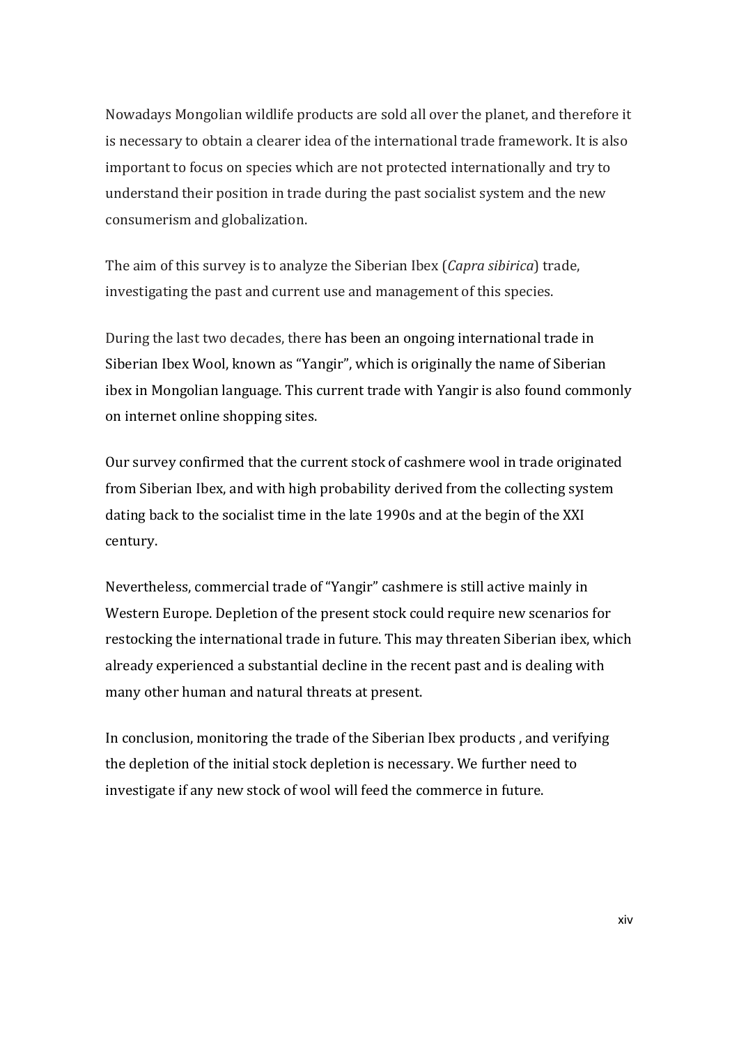Nowadays Mongolian wildlife products are sold all over the planet, and therefore it is necessary to obtain a clearer idea of the international trade framework. It is also important to focus on species which are not protected internationally and try to understand their position in trade during the past socialist system and the new consumerism and globalization.

The aim of this survey is to analyze the Siberian Ibex (*Capra sibirica*) trade, investigating the past and current use and management of this species.

During the last two decades, there has been an ongoing international trade in Siberian Ibex Wool, known as "Yangir", which is originally the name of Siberian ibex in Mongolian language. This current trade with Yangir is also found commonly on internet online shopping sites.

Our survey confirmed that the current stock of cashmere wool in trade originated from Siberian Ibex, and with high probability derived from the collecting system dating back to the socialist time in the late 1990s and at the begin of the XXI century.

Nevertheless, commercial trade of "Yangir" cashmere is still active mainly in Western Europe. Depletion of the present stock could require new scenarios for restocking the international trade in future. This may threaten Siberian ibex, which already experienced a substantial decline in the recent past and is dealing with many other human and natural threats at present.

In conclusion, monitoring the trade of the Siberian Ibex products , and verifying the depletion of the initial stock depletion is necessary. We further need to investigate if any new stock of wool will feed the commerce in future.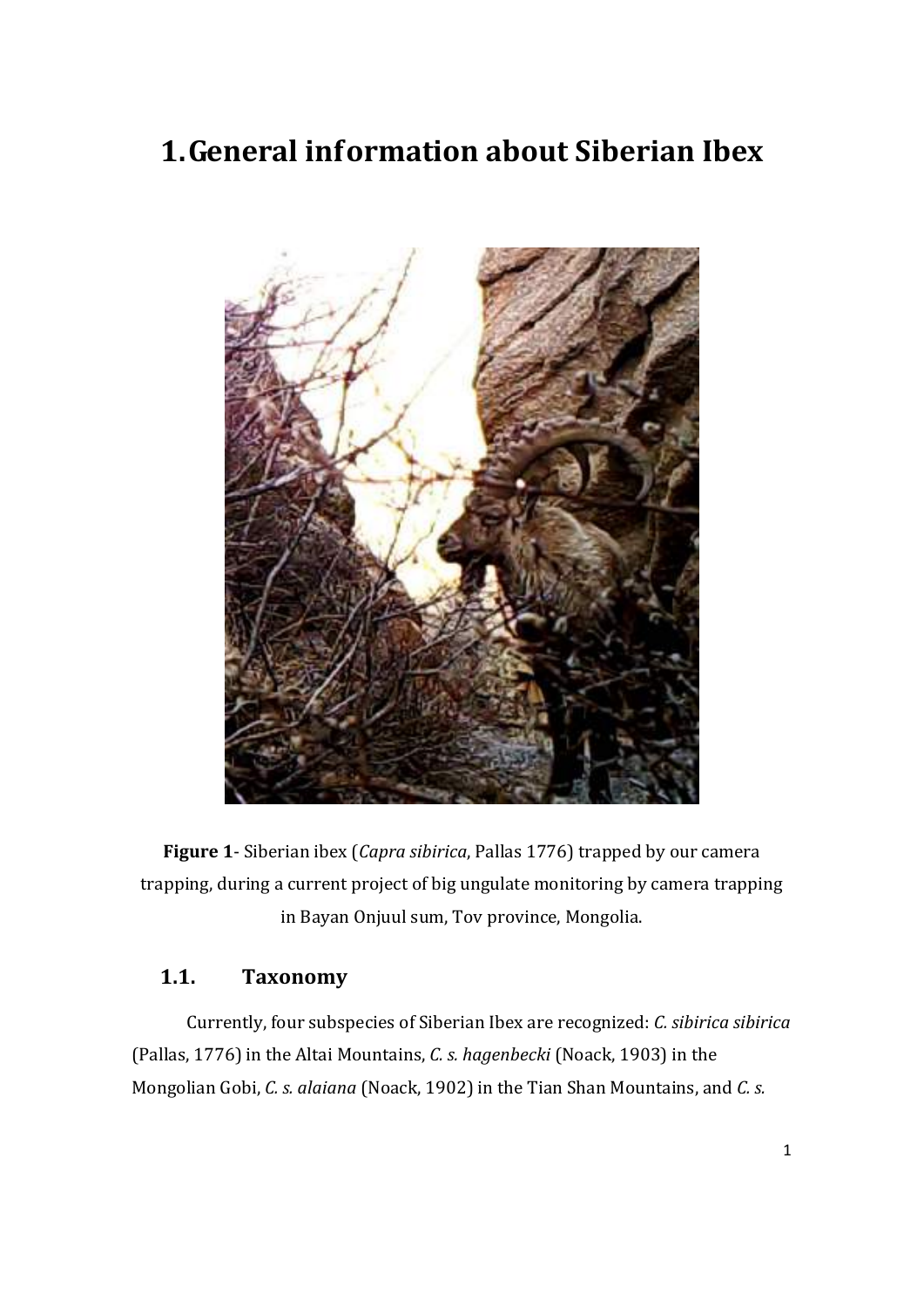# 1. General information about Siberian Ibex

**Figure 1**- Siberian ibex (*Capra sibirica*, Pallas 1776) trapped by our camera trapping, during a current project of big ungulate monitoring by camera trapping in Bayan Onjuul sum, Tov province, Mongolia.

## 1.1. Taxonomy

Currently, four subspecies of Siberian Ibex are recognized: *C. sibirica sibirica* (Pallas, 1776) in the Altai Mountains, *C. s. hagenbecki* (Noack, 1903) in the Mongolian Gobi, *C. s. alaiana* (Noack, 1902) in the Tian Shan Mountains, and *C. s.*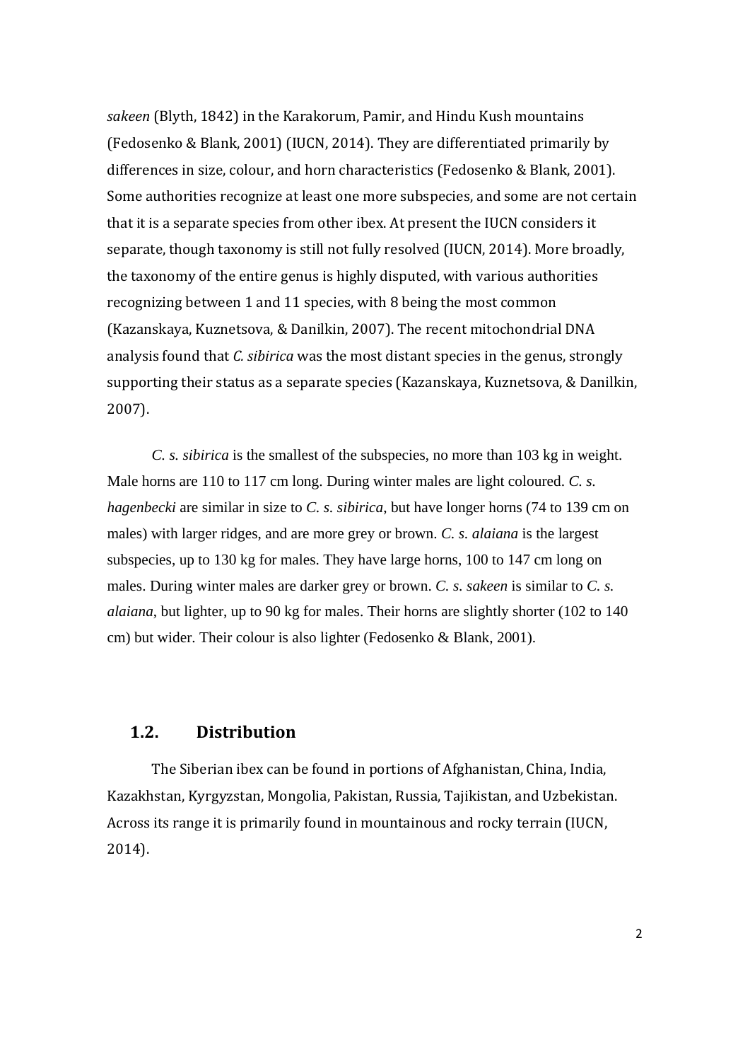*sakeen* (Blyth, 1842) in the Karakorum, Pamir, and Hindu Kush mountains (Fedosenko & Blank, 2001) (IUCN, 2014). They are differentiated primarily by differences in size, colour, and horn characteristics (Fedosenko & Blank, 2001). Some authorities recognize at least one more subspecies, and some are not certain that it is a separate species from other ibex. At present the IUCN considers it separate, though taxonomy is still not fully resolved (IUCN, 2014). More broadly, the taxonomy of the entire genus is highly disputed, with various authorities recognizing between 1 and 11 species, with 8 being the most common (Kazanskaya, Kuznetsova, & Danilkin, 2007). The recent mitochondrial DNA analysis found that *C. sibirica* was the most distant species in the genus, strongly supporting their status as a separate species (Kazanskaya, Kuznetsova, & Danilkin, 2007).

*C. s. sibirica* is the smallest of the subspecies, no more than 103 kg in weight. Male horns are 110 to 117 cm long. During winter males are light coloured. *C. s. hagenbecki* are similar in size to *C. s. sibirica*, but have longer horns (74 to 139 cm on males) with larger ridges, and are more grey or brown. *C. s. alaiana* is the largest subspecies, up to 130 kg for males. They have large horns, 100 to 147 cm long on males. During winter males are darker grey or brown. *C. s. sakeen* is similar to *C. s. alaiana*, but lighter, up to 90 kg for males. Their horns are slightly shorter (102 to 140 cm) but wider. Their colour is also lighter (Fedosenko & Blank, 2001).

## 1.2. Distribution

The Siberian ibex can be found in portions of Afghanistan, China, India, Kazakhstan, Kyrgyzstan, Mongolia, Pakistan, Russia, Tajikistan, and Uzbekistan. Across its range it is primarily found in mountainous and rocky terrain (IUCN, 2014).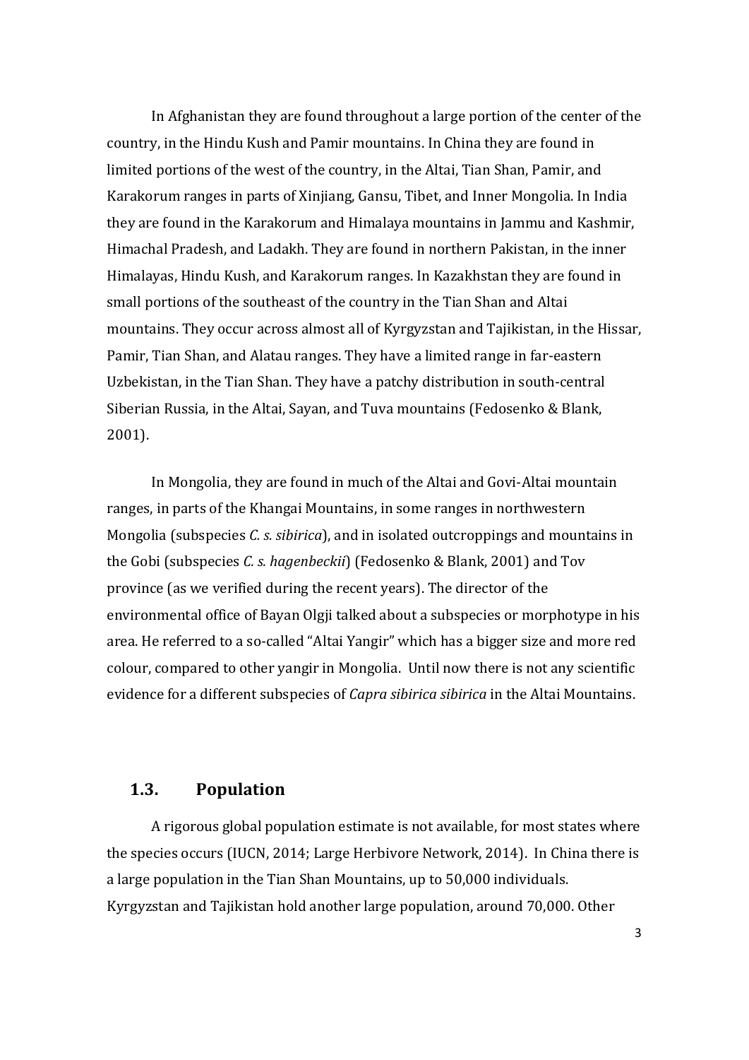In Afghanistan they are found throughout a large portion of the center of the country, in the Hindu Kush and Pamir mountains. In China they are found in limited portions of the west of the country, in the Altai, Tian Shan, Pamir, and Karakorum ranges in parts of Xinjiang, Gansu, Tibet, and Inner Mongolia. In India they are found in the Karakorum and Himalaya mountains in Jammu and Kashmir, Himachal Pradesh, and Ladakh. They are found in northern Pakistan, in the inner Himalayas, Hindu Kush, and Karakorum ranges. In Kazakhstan they are found in small portions of the southeast of the country in the Tian Shan and Altai mountains. They occur across almost all of Kyrgyzstan and Tajikistan, in the Hissar, Pamir, Tian Shan, and Alatau ranges. They have a limited range in far-eastern Uzbekistan, in the Tian Shan. They have a patchy distribution in south-central Siberian Russia, in the Altai, Sayan, and Tuva mountains (Fedosenko & Blank, 2001).

In Mongolia, they are found in much of the Altai and Govi-Altai mountain ranges, in parts of the Khangai Mountains, in some ranges in northwestern Mongolia (subspecies *C. s. sibirica*), and in isolated outcroppings and mountains in the Gobi (subspecies *C. s. hagenbeckii*) (Fedosenko & Blank, 2001) and Tov province (as we verified during the recent years). The director of the environmental office of Bayan Olgji talked about a subspecies or morphotype in his area. He referred to a so-called "Altai Yangir" which has a bigger size and more red colour, compared to other yangir in Mongolia. Until now there is not any scientific evidence for a different subspecies of *Capra sibirica sibirica* in the Altai Mountains.

## 1.3. Population

A rigorous global population estimate is not available, for most states where the species occurs (IUCN, 2014; Large Herbivore Network, 2014). In China there is a large population in the Tian Shan Mountains, up to 50,000 individuals. Kyrgyzstan and Tajikistan hold another large population, around 70,000. Other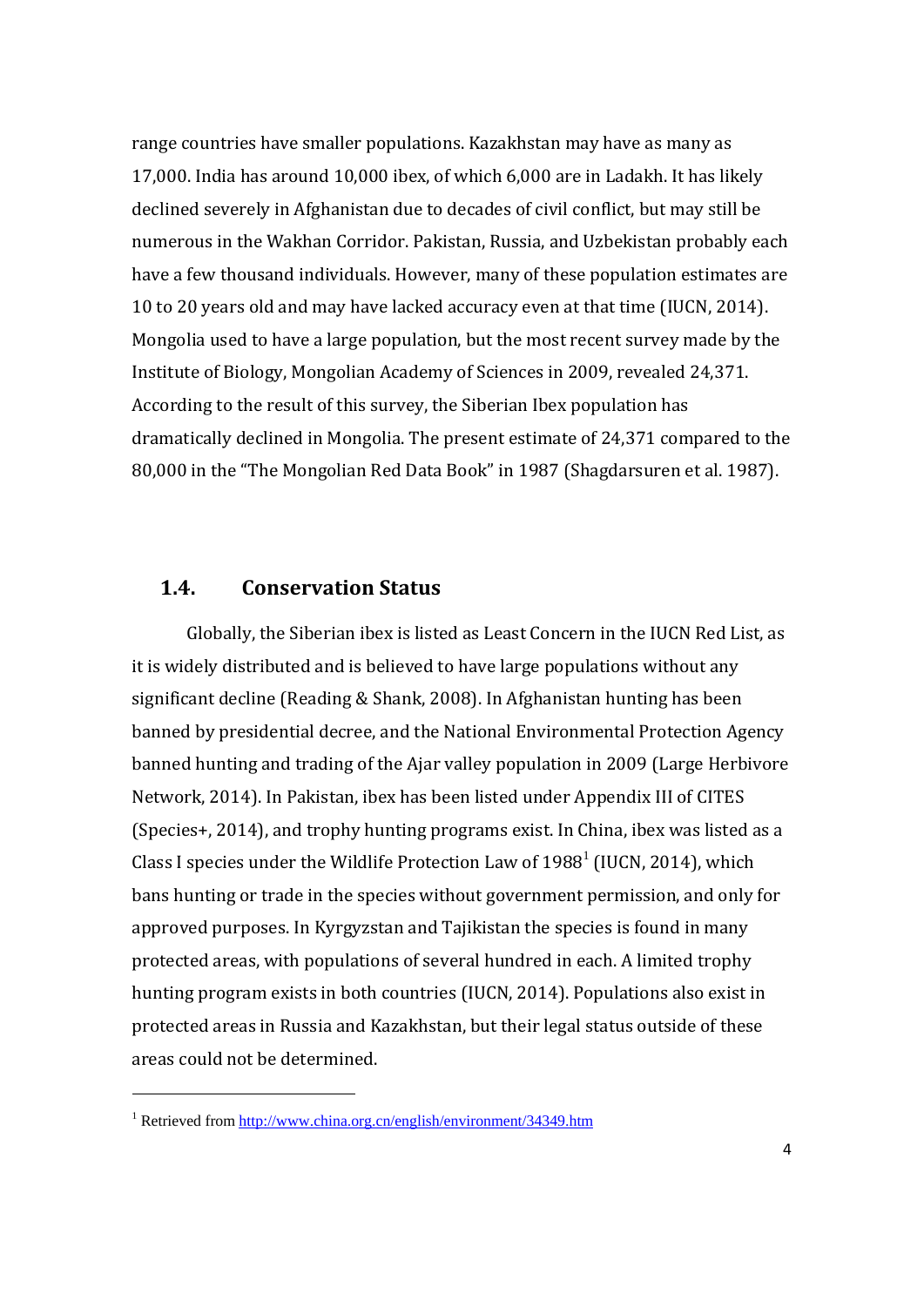range countries have smaller populations. Kazakhstan may have as many as 17,000. India has around 10,000 ibex, of which 6,000 are in Ladakh. It has likely declined severely in Afghanistan due to decades of civil conflict, but may still be numerous in the Wakhan Corridor. Pakistan, Russia, and Uzbekistan probably each have a few thousand individuals. However, many of these population estimates are 10 to 20 years old and may have lacked accuracy even at that time (IUCN, 2014). Mongolia used to have a large population, but the most recent survey made by the Institute of Biology, Mongolian Academy of Sciences in 2009, revealed 24,371. According to the result of this survey, the Siberian Ibex population has dramatically declined in Mongolia. The present estimate of 24,371 compared to the 80,000 in the "The Mongolian Red Data Book" in 1987 (Shagdarsuren et al. 1987).

## 1.4. Conservation Status

Globally, the Siberian ibex is listed as Least Concern in the IUCN Red List, as it is widely distributed and is believed to have large populations without any significant decline (Reading & Shank, 2008). In Afghanistan hunting has been banned by presidential decree, and the National Environmental Protection Agency banned hunting and trading of the Ajar valley population in 2009 (Large Herbivore Network, 2014). In Pakistan, ibex has been listed under Appendix III of CITES (Species+, 2014), and trophy hunting programs exist. In China, ibex was listed as a Class I species under the Wildlife Protection Law of 1988[1] (IUCN, 2014), which bans hunting or trade in the species without government permission, and only for approved purposes. In Kyrgyzstan and Tajikistan the species is found in many protected areas, with populations of several hundred in each. A limited trophy hunting program exists in both countries (IUCN, 2014). Populations also exist in protected areas in Russia and Kazakhstan, but their legal status outside of these areas could not be determined.

[1] Retrieved from http://www.china.org.cn/english/environment/34349.htm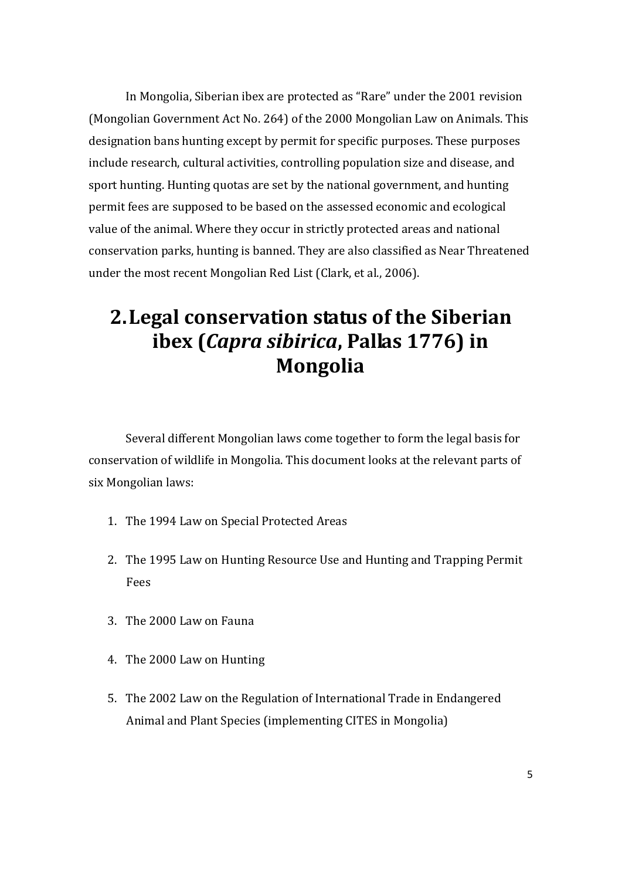In Mongolia, Siberian ibex are protected as "Rare" under the 2001 revision (Mongolian Government Act No. 264) of the 2000 Mongolian Law on Animals. This designation bans hunting except by permit for specific purposes. These purposes include research, cultural activities, controlling population size and disease, and sport hunting. Hunting quotas are set by the national government, and hunting permit fees are supposed to be based on the assessed economic and ecological value of the animal. Where they occur in strictly protected areas and national conservation parks, hunting is banned. They are also classified as Near Threatened under the most recent Mongolian Red List (Clark, et al., 2006).

# 2. Legal conservation status of the Siberian ibex (*Capra sibirica*, Pallas 1776) in Mongolia

Several different Mongolian laws come together to form the legal basis for conservation of wildlife in Mongolia. This document looks at the relevant parts of six Mongolian laws:

1. The 1994 Law on Special Protected Areas
2. The 1995 Law on Hunting Resource Use and Hunting and Trapping Permit Fees
3. The 2000 Law on Fauna
4. The 2000 Law on Hunting
5. The 2002 Law on the Regulation of International Trade in Endangered Animal and Plant Species (implementing CITES in Mongolia)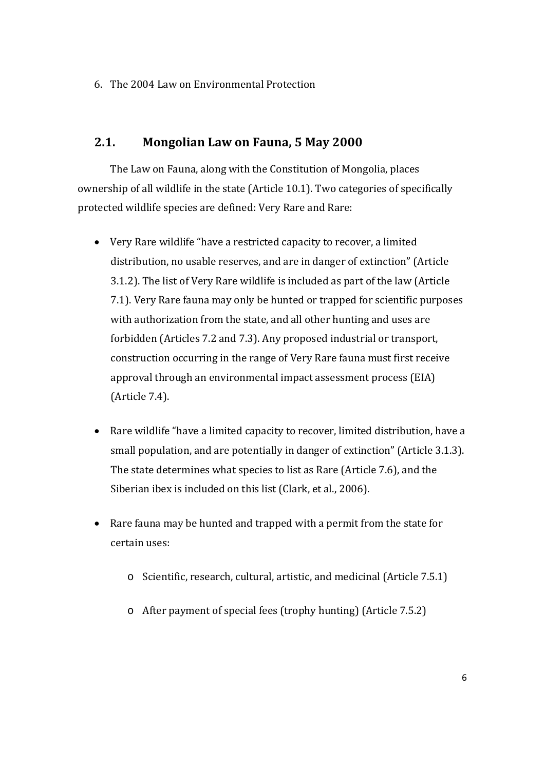6. The 2004 Law on Environmental Protection

## 2.1. Mongolian Law on Fauna, 5 May 2000

The Law on Fauna, along with the Constitution of Mongolia, places ownership of all wildlife in the state (Article 10.1). Two categories of specifically protected wildlife species are defined: Very Rare and Rare:

- Very Rare wildlife "have a restricted capacity to recover, a limited distribution, no usable reserves, and are in danger of extinction" (Article 3.1.2). The list of Very Rare wildlife is included as part of the law (Article 7.1). Very Rare fauna may only be hunted or trapped for scientific purposes with authorization from the state, and all other hunting and uses are forbidden (Articles 7.2 and 7.3). Any proposed industrial or transport, construction occurring in the range of Very Rare fauna must first receive approval through an environmental impact assessment process (EIA) (Article 7.4).

- Rare wildlife "have a limited capacity to recover, limited distribution, have a small population, and are potentially in danger of extinction" (Article 3.1.3). The state determines what species to list as Rare (Article 7.6), and the Siberian ibex is included on this list (Clark, et al., 2006).

- Rare fauna may be hunted and trapped with a permit from the state for certain uses:
  - Scientific, research, cultural, artistic, and medicinal (Article 7.5.1)
  - After payment of special fees (trophy hunting) (Article 7.5.2)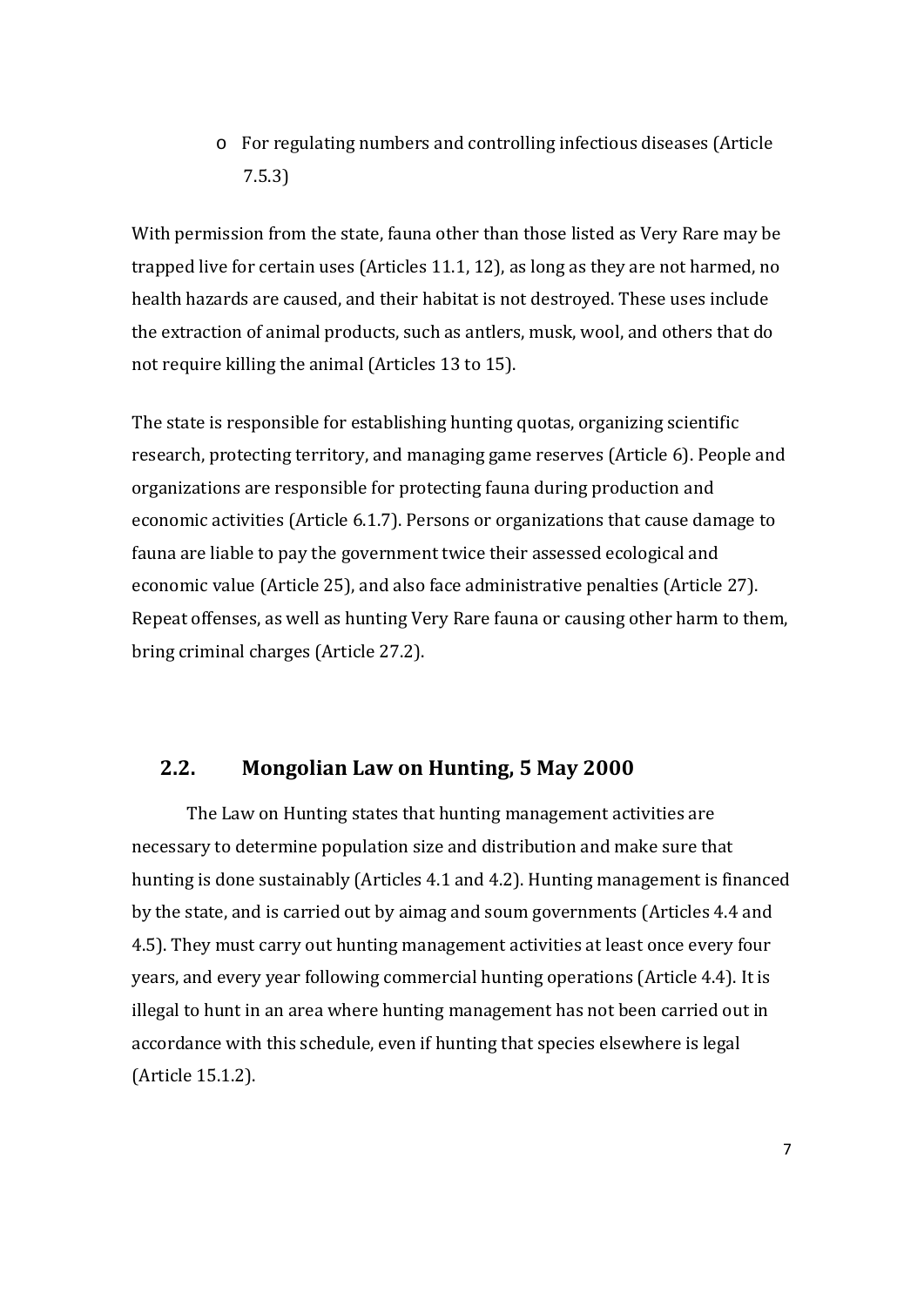- For regulating numbers and controlling infectious diseases (Article 7.5.3)

With permission from the state, fauna other than those listed as Very Rare may be trapped live for certain uses (Articles 11.1, 12), as long as they are not harmed, no health hazards are caused, and their habitat is not destroyed. These uses include the extraction of animal products, such as antlers, musk, wool, and others that do not require killing the animal (Articles 13 to 15).

The state is responsible for establishing hunting quotas, organizing scientific research, protecting territory, and managing game reserves (Article 6). People and organizations are responsible for protecting fauna during production and economic activities (Article 6.1.7). Persons or organizations that cause damage to fauna are liable to pay the government twice their assessed ecological and economic value (Article 25), and also face administrative penalties (Article 27). Repeat offenses, as well as hunting Very Rare fauna or causing other harm to them, bring criminal charges (Article 27.2).

## 2.2. Mongolian Law on Hunting, 5 May 2000

The Law on Hunting states that hunting management activities are necessary to determine population size and distribution and make sure that hunting is done sustainably (Articles 4.1 and 4.2). Hunting management is financed by the state, and is carried out by aimag and soum governments (Articles 4.4 and 4.5). They must carry out hunting management activities at least once every four years, and every year following commercial hunting operations (Article 4.4). It is illegal to hunt in an area where hunting management has not been carried out in accordance with this schedule, even if hunting that species elsewhere is legal (Article 15.1.2).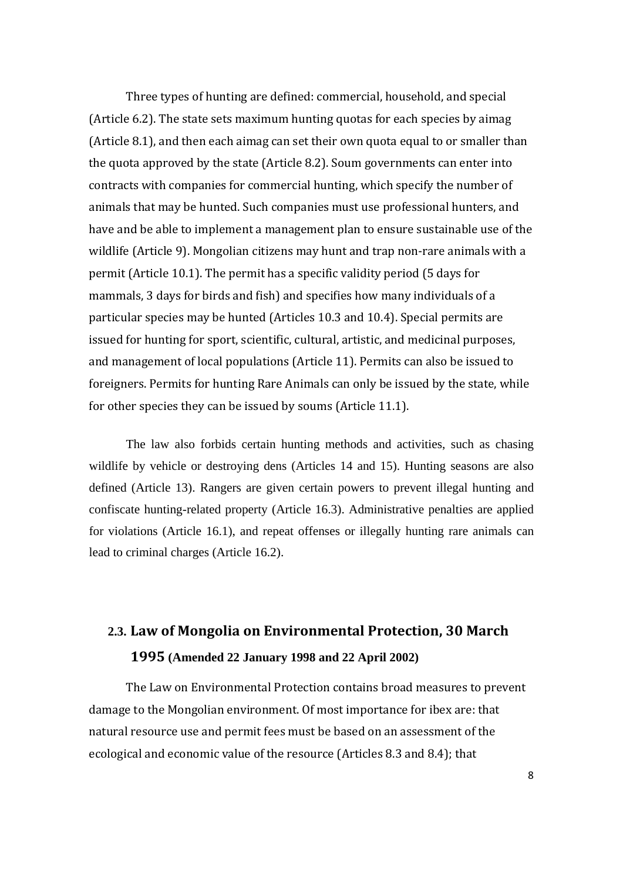Three types of hunting are defined: commercial, household, and special (Article 6.2). The state sets maximum hunting quotas for each species by aimag (Article 8.1), and then each aimag can set their own quota equal to or smaller than the quota approved by the state (Article 8.2). Soum governments can enter into contracts with companies for commercial hunting, which specify the number of animals that may be hunted. Such companies must use professional hunters, and have and be able to implement a management plan to ensure sustainable use of the wildlife (Article 9). Mongolian citizens may hunt and trap non-rare animals with a permit (Article 10.1). The permit has a specific validity period (5 days for mammals, 3 days for birds and fish) and specifies how many individuals of a particular species may be hunted (Articles 10.3 and 10.4). Special permits are issued for hunting for sport, scientific, cultural, artistic, and medicinal purposes, and management of local populations (Article 11). Permits can also be issued to foreigners. Permits for hunting Rare Animals can only be issued by the state, while for other species they can be issued by soums (Article 11.1).

The law also forbids certain hunting methods and activities, such as chasing wildlife by vehicle or destroying dens (Articles 14 and 15). Hunting seasons are also defined (Article 13). Rangers are given certain powers to prevent illegal hunting and confiscate hunting-related property (Article 16.3). Administrative penalties are applied for violations (Article 16.1), and repeat offenses or illegally hunting rare animals can lead to criminal charges (Article 16.2).

## 2.3. Law of Mongolia on Environmental Protection, 30 March 1995 (Amended 22 January 1998 and 22 April 2002)

The Law on Environmental Protection contains broad measures to prevent damage to the Mongolian environment. Of most importance for ibex are: that natural resource use and permit fees must be based on an assessment of the ecological and economic value of the resource (Articles 8.3 and 8.4); that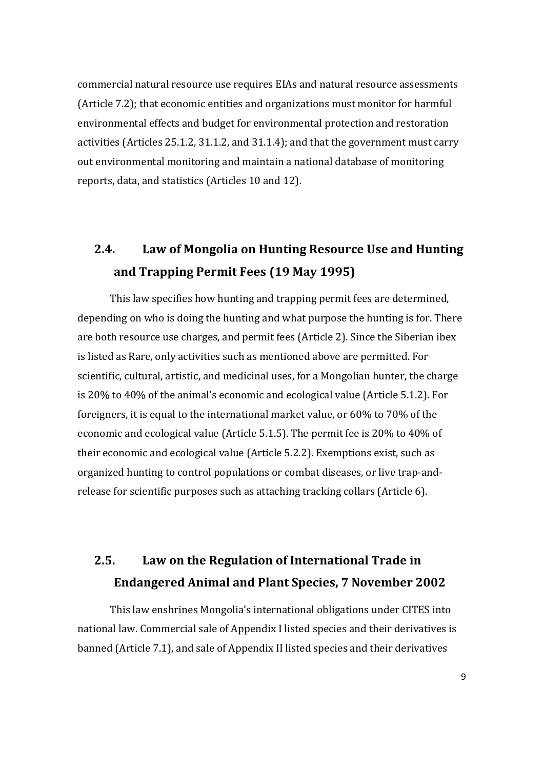commercial natural resource use requires EIAs and natural resource assessments (Article 7.2); that economic entities and organizations must monitor for harmful environmental effects and budget for environmental protection and restoration activities (Articles 25.1.2, 31.1.2, and 31.1.4); and that the government must carry out environmental monitoring and maintain a national database of monitoring reports, data, and statistics (Articles 10 and 12).

## 2.4. Law of Mongolia on Hunting Resource Use and Hunting and Trapping Permit Fees (19 May 1995)

This law specifies how hunting and trapping permit fees are determined, depending on who is doing the hunting and what purpose the hunting is for. There are both resource use charges, and permit fees (Article 2). Since the Siberian ibex is listed as Rare, only activities such as mentioned above are permitted. For scientific, cultural, artistic, and medicinal uses, for a Mongolian hunter, the charge is 20% to 40% of the animal's economic and ecological value (Article 5.1.2). For foreigners, it is equal to the international market value, or 60% to 70% of the economic and ecological value (Article 5.1.5). The permit fee is 20% to 40% of their economic and ecological value (Article 5.2.2). Exemptions exist, such as organized hunting to control populations or combat diseases, or live trap-and-release for scientific purposes such as attaching tracking collars (Article 6).

## 2.5. Law on the Regulation of International Trade in Endangered Animal and Plant Species, 7 November 2002

This law enshrines Mongolia's international obligations under CITES into national law. Commercial sale of Appendix I listed species and their derivatives is banned (Article 7.1), and sale of Appendix II listed species and their derivatives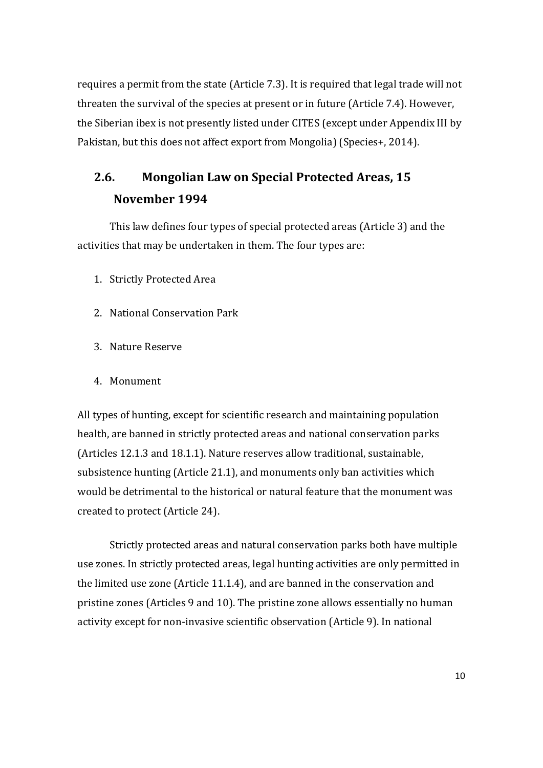requires a permit from the state (Article 7.3). It is required that legal trade will not threaten the survival of the species at present or in future (Article 7.4). However, the Siberian ibex is not presently listed under CITES (except under Appendix III by Pakistan, but this does not affect export from Mongolia) (Species+, 2014).

## 2.6. Mongolian Law on Special Protected Areas, 15 November 1994

This law defines four types of special protected areas (Article 3) and the activities that may be undertaken in them. The four types are:

1. Strictly Protected Area
2. National Conservation Park
3. Nature Reserve
4. Monument

All types of hunting, except for scientific research and maintaining population health, are banned in strictly protected areas and national conservation parks (Articles 12.1.3 and 18.1.1). Nature reserves allow traditional, sustainable, subsistence hunting (Article 21.1), and monuments only ban activities which would be detrimental to the historical or natural feature that the monument was created to protect (Article 24).

Strictly protected areas and natural conservation parks both have multiple use zones. In strictly protected areas, legal hunting activities are only permitted in the limited use zone (Article 11.1.4), and are banned in the conservation and pristine zones (Articles 9 and 10). The pristine zone allows essentially no human activity except for non-invasive scientific observation (Article 9). In national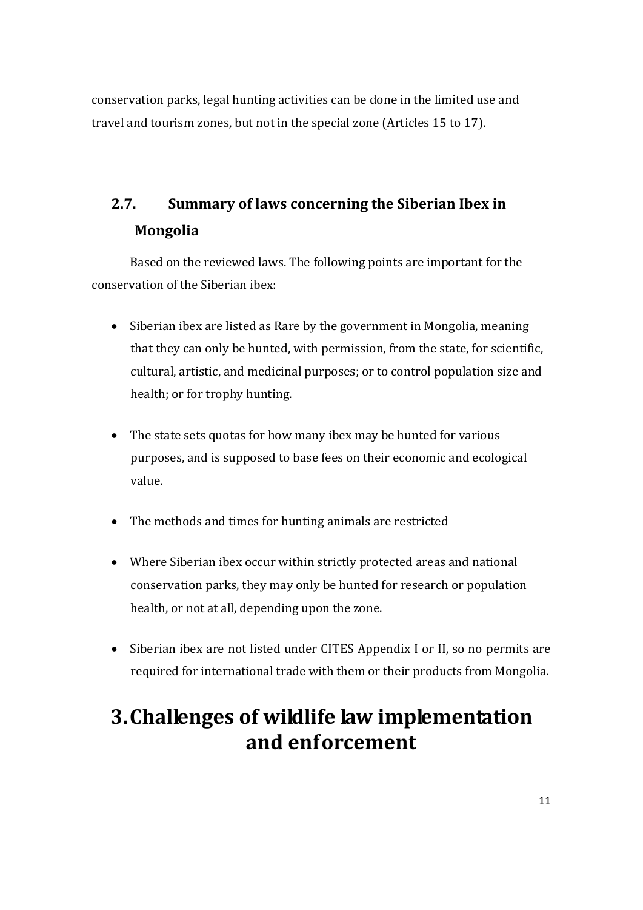conservation parks, legal hunting activities can be done in the limited use and travel and tourism zones, but not in the special zone (Articles 15 to 17).

### 2.7. Summary of laws concerning the Siberian Ibex in Mongolia

Based on the reviewed laws. The following points are important for the conservation of the Siberian ibex:

- Siberian ibex are listed as Rare by the government in Mongolia, meaning that they can only be hunted, with permission, from the state, for scientific, cultural, artistic, and medicinal purposes; or to control population size and health; or for trophy hunting.
- The state sets quotas for how many ibex may be hunted for various purposes, and is supposed to base fees on their economic and ecological value.
- The methods and times for hunting animals are restricted
- Where Siberian ibex occur within strictly protected areas and national conservation parks, they may only be hunted for research or population health, or not at all, depending upon the zone.
- Siberian ibex are not listed under CITES Appendix I or II, so no permits are required for international trade with them or their products from Mongolia.

# 3. Challenges of wildlife law implementation and enforcement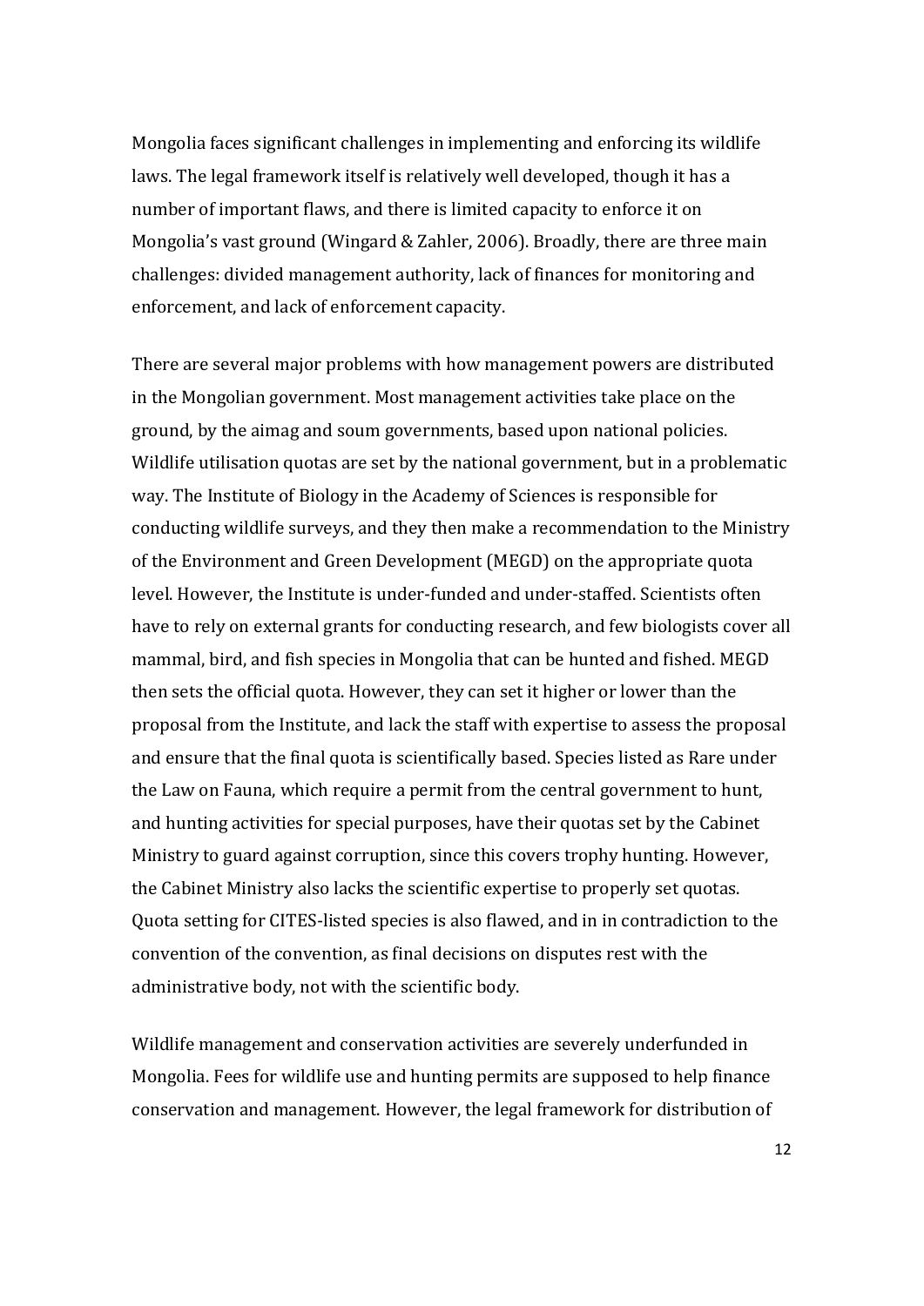Mongolia faces significant challenges in implementing and enforcing its wildlife laws. The legal framework itself is relatively well developed, though it has a number of important flaws, and there is limited capacity to enforce it on Mongolia's vast ground (Wingard & Zahler, 2006). Broadly, there are three main challenges: divided management authority, lack of finances for monitoring and enforcement, and lack of enforcement capacity.

There are several major problems with how management powers are distributed in the Mongolian government. Most management activities take place on the ground, by the aimag and soum governments, based upon national policies. Wildlife utilisation quotas are set by the national government, but in a problematic way. The Institute of Biology in the Academy of Sciences is responsible for conducting wildlife surveys, and they then make a recommendation to the Ministry of the Environment and Green Development (MEGD) on the appropriate quota level. However, the Institute is under-funded and under-staffed. Scientists often have to rely on external grants for conducting research, and few biologists cover all mammal, bird, and fish species in Mongolia that can be hunted and fished. MEGD then sets the official quota. However, they can set it higher or lower than the proposal from the Institute, and lack the staff with expertise to assess the proposal and ensure that the final quota is scientifically based. Species listed as Rare under the Law on Fauna, which require a permit from the central government to hunt, and hunting activities for special purposes, have their quotas set by the Cabinet Ministry to guard against corruption, since this covers trophy hunting. However, the Cabinet Ministry also lacks the scientific expertise to properly set quotas. Quota setting for CITES-listed species is also flawed, and in in contradiction to the convention of the convention, as final decisions on disputes rest with the administrative body, not with the scientific body.

Wildlife management and conservation activities are severely underfunded in Mongolia. Fees for wildlife use and hunting permits are supposed to help finance conservation and management. However, the legal framework for distribution of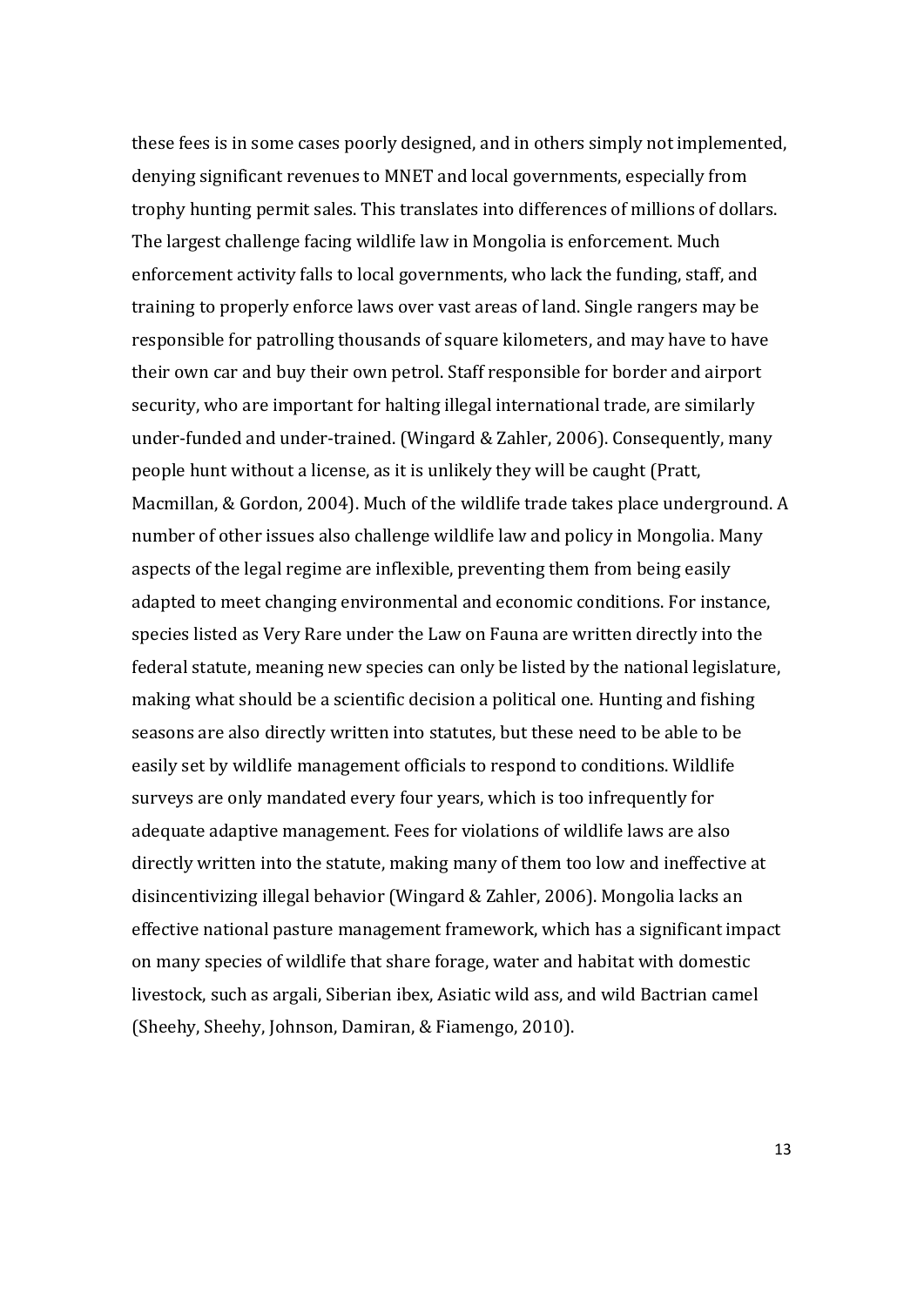these fees is in some cases poorly designed, and in others simply not implemented, denying significant revenues to MNET and local governments, especially from trophy hunting permit sales. This translates into differences of millions of dollars. The largest challenge facing wildlife law in Mongolia is enforcement. Much enforcement activity falls to local governments, who lack the funding, staff, and training to properly enforce laws over vast areas of land. Single rangers may be responsible for patrolling thousands of square kilometers, and may have to have their own car and buy their own petrol. Staff responsible for border and airport security, who are important for halting illegal international trade, are similarly under-funded and under-trained. (Wingard & Zahler, 2006). Consequently, many people hunt without a license, as it is unlikely they will be caught (Pratt, Macmillan, & Gordon, 2004). Much of the wildlife trade takes place underground. A number of other issues also challenge wildlife law and policy in Mongolia. Many aspects of the legal regime are inflexible, preventing them from being easily adapted to meet changing environmental and economic conditions. For instance, species listed as Very Rare under the Law on Fauna are written directly into the federal statute, meaning new species can only be listed by the national legislature, making what should be a scientific decision a political one. Hunting and fishing seasons are also directly written into statutes, but these need to be able to be easily set by wildlife management officials to respond to conditions. Wildlife surveys are only mandated every four years, which is too infrequently for adequate adaptive management. Fees for violations of wildlife laws are also directly written into the statute, making many of them too low and ineffective at disincentivizing illegal behavior (Wingard & Zahler, 2006). Mongolia lacks an effective national pasture management framework, which has a significant impact on many species of wildlife that share forage, water and habitat with domestic livestock, such as argali, Siberian ibex, Asiatic wild ass, and wild Bactrian camel (Sheehy, Sheehy, Johnson, Damiran, & Fiamengo, 2010).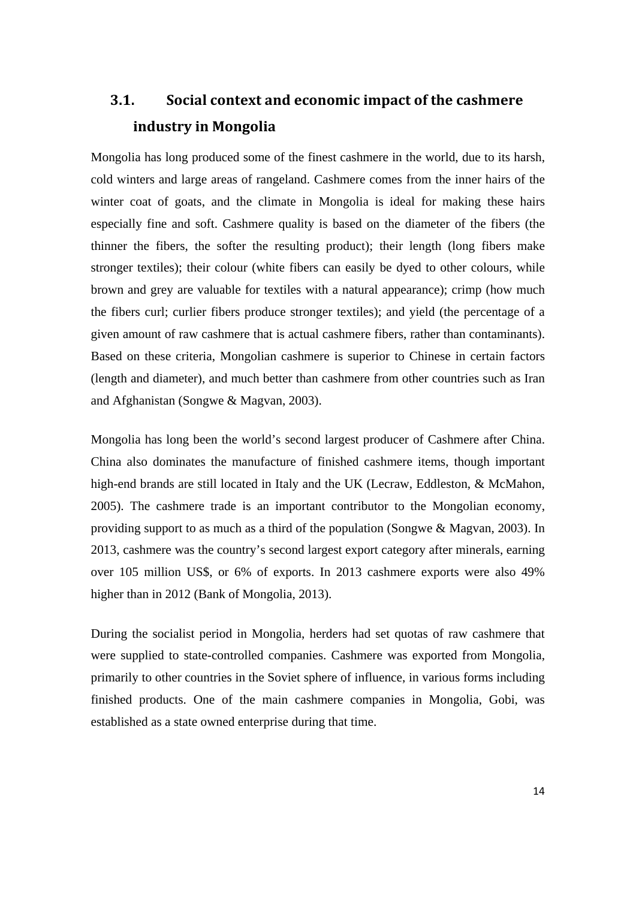## 3.1. Social context and economic impact of the cashmere industry in Mongolia

Mongolia has long produced some of the finest cashmere in the world, due to its harsh, cold winters and large areas of rangeland. Cashmere comes from the inner hairs of the winter coat of goats, and the climate in Mongolia is ideal for making these hairs especially fine and soft. Cashmere quality is based on the diameter of the fibers (the thinner the fibers, the softer the resulting product); their length (long fibers make stronger textiles); their colour (white fibers can easily be dyed to other colours, while brown and grey are valuable for textiles with a natural appearance); crimp (how much the fibers curl; curlier fibers produce stronger textiles); and yield (the percentage of a given amount of raw cashmere that is actual cashmere fibers, rather than contaminants). Based on these criteria, Mongolian cashmere is superior to Chinese in certain factors (length and diameter), and much better than cashmere from other countries such as Iran and Afghanistan (Songwe & Magvan, 2003).

Mongolia has long been the world's second largest producer of Cashmere after China. China also dominates the manufacture of finished cashmere items, though important high-end brands are still located in Italy and the UK (Lecraw, Eddleston, & McMahon, 2005). The cashmere trade is an important contributor to the Mongolian economy, providing support to as much as a third of the population (Songwe & Magvan, 2003). In 2013, cashmere was the country's second largest export category after minerals, earning over 105 million US$, or 6% of exports. In 2013 cashmere exports were also 49% higher than in 2012 (Bank of Mongolia, 2013).

During the socialist period in Mongolia, herders had set quotas of raw cashmere that were supplied to state-controlled companies. Cashmere was exported from Mongolia, primarily to other countries in the Soviet sphere of influence, in various forms including finished products. One of the main cashmere companies in Mongolia, Gobi, was established as a state owned enterprise during that time.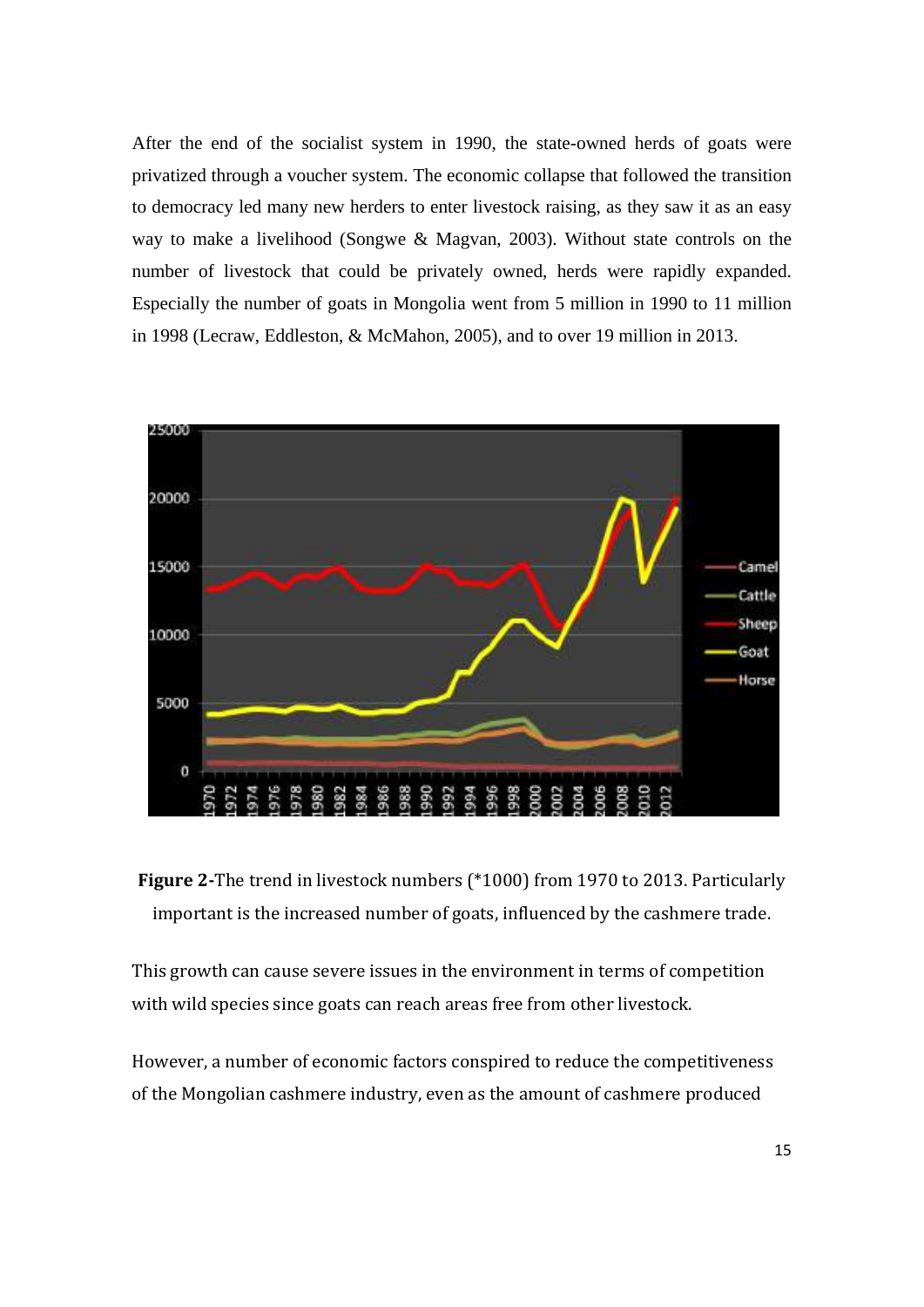After the end of the socialist system in 1990, the state-owned herds of goats were privatized through a voucher system. The economic collapse that followed the transition to democracy led many new herders to enter livestock raising, as they saw it as an easy way to make a livelihood (Songwe & Magvan, 2003). Without state controls on the number of livestock that could be privately owned, herds were rapidly expanded. Especially the number of goats in Mongolia went from 5 million in 1990 to 11 million in 1998 (Lecraw, Eddleston, & McMahon, 2005), and to over 19 million in 2013.

**Figure 2-**The trend in livestock numbers (*1000) from 1970 to 2013. Particularly important is the increased number of goats, influenced by the cashmere trade.

This growth can cause severe issues in the environment in terms of competition with wild species since goats can reach areas free from other livestock.

However, a number of economic factors conspired to reduce the competitiveness of the Mongolian cashmere industry, even as the amount of cashmere produced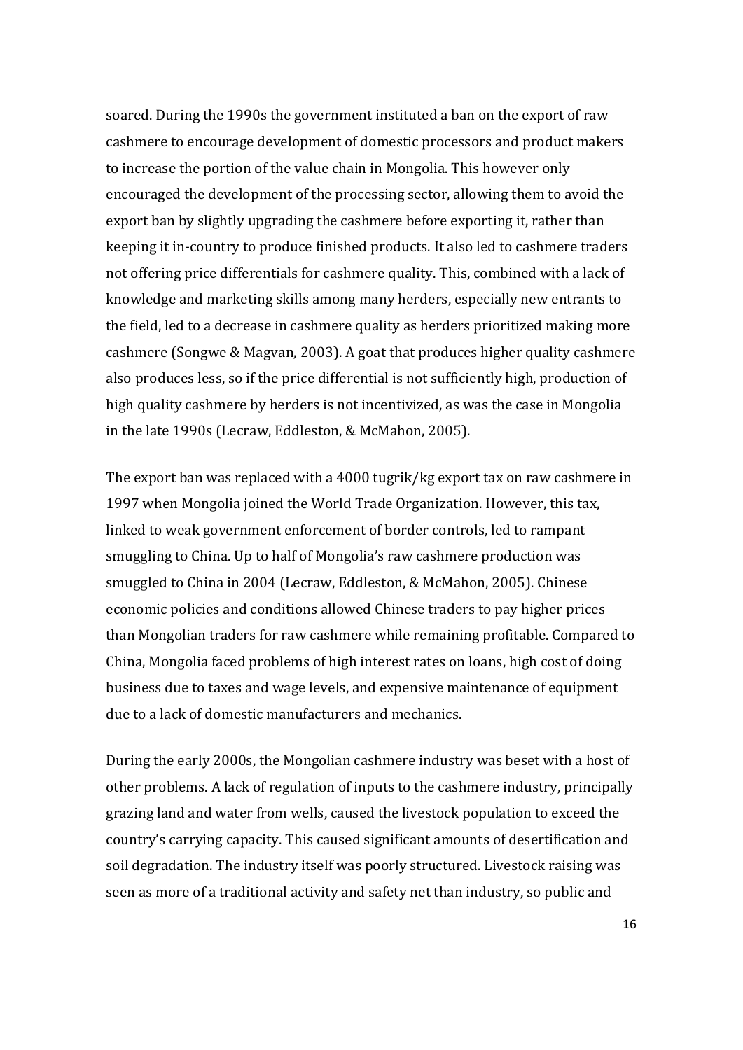soared. During the 1990s the government instituted a ban on the export of raw cashmere to encourage development of domestic processors and product makers to increase the portion of the value chain in Mongolia. This however only encouraged the development of the processing sector, allowing them to avoid the export ban by slightly upgrading the cashmere before exporting it, rather than keeping it in-country to produce finished products. It also led to cashmere traders not offering price differentials for cashmere quality. This, combined with a lack of knowledge and marketing skills among many herders, especially new entrants to the field, led to a decrease in cashmere quality as herders prioritized making more cashmere (Songwe & Magvan, 2003). A goat that produces higher quality cashmere also produces less, so if the price differential is not sufficiently high, production of high quality cashmere by herders is not incentivized, as was the case in Mongolia in the late 1990s (Lecraw, Eddleston, & McMahon, 2005).

The export ban was replaced with a 4000 tugrik/kg export tax on raw cashmere in 1997 when Mongolia joined the World Trade Organization. However, this tax, linked to weak government enforcement of border controls, led to rampant smuggling to China. Up to half of Mongolia's raw cashmere production was smuggled to China in 2004 (Lecraw, Eddleston, & McMahon, 2005). Chinese economic policies and conditions allowed Chinese traders to pay higher prices than Mongolian traders for raw cashmere while remaining profitable. Compared to China, Mongolia faced problems of high interest rates on loans, high cost of doing business due to taxes and wage levels, and expensive maintenance of equipment due to a lack of domestic manufacturers and mechanics.

During the early 2000s, the Mongolian cashmere industry was beset with a host of other problems. A lack of regulation of inputs to the cashmere industry, principally grazing land and water from wells, caused the livestock population to exceed the country's carrying capacity. This caused significant amounts of desertification and soil degradation. The industry itself was poorly structured. Livestock raising was seen as more of a traditional activity and safety net than industry, so public and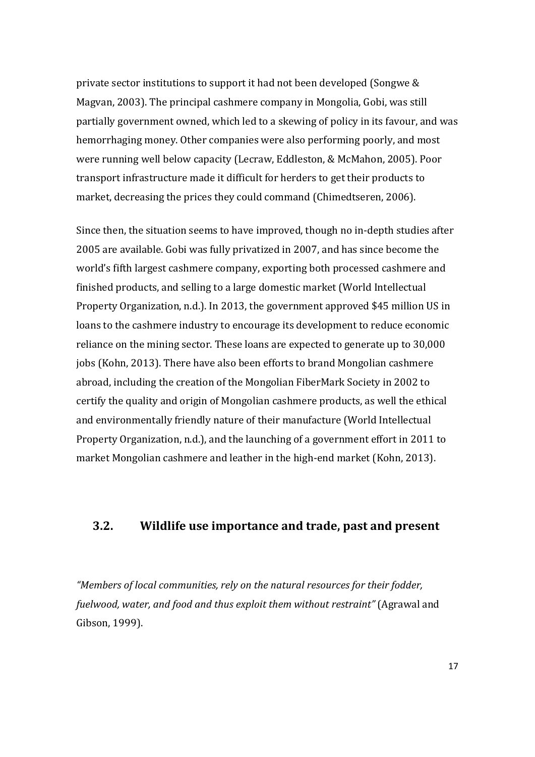private sector institutions to support it had not been developed (Songwe & Magvan, 2003). The principal cashmere company in Mongolia, Gobi, was still partially government owned, which led to a skewing of policy in its favour, and was hemorrhaging money. Other companies were also performing poorly, and most were running well below capacity (Lecraw, Eddleston, & McMahon, 2005). Poor transport infrastructure made it difficult for herders to get their products to market, decreasing the prices they could command (Chimedtseren, 2006).

Since then, the situation seems to have improved, though no in-depth studies after 2005 are available. Gobi was fully privatized in 2007, and has since become the world's fifth largest cashmere company, exporting both processed cashmere and finished products, and selling to a large domestic market (World Intellectual Property Organization, n.d.). In 2013, the government approved $45 million US in loans to the cashmere industry to encourage its development to reduce economic reliance on the mining sector. These loans are expected to generate up to 30,000 jobs (Kohn, 2013). There have also been efforts to brand Mongolian cashmere abroad, including the creation of the Mongolian FiberMark Society in 2002 to certify the quality and origin of Mongolian cashmere products, as well the ethical and environmentally friendly nature of their manufacture (World Intellectual Property Organization, n.d.), and the launching of a government effort in 2011 to market Mongolian cashmere and leather in the high-end market (Kohn, 2013).

## 3.2. Wildlife use importance and trade, past and present

*"Members of local communities, rely on the natural resources for their fodder, fuelwood, water, and food and thus exploit them without restraint"* (Agrawal and Gibson, 1999).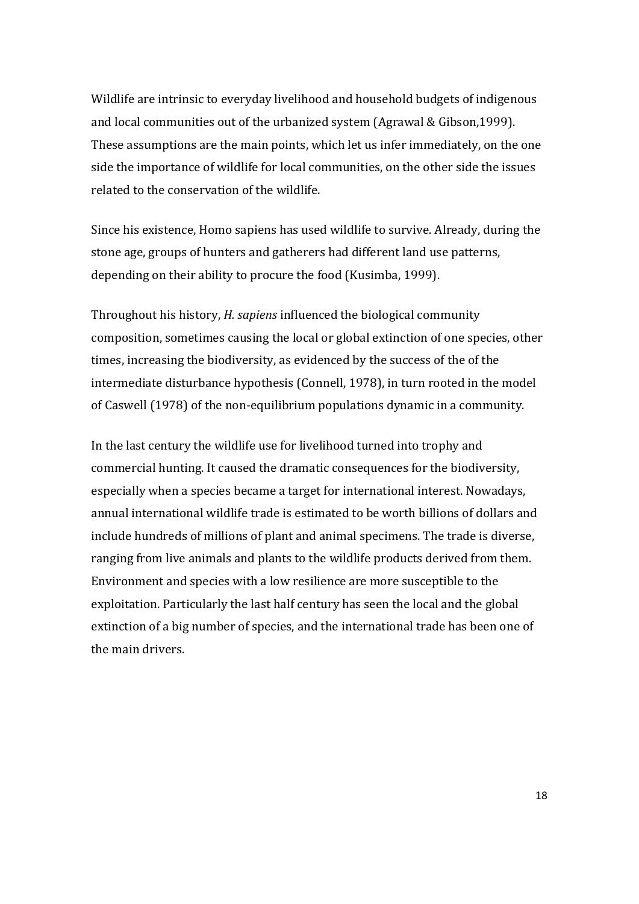Wildlife are intrinsic to everyday livelihood and household budgets of indigenous and local communities out of the urbanized system (Agrawal & Gibson,1999). These assumptions are the main points, which let us infer immediately, on the one side the importance of wildlife for local communities, on the other side the issues related to the conservation of the wildlife.

Since his existence, Homo sapiens has used wildlife to survive. Already, during the stone age, groups of hunters and gatherers had different land use patterns, depending on their ability to procure the food (Kusimba, 1999).

Throughout his history, *H. sapiens* influenced the biological community composition, sometimes causing the local or global extinction of one species, other times, increasing the biodiversity, as evidenced by the success of the of the intermediate disturbance hypothesis (Connell, 1978), in turn rooted in the model of Caswell (1978) of the non-equilibrium populations dynamic in a community.

In the last century the wildlife use for livelihood turned into trophy and commercial hunting. It caused the dramatic consequences for the biodiversity, especially when a species became a target for international interest. Nowadays, annual international wildlife trade is estimated to be worth billions of dollars and include hundreds of millions of plant and animal specimens. The trade is diverse, ranging from live animals and plants to the wildlife products derived from them. Environment and species with a low resilience are more susceptible to the exploitation. Particularly the last half century has seen the local and the global extinction of a big number of species, and the international trade has been one of the main drivers.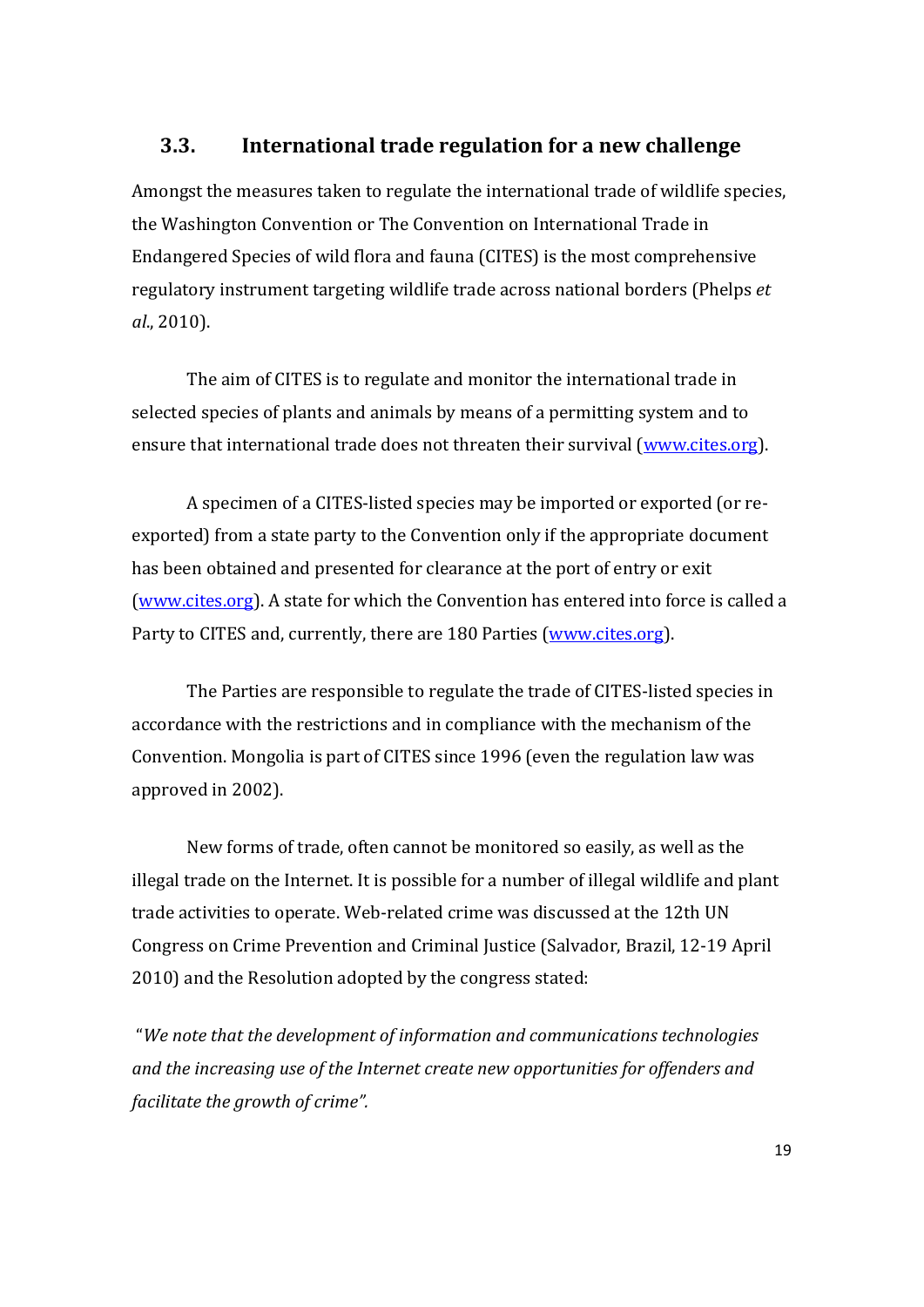### 3.3. International trade regulation for a new challenge

Amongst the measures taken to regulate the international trade of wildlife species, the Washington Convention or The Convention on International Trade in Endangered Species of wild flora and fauna (CITES) is the most comprehensive regulatory instrument targeting wildlife trade across national borders (Phelps *et al.*, 2010).

The aim of CITES is to regulate and monitor the international trade in selected species of plants and animals by means of a permitting system and to ensure that international trade does not threaten their survival (www.cites.org).

A specimen of a CITES-listed species may be imported or exported (or re-exported) from a state party to the Convention only if the appropriate document has been obtained and presented for clearance at the port of entry or exit (www.cites.org). A state for which the Convention has entered into force is called a Party to CITES and, currently, there are 180 Parties (www.cites.org).

The Parties are responsible to regulate the trade of CITES-listed species in accordance with the restrictions and in compliance with the mechanism of the Convention. Mongolia is part of CITES since 1996 (even the regulation law was approved in 2002).

New forms of trade, often cannot be monitored so easily, as well as the illegal trade on the Internet. It is possible for a number of illegal wildlife and plant trade activities to operate. Web-related crime was discussed at the 12th UN Congress on Crime Prevention and Criminal Justice (Salvador, Brazil, 12-19 April 2010) and the Resolution adopted by the congress stated:

"*We note that the development of information and communications technologies and the increasing use of the Internet create new opportunities for offenders and facilitate the growth of crime".*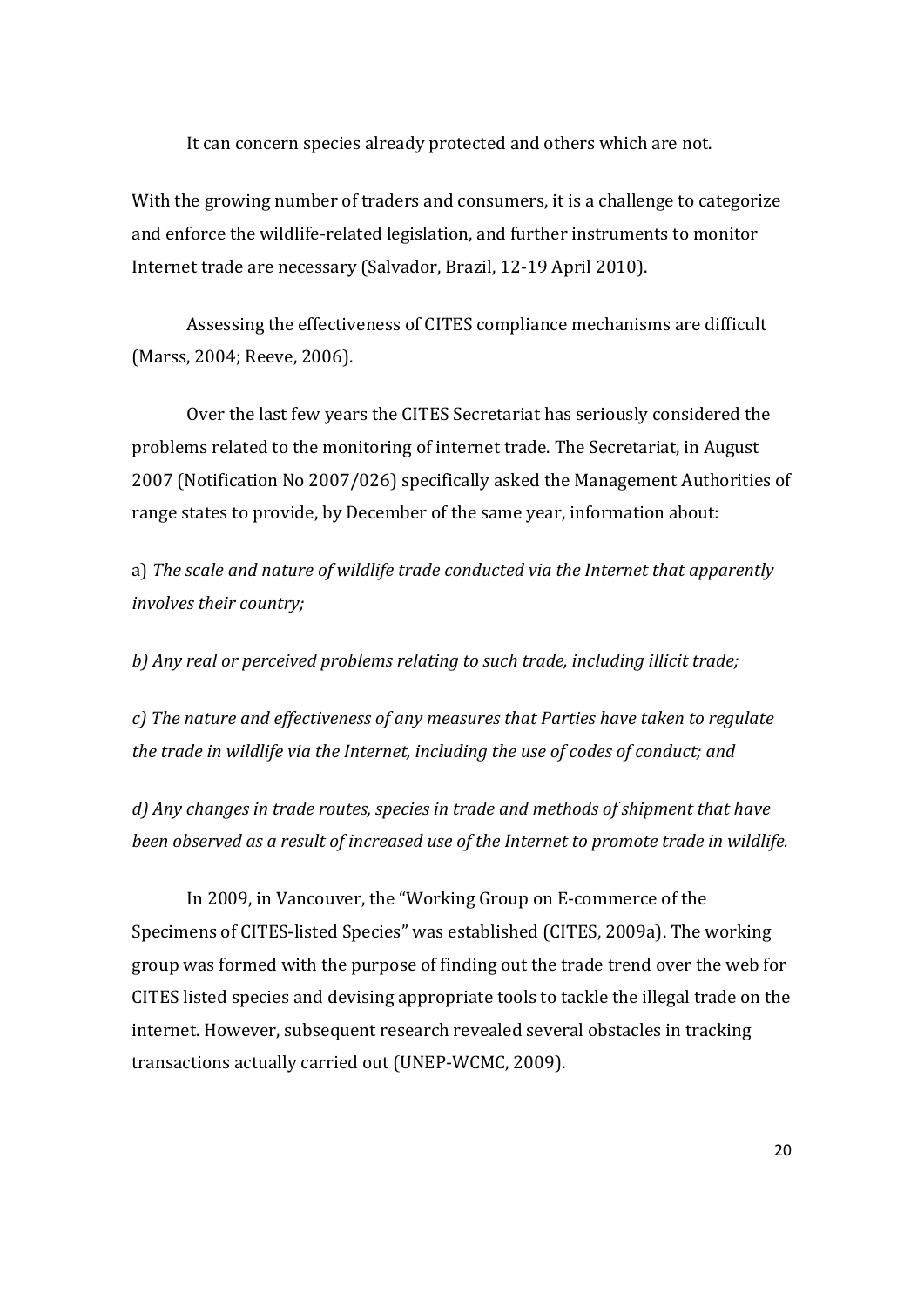It can concern species already protected and others which are not.

With the growing number of traders and consumers, it is a challenge to categorize and enforce the wildlife-related legislation, and further instruments to monitor Internet trade are necessary (Salvador, Brazil, 12-19 April 2010).

Assessing the effectiveness of CITES compliance mechanisms are difficult (Marss, 2004; Reeve, 2006).

Over the last few years the CITES Secretariat has seriously considered the problems related to the monitoring of internet trade. The Secretariat, in August 2007 (Notification No 2007/026) specifically asked the Management Authorities of range states to provide, by December of the same year, information about:

a) *The scale and nature of wildlife trade conducted via the Internet that apparently involves their country;*

*b) Any real or perceived problems relating to such trade, including illicit trade;*

*c) The nature and effectiveness of any measures that Parties have taken to regulate the trade in wildlife via the Internet, including the use of codes of conduct; and*

*d) Any changes in trade routes, species in trade and methods of shipment that have been observed as a result of increased use of the Internet to promote trade in wildlife.*

In 2009, in Vancouver, the "Working Group on E-commerce of the Specimens of CITES-listed Species" was established (CITES, 2009a). The working group was formed with the purpose of finding out the trade trend over the web for CITES listed species and devising appropriate tools to tackle the illegal trade on the internet. However, subsequent research revealed several obstacles in tracking transactions actually carried out (UNEP-WCMC, 2009).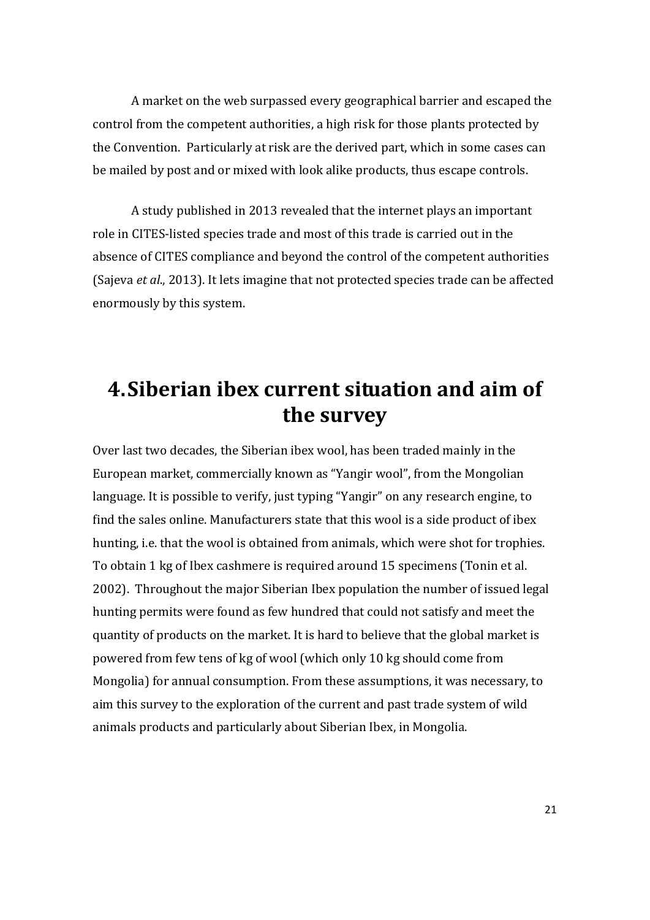A market on the web surpassed every geographical barrier and escaped the control from the competent authorities, a high risk for those plants protected by the Convention. Particularly at risk are the derived part, which in some cases can be mailed by post and or mixed with look alike products, thus escape controls.

A study published in 2013 revealed that the internet plays an important role in CITES-listed species trade and most of this trade is carried out in the absence of CITES compliance and beyond the control of the competent authorities (Sajeva *et al.,* 2013). It lets imagine that not protected species trade can be affected enormously by this system.

# 4. Siberian ibex current situation and aim of the survey

Over last two decades, the Siberian ibex wool, has been traded mainly in the European market, commercially known as "Yangir wool", from the Mongolian language. It is possible to verify, just typing "Yangir" on any research engine, to find the sales online. Manufacturers state that this wool is a side product of ibex hunting, i.e. that the wool is obtained from animals, which were shot for trophies. To obtain 1 kg of Ibex cashmere is required around 15 specimens (Tonin et al. 2002). Throughout the major Siberian Ibex population the number of issued legal hunting permits were found as few hundred that could not satisfy and meet the quantity of products on the market. It is hard to believe that the global market is powered from few tens of kg of wool (which only 10 kg should come from Mongolia) for annual consumption. From these assumptions, it was necessary, to aim this survey to the exploration of the current and past trade system of wild animals products and particularly about Siberian Ibex, in Mongolia.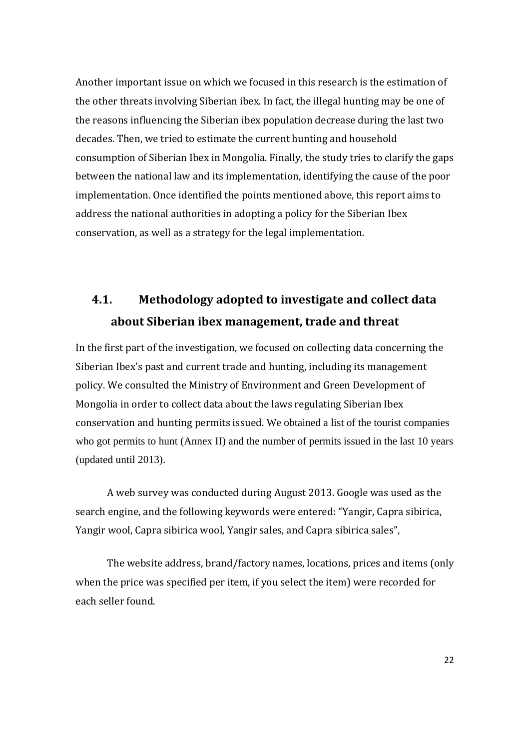Another important issue on which we focused in this research is the estimation of the other threats involving Siberian ibex. In fact, the illegal hunting may be one of the reasons influencing the Siberian ibex population decrease during the last two decades. Then, we tried to estimate the current hunting and household consumption of Siberian Ibex in Mongolia. Finally, the study tries to clarify the gaps between the national law and its implementation, identifying the cause of the poor implementation. Once identified the points mentioned above, this report aims to address the national authorities in adopting a policy for the Siberian Ibex conservation, as well as a strategy for the legal implementation.

## 4.1. Methodology adopted to investigate and collect data about Siberian ibex management, trade and threat

In the first part of the investigation, we focused on collecting data concerning the Siberian Ibex's past and current trade and hunting, including its management policy. We consulted the Ministry of Environment and Green Development of Mongolia in order to collect data about the laws regulating Siberian Ibex conservation and hunting permits issued. We obtained a list of the tourist companies who got permits to hunt (Annex II) and the number of permits issued in the last 10 years (updated until 2013).

A web survey was conducted during August 2013. Google was used as the search engine, and the following keywords were entered: "Yangir, Capra sibirica, Yangir wool, Capra sibirica wool, Yangir sales, and Capra sibirica sales",

The website address, brand/factory names, locations, prices and items (only when the price was specified per item, if you select the item) were recorded for each seller found.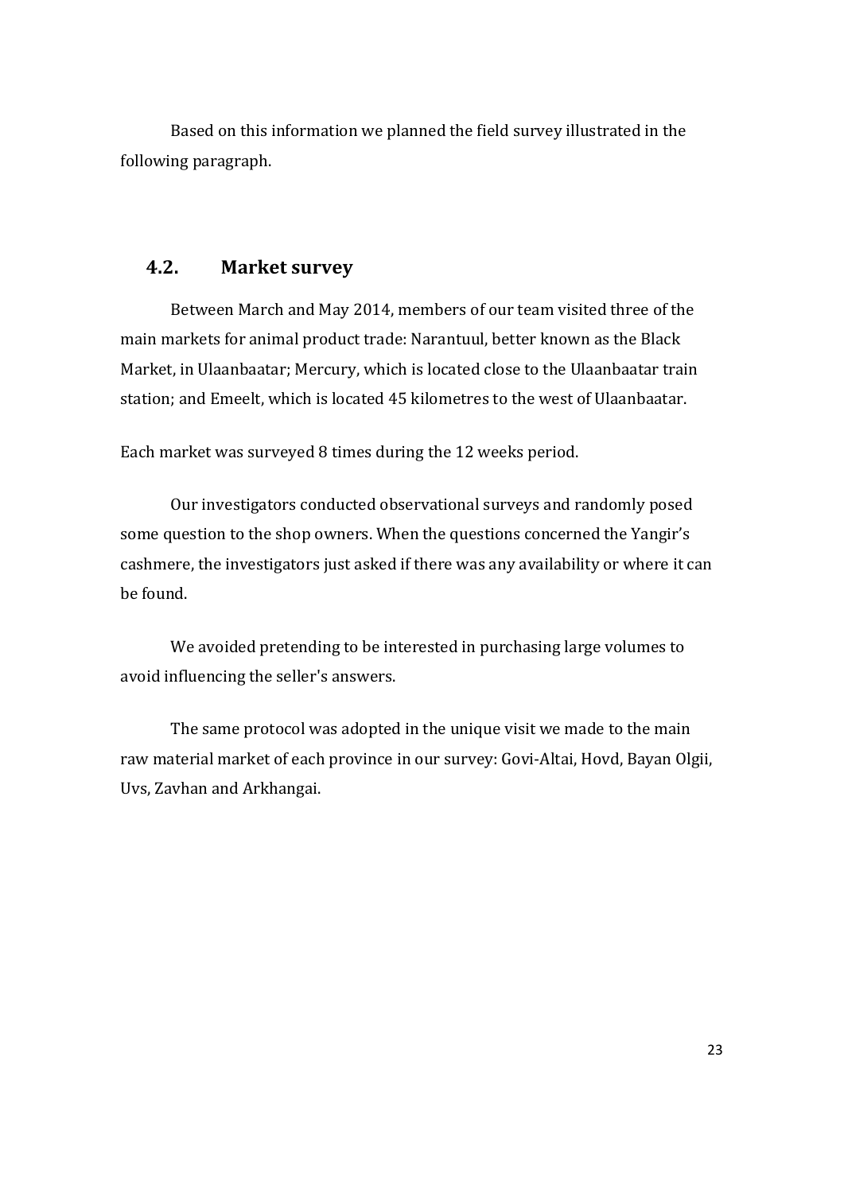Based on this information we planned the field survey illustrated in the following paragraph.

## 4.2. Market survey

Between March and May 2014, members of our team visited three of the main markets for animal product trade: Narantuul, better known as the Black Market, in Ulaanbaatar; Mercury, which is located close to the Ulaanbaatar train station; and Emeelt, which is located 45 kilometres to the west of Ulaanbaatar.

Each market was surveyed 8 times during the 12 weeks period.

Our investigators conducted observational surveys and randomly posed some question to the shop owners. When the questions concerned the Yangir's cashmere, the investigators just asked if there was any availability or where it can be found.

We avoided pretending to be interested in purchasing large volumes to avoid influencing the seller's answers.

The same protocol was adopted in the unique visit we made to the main raw material market of each province in our survey: Govi-Altai, Hovd, Bayan Olgii, Uvs, Zavhan and Arkhangai.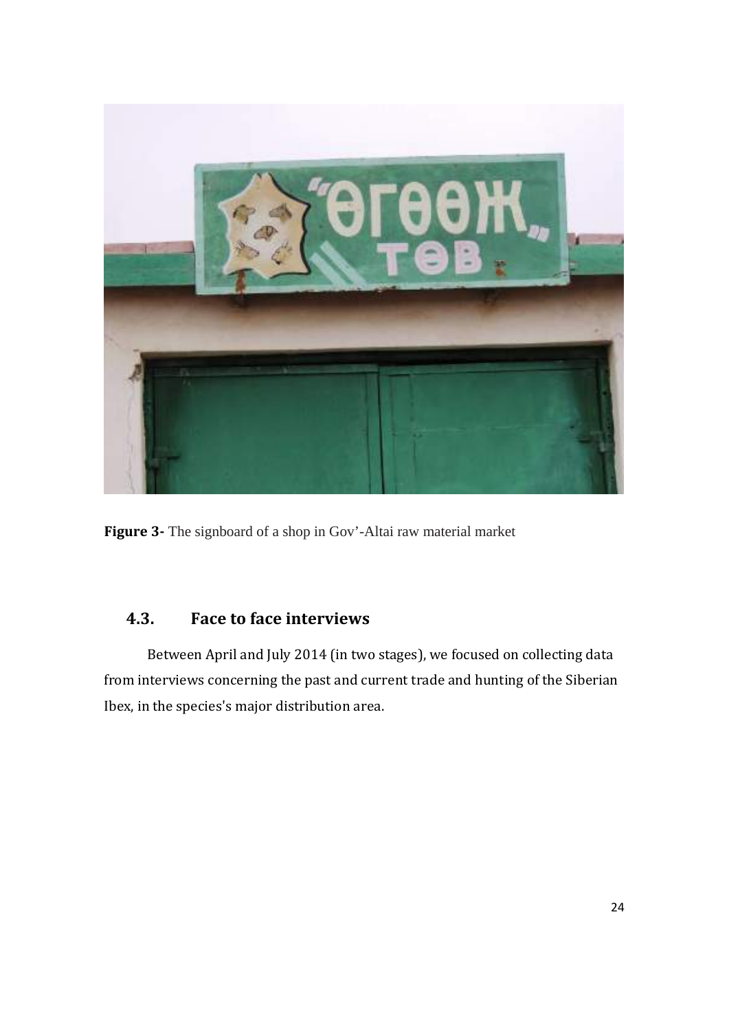**Figure 3-** The signboard of a shop in Gov'-Altai raw material market

## 4.3. Face to face interviews

Between April and July 2014 (in two stages), we focused on collecting data from interviews concerning the past and current trade and hunting of the Siberian Ibex, in the species's major distribution area.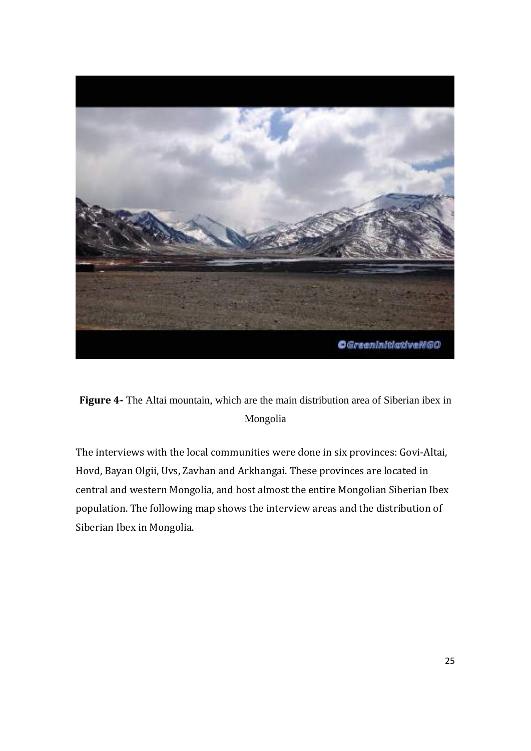**Figure 4-** The Altai mountain, which are the main distribution area of Siberian ibex in Mongolia

The interviews with the local communities were done in six provinces: Govi-Altai, Hovd, Bayan Olgii, Uvs, Zavhan and Arkhangai. These provinces are located in central and western Mongolia, and host almost the entire Mongolian Siberian Ibex population. The following map shows the interview areas and the distribution of Siberian Ibex in Mongolia.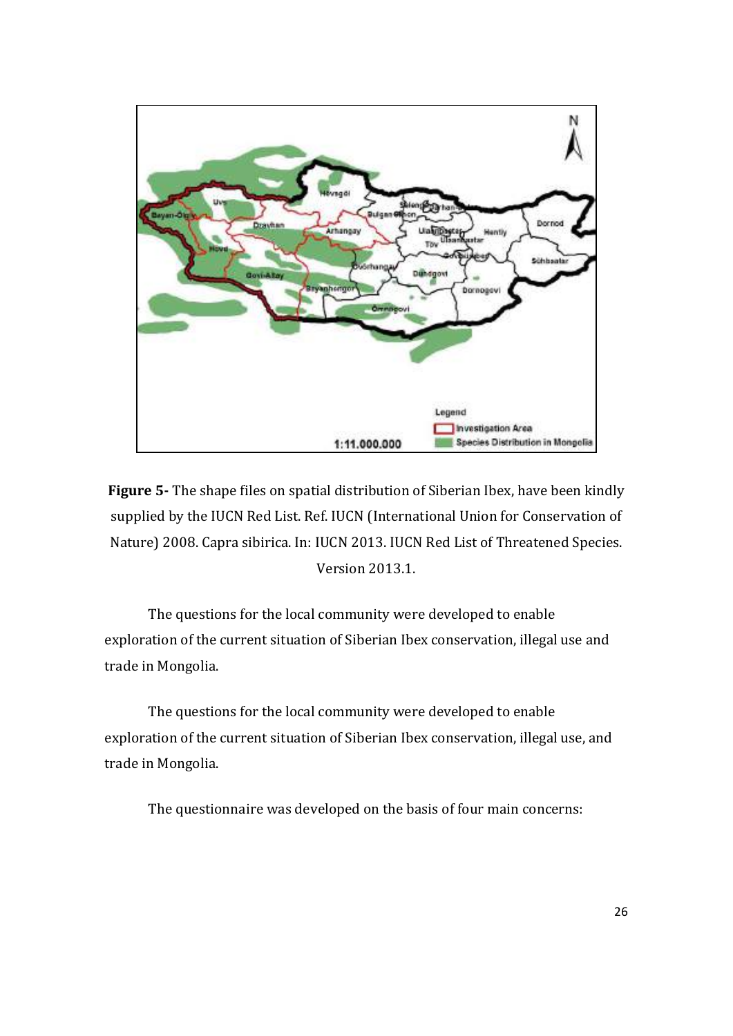**Figure 5-** The shape files on spatial distribution of Siberian Ibex, have been kindly supplied by the IUCN Red List. Ref. IUCN (International Union for Conservation of Nature) 2008. Capra sibirica. In: IUCN 2013. IUCN Red List of Threatened Species. Version 2013.1.

The questions for the local community were developed to enable exploration of the current situation of Siberian Ibex conservation, illegal use and trade in Mongolia.

The questions for the local community were developed to enable exploration of the current situation of Siberian Ibex conservation, illegal use, and trade in Mongolia.

The questionnaire was developed on the basis of four main concerns: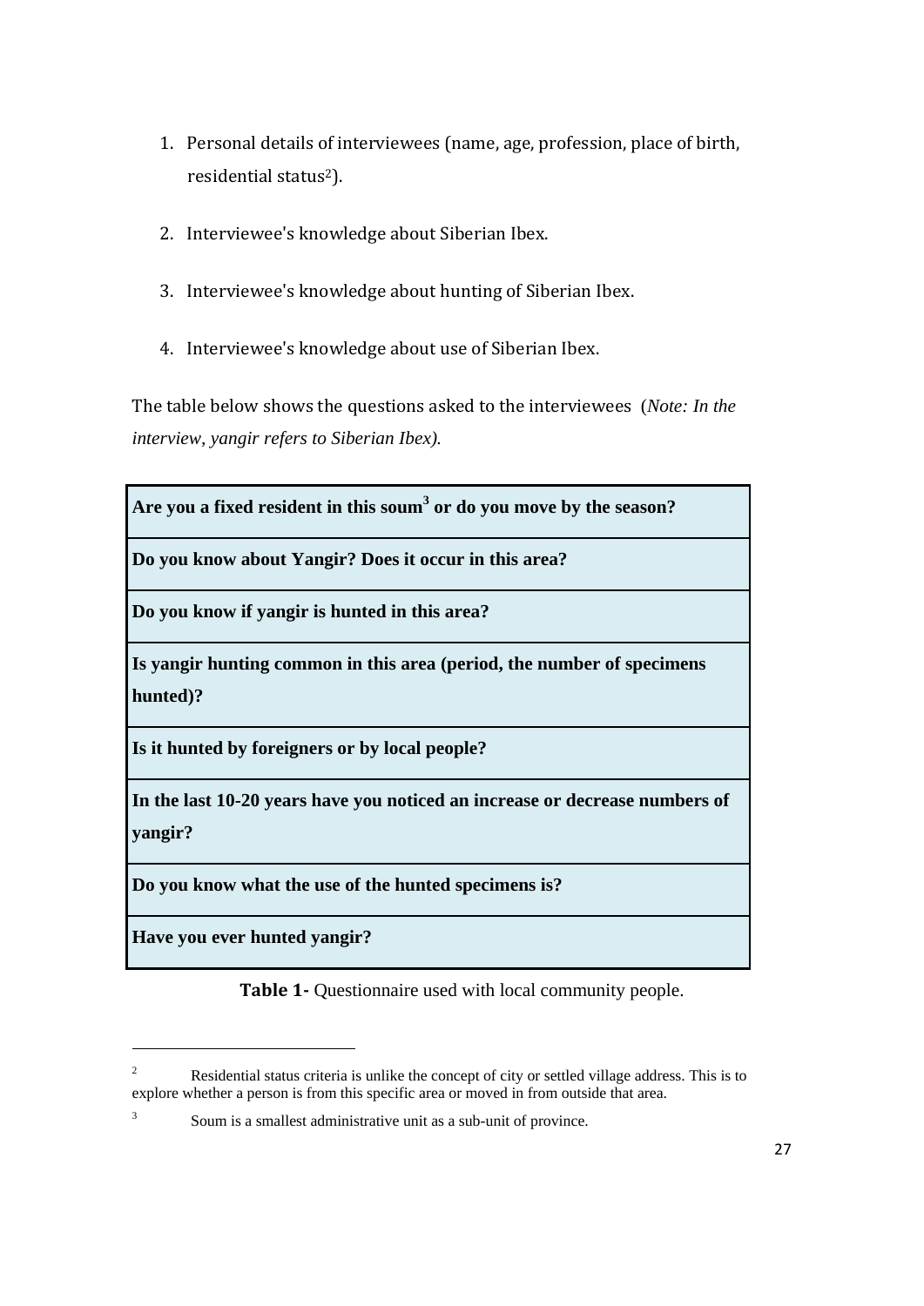1. Personal details of interviewees (name, age, profession, place of birth, residential status[2]).

2. Interviewee's knowledge about Siberian Ibex.

3. Interviewee's knowledge about hunting of Siberian Ibex.

4. Interviewee's knowledge about use of Siberian Ibex.

The table below shows the questions asked to the interviewees (*Note: In the interview, yangir refers to Siberian Ibex).*

| **Are you a fixed resident in this soum[3] or do you move by the season?** |
|---|
| **Do you know about Yangir? Does it occur in this area?** |
| **Do you know if yangir is hunted in this area?** |
| **Is yangir hunting common in this area (period, the number of specimens hunted)?** |
| **Is it hunted by foreigners or by local people?** |
| **In the last 10-20 years have you noticed an increase or decrease numbers of yangir?** |
| **Do you know what the use of the hunted specimens is?** |
| **Have you ever hunted yangir?** |

**Table 1-** Questionnaire used with local community people.

[2] Residential status criteria is unlike the concept of city or settled village address. This is to explore whether a person is from this specific area or moved in from outside that area.

[3] Soum is a smallest administrative unit as a sub-unit of province.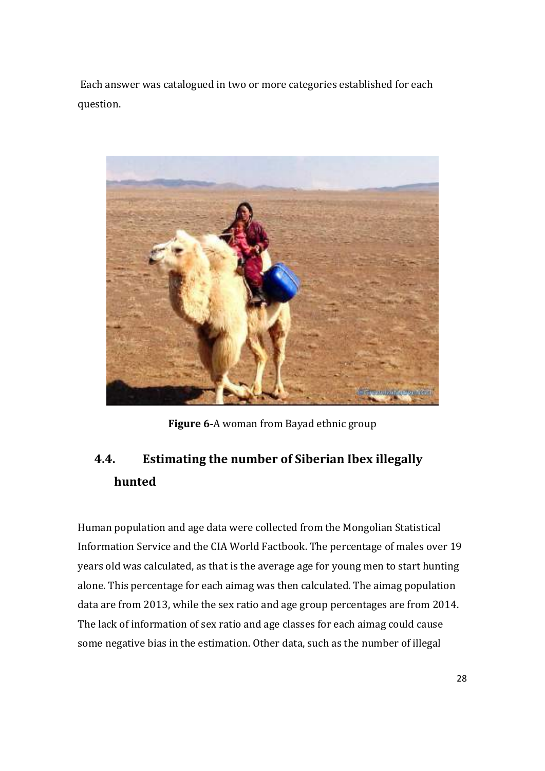Each answer was catalogued in two or more categories established for each question.

**Figure 6**-A woman from Bayad ethnic group

## 4.4. Estimating the number of Siberian Ibex illegally hunted

Human population and age data were collected from the Mongolian Statistical Information Service and the CIA World Factbook. The percentage of males over 19 years old was calculated, as that is the average age for young men to start hunting alone. This percentage for each aimag was then calculated. The aimag population data are from 2013, while the sex ratio and age group percentages are from 2014. The lack of information of sex ratio and age classes for each aimag could cause some negative bias in the estimation. Other data, such as the number of illegal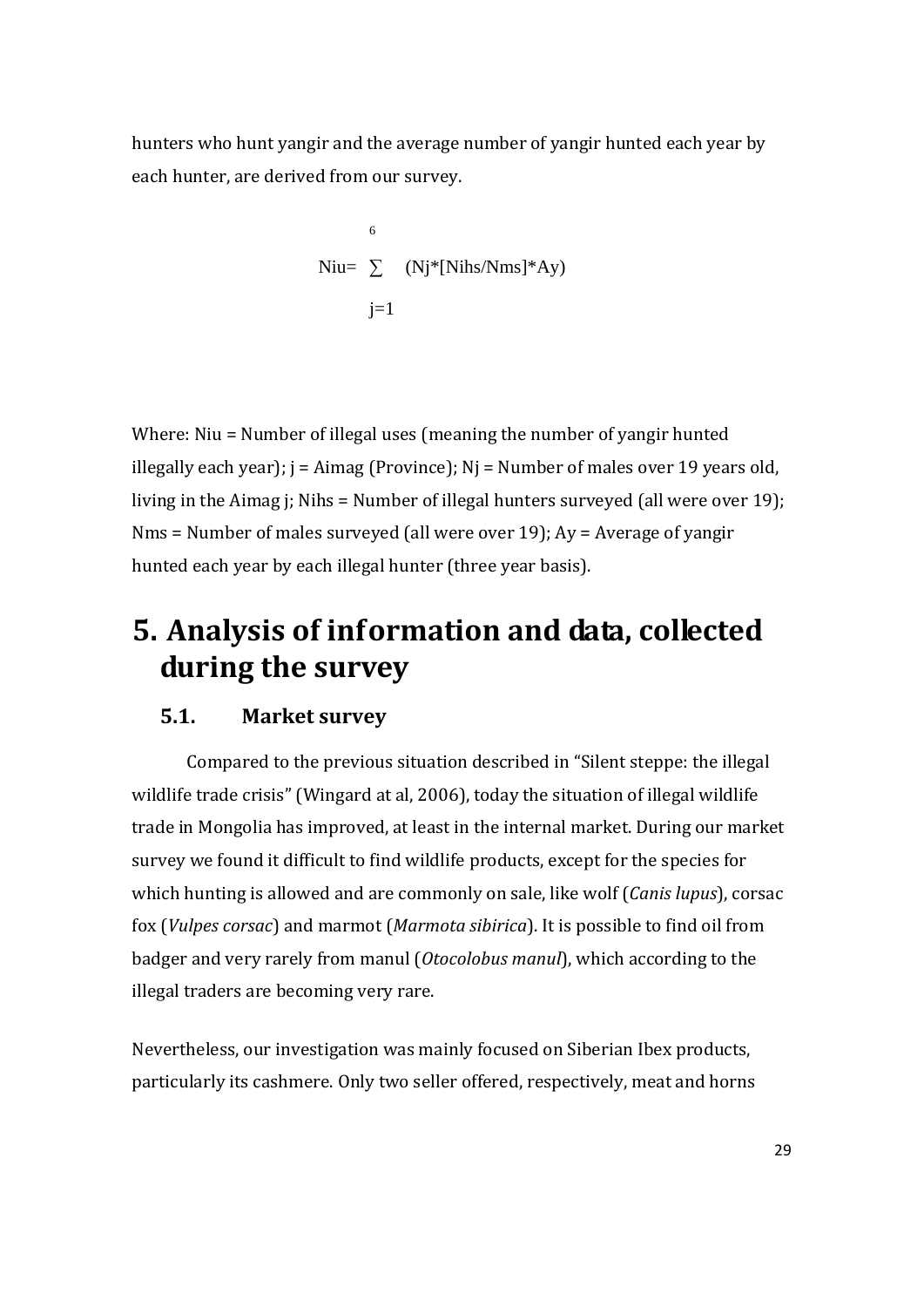hunters who hunt yangir and the average number of yangir hunted each year by each hunter, are derived from our survey.

$$Niu = \sum_{j=1}^{6} (Nj*[Nihs/Nms]*Ay)$$

Where: Niu = Number of illegal uses (meaning the number of yangir hunted illegally each year); j = Aimag (Province); Nj = Number of males over 19 years old, living in the Aimag j; Nihs = Number of illegal hunters surveyed (all were over 19); Nms = Number of males surveyed (all were over 19); Ay = Average of yangir hunted each year by each illegal hunter (three year basis).

# 5. Analysis of information and data, collected during the survey

## 5.1. Market survey

Compared to the previous situation described in "Silent steppe: the illegal wildlife trade crisis" (Wingard at al, 2006), today the situation of illegal wildlife trade in Mongolia has improved, at least in the internal market. During our market survey we found it difficult to find wildlife products, except for the species for which hunting is allowed and are commonly on sale, like wolf (*Canis lupus*), corsac fox (*Vulpes corsac*) and marmot (*Marmota sibirica*). It is possible to find oil from badger and very rarely from manul (*Otocolobus manul*), which according to the illegal traders are becoming very rare.

Nevertheless, our investigation was mainly focused on Siberian Ibex products, particularly its cashmere. Only two seller offered, respectively, meat and horns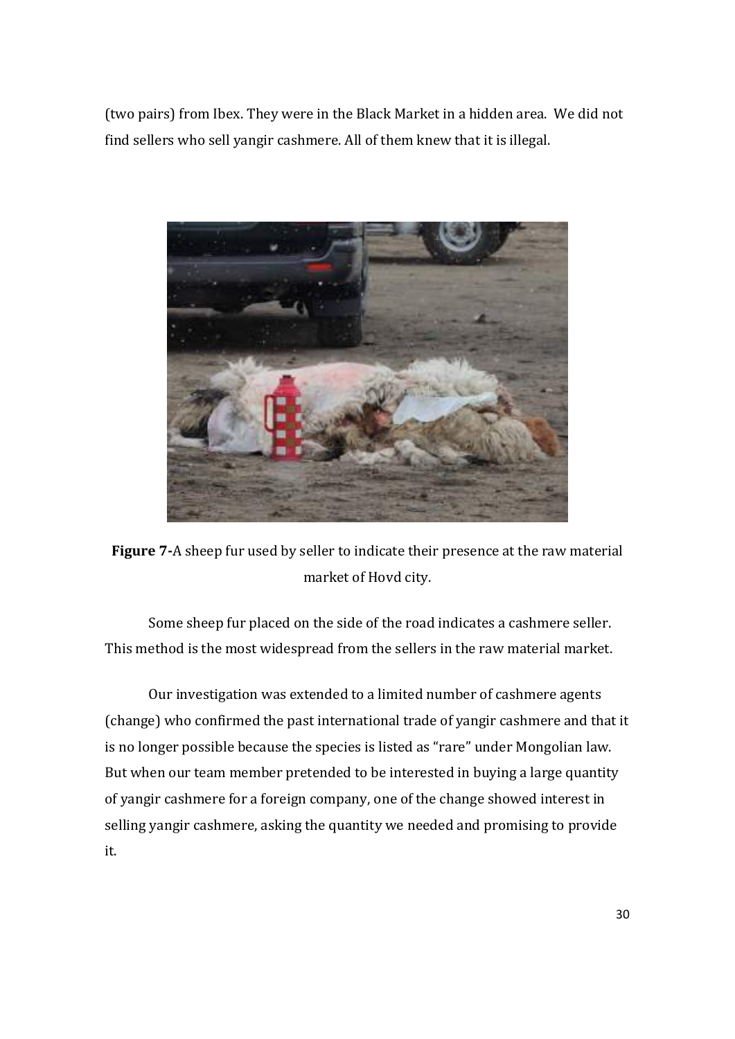(two pairs) from Ibex. They were in the Black Market in a hidden area. We did not find sellers who sell yangir cashmere. All of them knew that it is illegal.

**Figure 7-**A sheep fur used by seller to indicate their presence at the raw material market of Hovd city.

Some sheep fur placed on the side of the road indicates a cashmere seller. This method is the most widespread from the sellers in the raw material market.

Our investigation was extended to a limited number of cashmere agents (change) who confirmed the past international trade of yangir cashmere and that it is no longer possible because the species is listed as "rare" under Mongolian law. But when our team member pretended to be interested in buying a large quantity of yangir cashmere for a foreign company, one of the change showed interest in selling yangir cashmere, asking the quantity we needed and promising to provide it.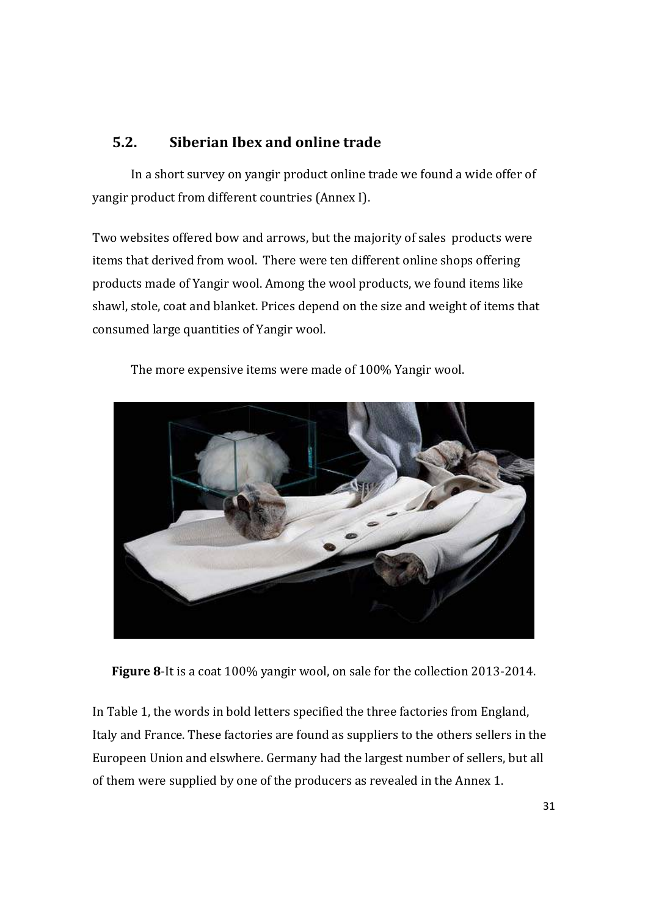## 5.2. Siberian Ibex and online trade

In a short survey on yangir product online trade we found a wide offer of yangir product from different countries (Annex I).

Two websites offered bow and arrows, but the majority of sales products were items that derived from wool. There were ten different online shops offering products made of Yangir wool. Among the wool products, we found items like shawl, stole, coat and blanket. Prices depend on the size and weight of items that consumed large quantities of Yangir wool.

The more expensive items were made of 100% Yangir wool.

**Figure 8**-It is a coat 100% yangir wool, on sale for the collection 2013-2014.

In Table 1, the words in bold letters specified the three factories from England, Italy and France. These factories are found as suppliers to the others sellers in the Europeen Union and elswhere. Germany had the largest number of sellers, but all of them were supplied by one of the producers as revealed in the Annex 1.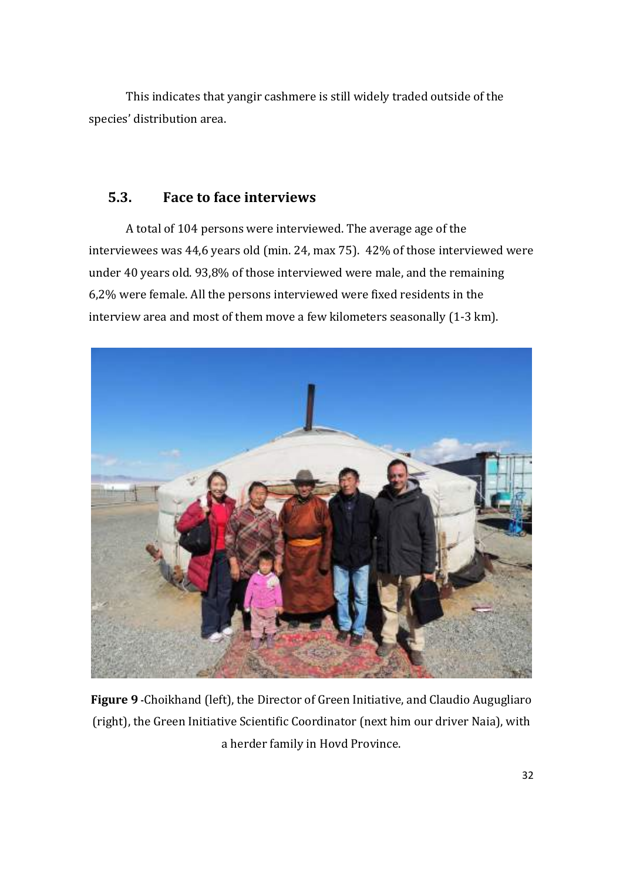This indicates that yangir cashmere is still widely traded outside of the species' distribution area.

## 5.3. Face to face interviews

A total of 104 persons were interviewed. The average age of the interviewees was 44,6 years old (min. 24, max 75). 42% of those interviewed were under 40 years old. 93,8% of those interviewed were male, and the remaining 6,2% were female. All the persons interviewed were fixed residents in the interview area and most of them move a few kilometers seasonally (1-3 km).

**Figure 9** -Choikhand (left), the Director of Green Initiative, and Claudio Augugliaro (right), the Green Initiative Scientific Coordinator (next him our driver Naia), with a herder family in Hovd Province.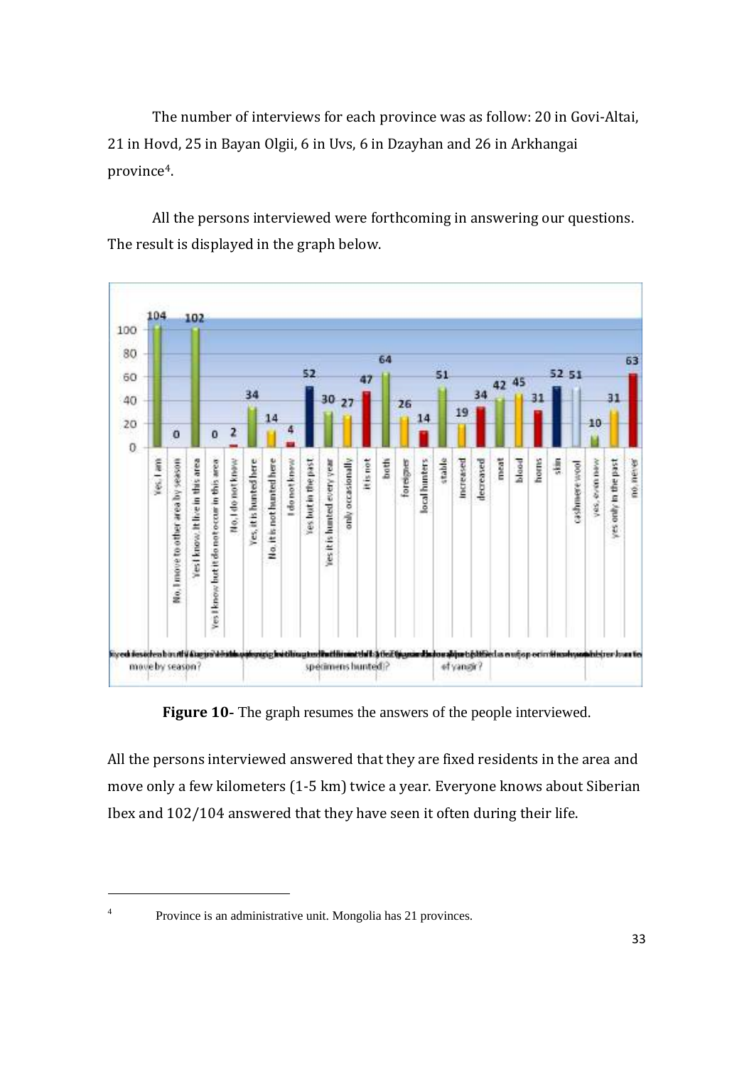The number of interviews for each province was as follow: 20 in Govi-Altai, 21 in Hovd, 25 in Bayan Olgii, 6 in Uvs, 6 in Dzayhan and 26 in Arkhangai province[4].

All the persons interviewed were forthcoming in answering our questions. The result is displayed in the graph below.

**Figure 10-** The graph resumes the answers of the people interviewed.

All the persons interviewed answered that they are fixed residents in the area and move only a few kilometers (1-5 km) twice a year. Everyone knows about Siberian Ibex and 102/104 answered that they have seen it often during their life.

---

[4] Province is an administrative unit. Mongolia has 21 provinces.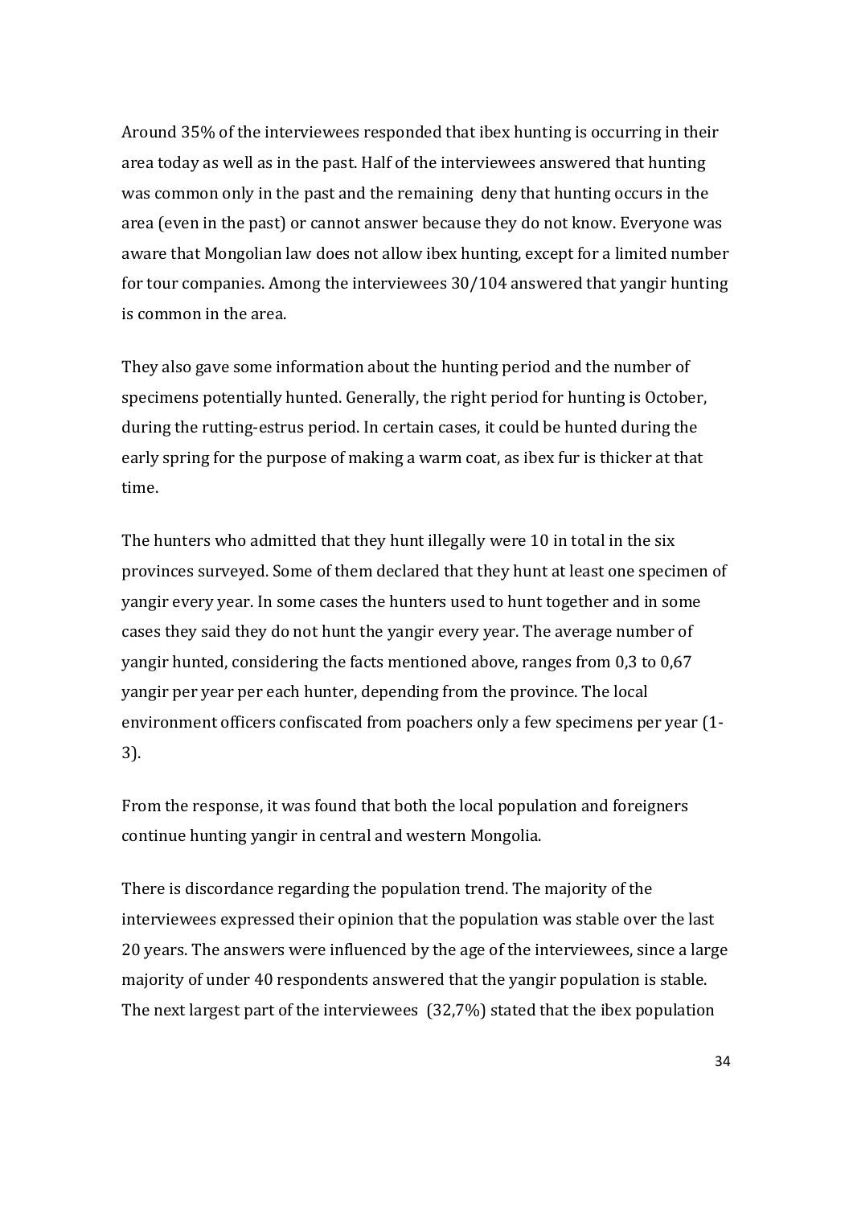Around 35% of the interviewees responded that ibex hunting is occurring in their area today as well as in the past. Half of the interviewees answered that hunting was common only in the past and the remaining deny that hunting occurs in the area (even in the past) or cannot answer because they do not know. Everyone was aware that Mongolian law does not allow ibex hunting, except for a limited number for tour companies. Among the interviewees 30/104 answered that yangir hunting is common in the area.

They also gave some information about the hunting period and the number of specimens potentially hunted. Generally, the right period for hunting is October, during the rutting-estrus period. In certain cases, it could be hunted during the early spring for the purpose of making a warm coat, as ibex fur is thicker at that time.

The hunters who admitted that they hunt illegally were 10 in total in the six provinces surveyed. Some of them declared that they hunt at least one specimen of yangir every year. In some cases the hunters used to hunt together and in some cases they said they do not hunt the yangir every year. The average number of yangir hunted, considering the facts mentioned above, ranges from 0,3 to 0,67 yangir per year per each hunter, depending from the province. The local environment officers confiscated from poachers only a few specimens per year (1-3).

From the response, it was found that both the local population and foreigners continue hunting yangir in central and western Mongolia.

There is discordance regarding the population trend. The majority of the interviewees expressed their opinion that the population was stable over the last 20 years. The answers were influenced by the age of the interviewees, since a large majority of under 40 respondents answered that the yangir population is stable. The next largest part of the interviewees (32,7%) stated that the ibex population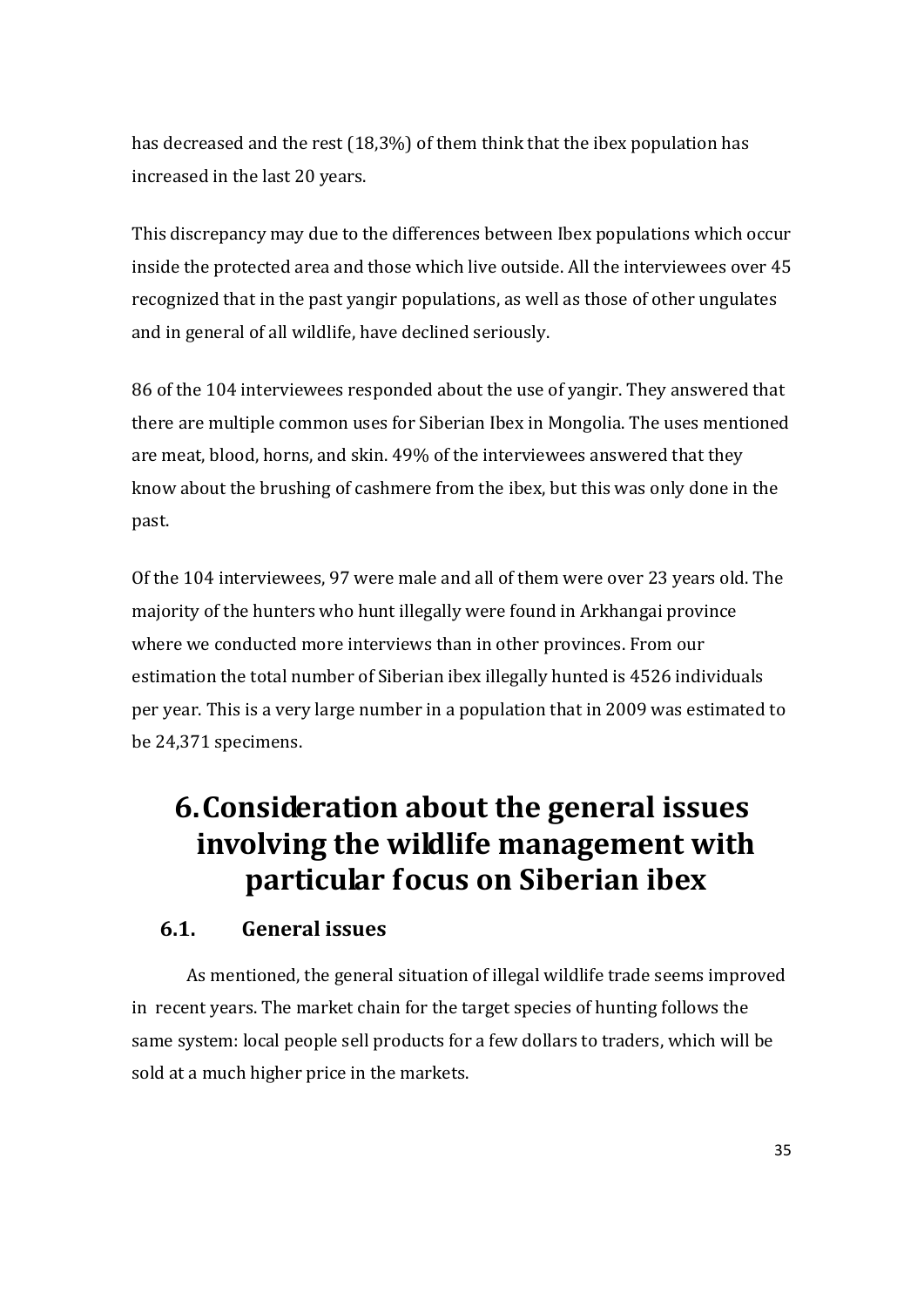has decreased and the rest (18,3%) of them think that the ibex population has increased in the last 20 years.

This discrepancy may due to the differences between Ibex populations which occur inside the protected area and those which live outside. All the interviewees over 45 recognized that in the past yangir populations, as well as those of other ungulates and in general of all wildlife, have declined seriously.

86 of the 104 interviewees responded about the use of yangir. They answered that there are multiple common uses for Siberian Ibex in Mongolia. The uses mentioned are meat, blood, horns, and skin. 49% of the interviewees answered that they know about the brushing of cashmere from the ibex, but this was only done in the past.

Of the 104 interviewees, 97 were male and all of them were over 23 years old. The majority of the hunters who hunt illegally were found in Arkhangai province where we conducted more interviews than in other provinces. From our estimation the total number of Siberian ibex illegally hunted is 4526 individuals per year. This is a very large number in a population that in 2009 was estimated to be 24,371 specimens.

# 6. Consideration about the general issues involving the wildlife management with particular focus on Siberian ibex

## 6.1. General issues

As mentioned, the general situation of illegal wildlife trade seems improved in recent years. The market chain for the target species of hunting follows the same system: local people sell products for a few dollars to traders, which will be sold at a much higher price in the markets.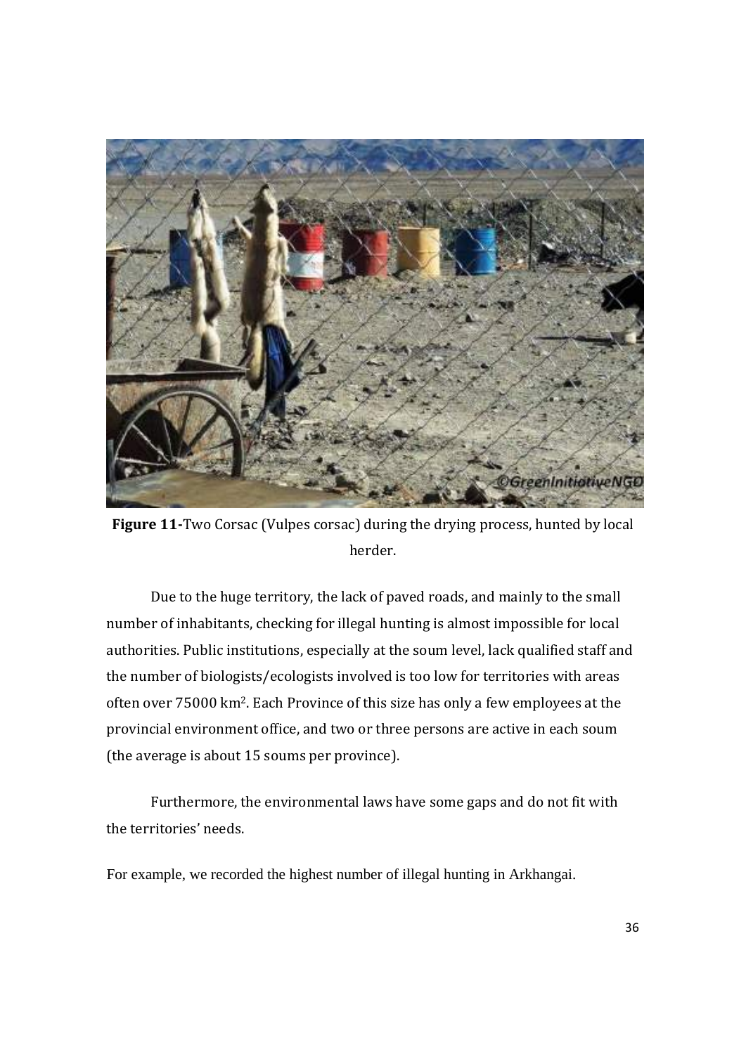**Figure 11-**Two Corsac (Vulpes corsac) during the drying process, hunted by local herder.

Due to the huge territory, the lack of paved roads, and mainly to the small number of inhabitants, checking for illegal hunting is almost impossible for local authorities. Public institutions, especially at the soum level, lack qualified staff and the number of biologists/ecologists involved is too low for territories with areas often over 75000 km$^2$. Each Province of this size has only a few employees at the provincial environment office, and two or three persons are active in each soum (the average is about 15 soums per province).

Furthermore, the environmental laws have some gaps and do not fit with the territories' needs.

For example, we recorded the highest number of illegal hunting in Arkhangai.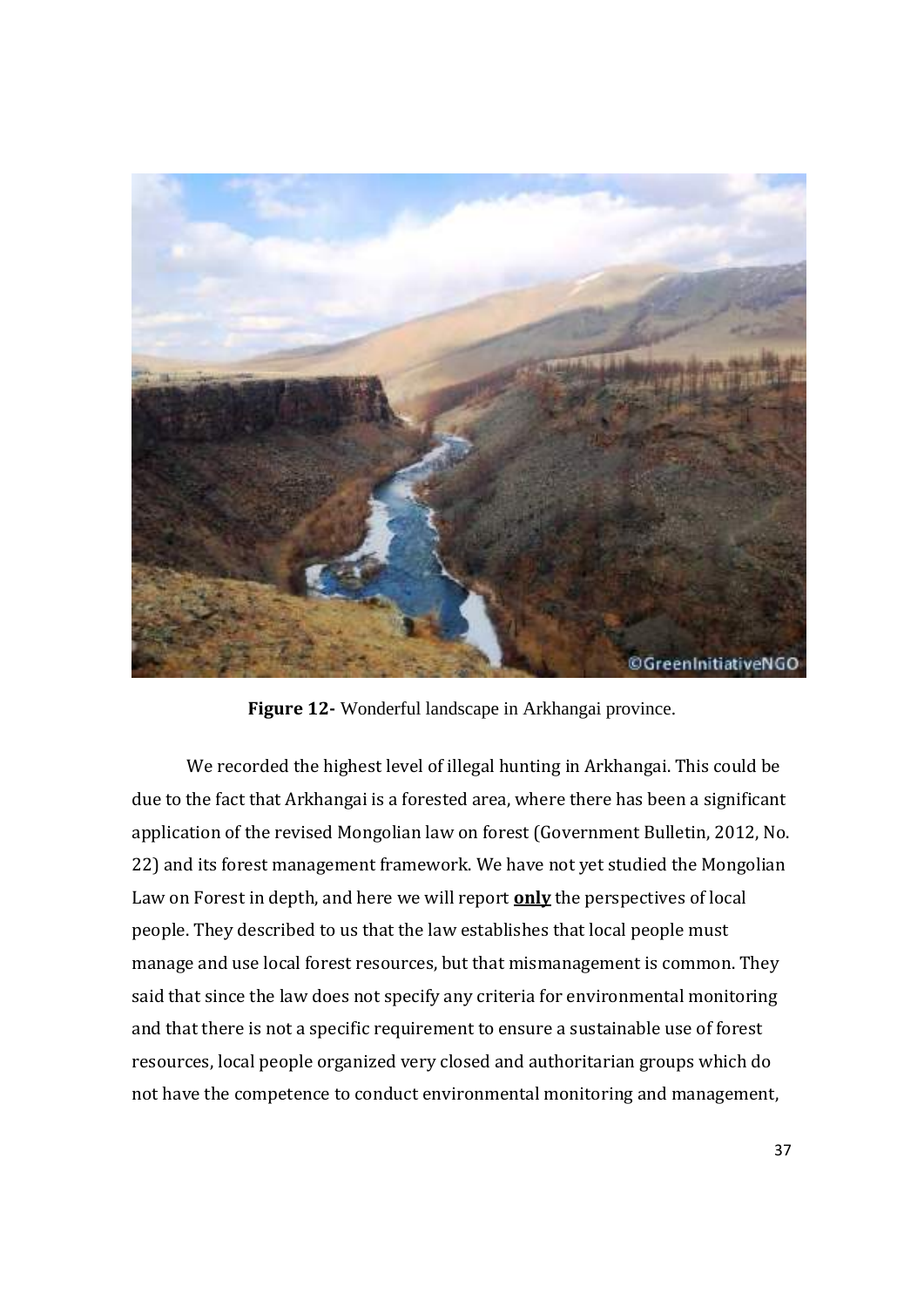**Figure 12-** Wonderful landscape in Arkhangai province.

We recorded the highest level of illegal hunting in Arkhangai. This could be due to the fact that Arkhangai is a forested area, where there has been a significant application of the revised Mongolian law on forest (Government Bulletin, 2012, No. 22) and its forest management framework. We have not yet studied the Mongolian Law on Forest in depth, and here we will report **only** the perspectives of local people. They described to us that the law establishes that local people must manage and use local forest resources, but that mismanagement is common. They said that since the law does not specify any criteria for environmental monitoring and that there is not a specific requirement to ensure a sustainable use of forest resources, local people organized very closed and authoritarian groups which do not have the competence to conduct environmental monitoring and management,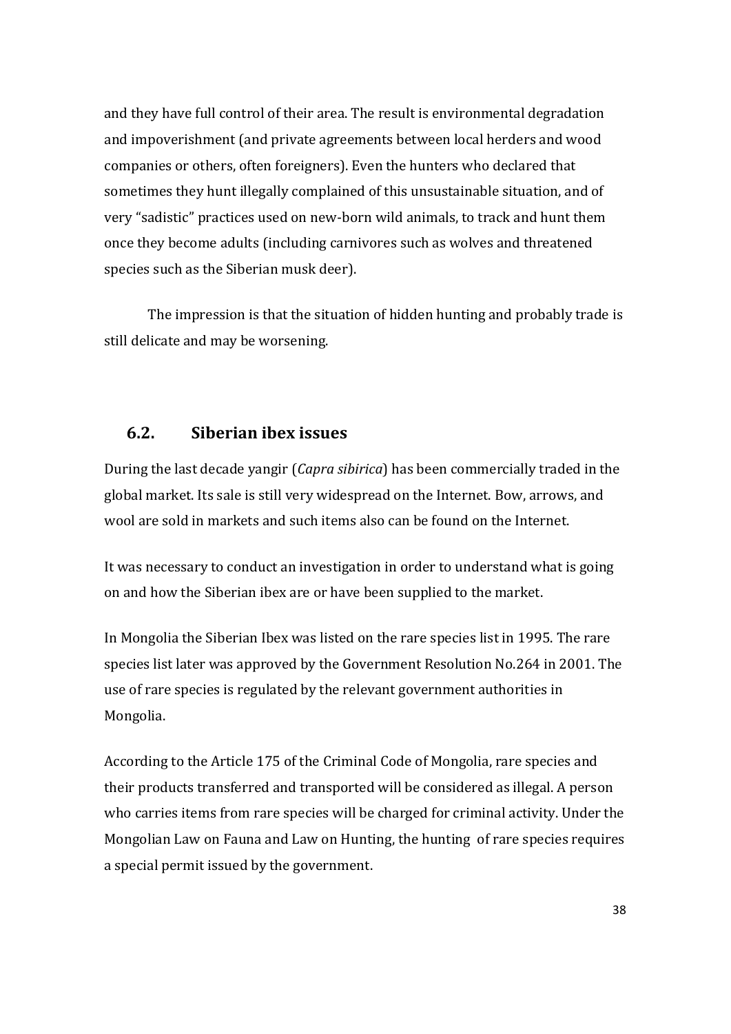and they have full control of their area. The result is environmental degradation and impoverishment (and private agreements between local herders and wood companies or others, often foreigners). Even the hunters who declared that sometimes they hunt illegally complained of this unsustainable situation, and of very "sadistic" practices used on new-born wild animals, to track and hunt them once they become adults (including carnivores such as wolves and threatened species such as the Siberian musk deer).

The impression is that the situation of hidden hunting and probably trade is still delicate and may be worsening.

## 6.2. Siberian ibex issues

During the last decade yangir (*Capra sibirica*) has been commercially traded in the global market. Its sale is still very widespread on the Internet. Bow, arrows, and wool are sold in markets and such items also can be found on the Internet.

It was necessary to conduct an investigation in order to understand what is going on and how the Siberian ibex are or have been supplied to the market.

In Mongolia the Siberian Ibex was listed on the rare species list in 1995. The rare species list later was approved by the Government Resolution No.264 in 2001. The use of rare species is regulated by the relevant government authorities in Mongolia.

According to the Article 175 of the Criminal Code of Mongolia, rare species and their products transferred and transported will be considered as illegal. A person who carries items from rare species will be charged for criminal activity. Under the Mongolian Law on Fauna and Law on Hunting, the hunting of rare species requires a special permit issued by the government.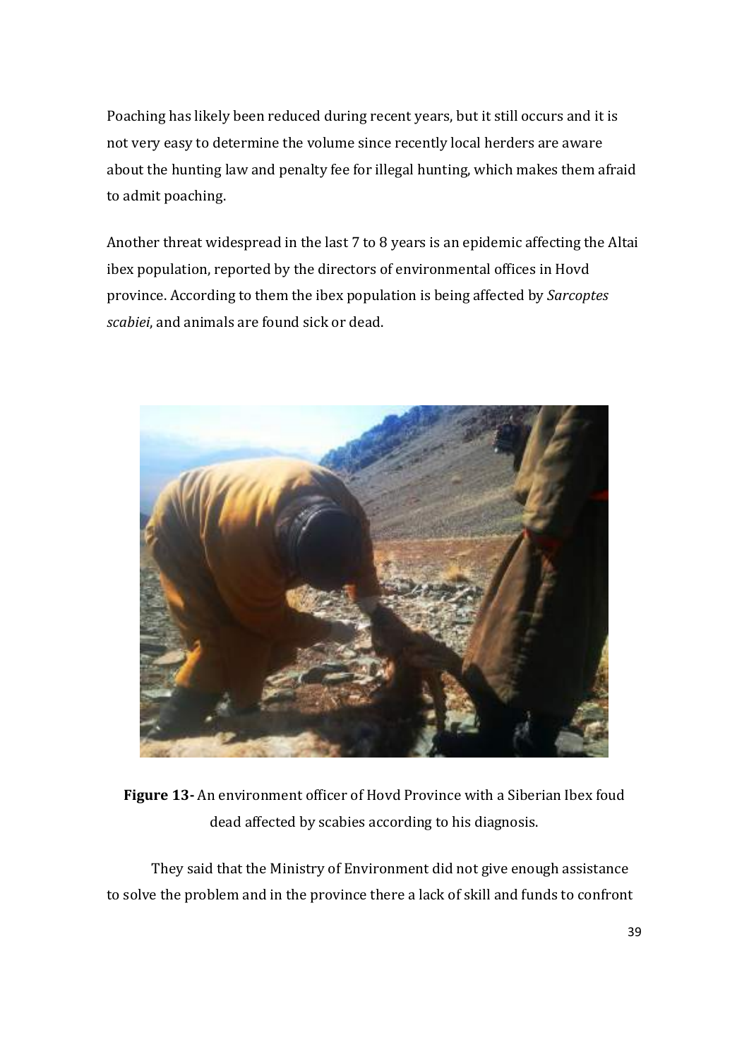Poaching has likely been reduced during recent years, but it still occurs and it is not very easy to determine the volume since recently local herders are aware about the hunting law and penalty fee for illegal hunting, which makes them afraid to admit poaching.

Another threat widespread in the last 7 to 8 years is an epidemic affecting the Altai ibex population, reported by the directors of environmental offices in Hovd province. According to them the ibex population is being affected by *Sarcoptes scabiei*, and animals are found sick or dead.

**Figure 13-** An environment officer of Hovd Province with a Siberian Ibex foud dead affected by scabies according to his diagnosis.

They said that the Ministry of Environment did not give enough assistance to solve the problem and in the province there a lack of skill and funds to confront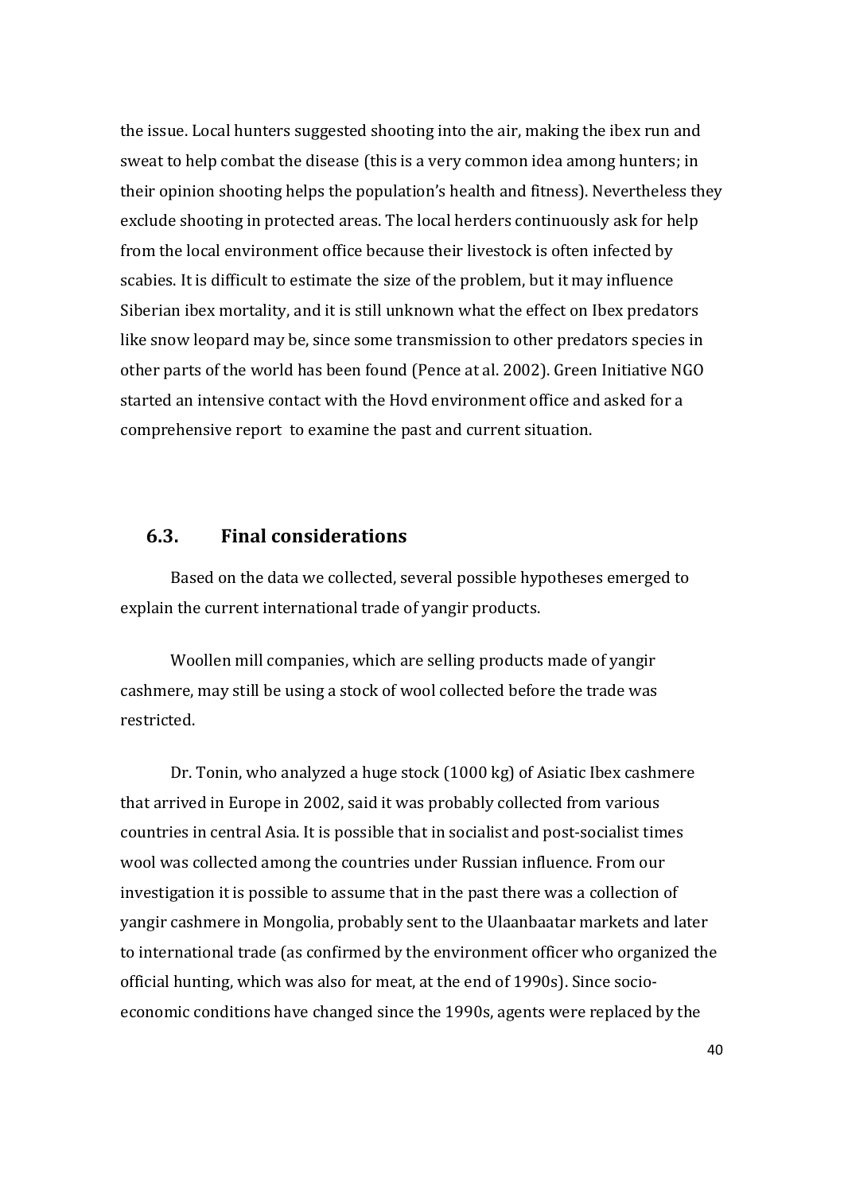the issue. Local hunters suggested shooting into the air, making the ibex run and sweat to help combat the disease (this is a very common idea among hunters; in their opinion shooting helps the population's health and fitness). Nevertheless they exclude shooting in protected areas. The local herders continuously ask for help from the local environment office because their livestock is often infected by scabies. It is difficult to estimate the size of the problem, but it may influence Siberian ibex mortality, and it is still unknown what the effect on Ibex predators like snow leopard may be, since some transmission to other predators species in other parts of the world has been found (Pence at al. 2002). Green Initiative NGO started an intensive contact with the Hovd environment office and asked for a comprehensive report to examine the past and current situation.

## 6.3. Final considerations

Based on the data we collected, several possible hypotheses emerged to explain the current international trade of yangir products.

Woollen mill companies, which are selling products made of yangir cashmere, may still be using a stock of wool collected before the trade was restricted.

Dr. Tonin, who analyzed a huge stock (1000 kg) of Asiatic Ibex cashmere that arrived in Europe in 2002, said it was probably collected from various countries in central Asia. It is possible that in socialist and post-socialist times wool was collected among the countries under Russian influence. From our investigation it is possible to assume that in the past there was a collection of yangir cashmere in Mongolia, probably sent to the Ulaanbaatar markets and later to international trade (as confirmed by the environment officer who organized the official hunting, which was also for meat, at the end of 1990s). Since socio-economic conditions have changed since the 1990s, agents were replaced by the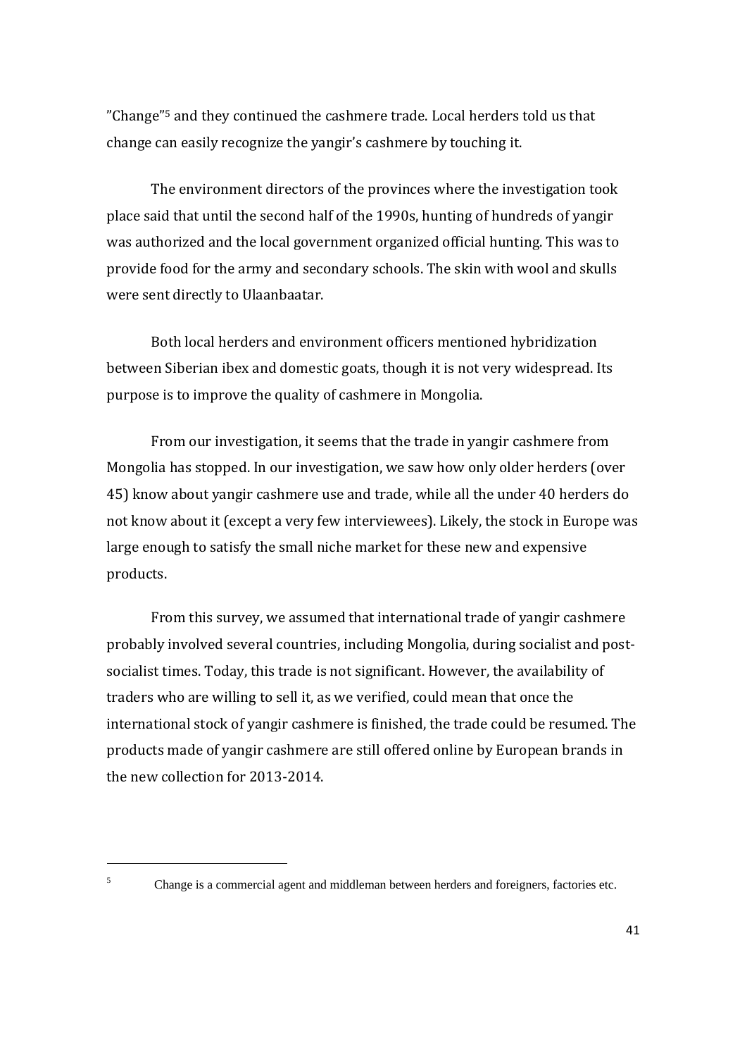”Change”[5] and they continued the cashmere trade. Local herders told us that change can easily recognize the yangir’s cashmere by touching it.

The environment directors of the provinces where the investigation took place said that until the second half of the 1990s, hunting of hundreds of yangir was authorized and the local government organized official hunting. This was to provide food for the army and secondary schools. The skin with wool and skulls were sent directly to Ulaanbaatar.

Both local herders and environment officers mentioned hybridization between Siberian ibex and domestic goats, though it is not very widespread. Its purpose is to improve the quality of cashmere in Mongolia.

From our investigation, it seems that the trade in yangir cashmere from Mongolia has stopped. In our investigation, we saw how only older herders (over 45) know about yangir cashmere use and trade, while all the under 40 herders do not know about it (except a very few interviewees). Likely, the stock in Europe was large enough to satisfy the small niche market for these new and expensive products.

From this survey, we assumed that international trade of yangir cashmere probably involved several countries, including Mongolia, during socialist and post-socialist times. Today, this trade is not significant. However, the availability of traders who are willing to sell it, as we verified, could mean that once the international stock of yangir cashmere is finished, the trade could be resumed. The products made of yangir cashmere are still offered online by European brands in the new collection for 2013-2014.

---

[5] Change is a commercial agent and middleman between herders and foreigners, factories etc.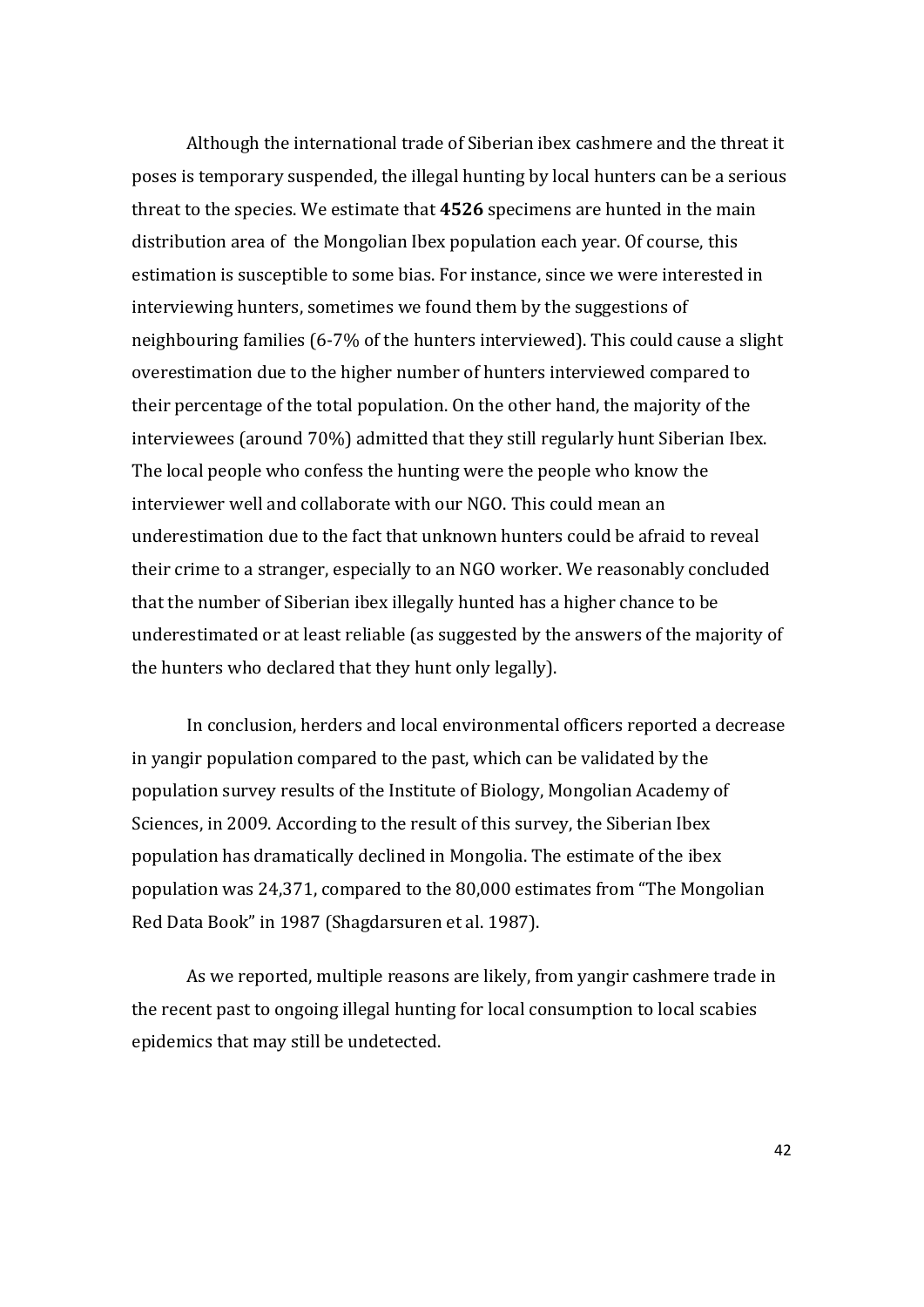Although the international trade of Siberian ibex cashmere and the threat it poses is temporary suspended, the illegal hunting by local hunters can be a serious threat to the species. We estimate that **4526** specimens are hunted in the main distribution area of the Mongolian Ibex population each year. Of course, this estimation is susceptible to some bias. For instance, since we were interested in interviewing hunters, sometimes we found them by the suggestions of neighbouring families (6-7% of the hunters interviewed). This could cause a slight overestimation due to the higher number of hunters interviewed compared to their percentage of the total population. On the other hand, the majority of the interviewees (around 70%) admitted that they still regularly hunt Siberian Ibex. The local people who confess the hunting were the people who know the interviewer well and collaborate with our NGO. This could mean an underestimation due to the fact that unknown hunters could be afraid to reveal their crime to a stranger, especially to an NGO worker. We reasonably concluded that the number of Siberian ibex illegally hunted has a higher chance to be underestimated or at least reliable (as suggested by the answers of the majority of the hunters who declared that they hunt only legally).

In conclusion, herders and local environmental officers reported a decrease in yangir population compared to the past, which can be validated by the population survey results of the Institute of Biology, Mongolian Academy of Sciences, in 2009. According to the result of this survey, the Siberian Ibex population has dramatically declined in Mongolia. The estimate of the ibex population was 24,371, compared to the 80,000 estimates from "The Mongolian Red Data Book" in 1987 (Shagdarsuren et al. 1987).

As we reported, multiple reasons are likely, from yangir cashmere trade in the recent past to ongoing illegal hunting for local consumption to local scabies epidemics that may still be undetected.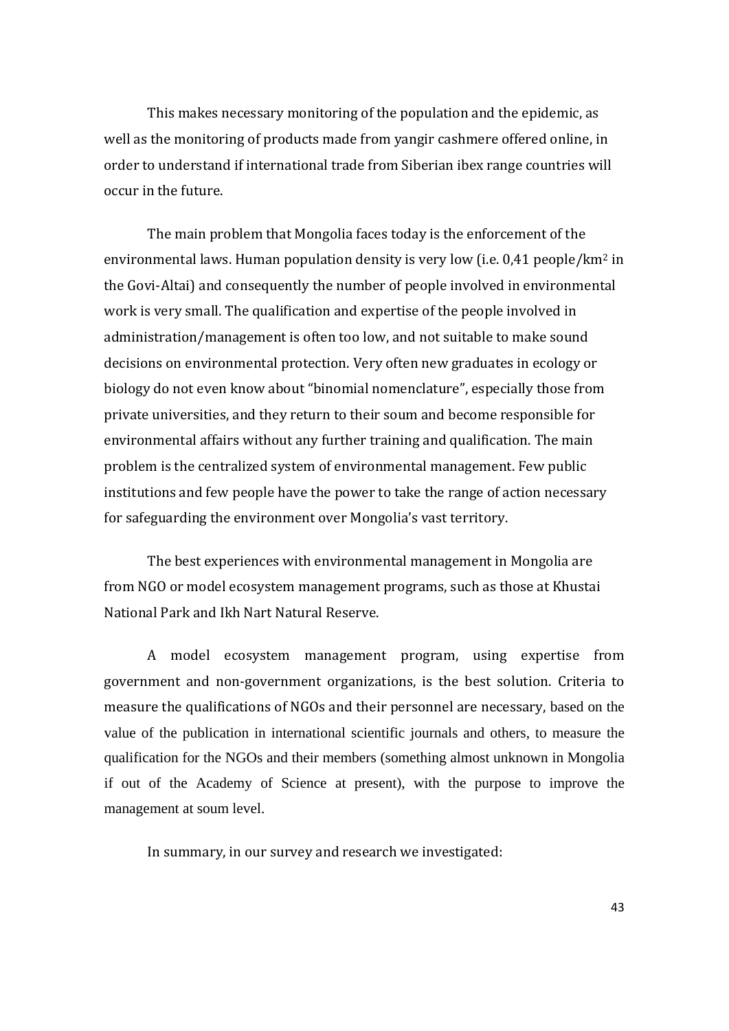This makes necessary monitoring of the population and the epidemic, as well as the monitoring of products made from yangir cashmere offered online, in order to understand if international trade from Siberian ibex range countries will occur in the future.

The main problem that Mongolia faces today is the enforcement of the environmental laws. Human population density is very low (i.e. 0,41 people/km$^2$ in the Govi-Altai) and consequently the number of people involved in environmental work is very small. The qualification and expertise of the people involved in administration/management is often too low, and not suitable to make sound decisions on environmental protection. Very often new graduates in ecology or biology do not even know about "binomial nomenclature", especially those from private universities, and they return to their soum and become responsible for environmental affairs without any further training and qualification. The main problem is the centralized system of environmental management. Few public institutions and few people have the power to take the range of action necessary for safeguarding the environment over Mongolia's vast territory.

The best experiences with environmental management in Mongolia are from NGO or model ecosystem management programs, such as those at Khustai National Park and Ikh Nart Natural Reserve.

A model ecosystem management program, using expertise from government and non-government organizations, is the best solution. Criteria to measure the qualifications of NGOs and their personnel are necessary, based on the value of the publication in international scientific journals and others, to measure the qualification for the NGOs and their members (something almost unknown in Mongolia if out of the Academy of Science at present), with the purpose to improve the management at soum level.

In summary, in our survey and research we investigated: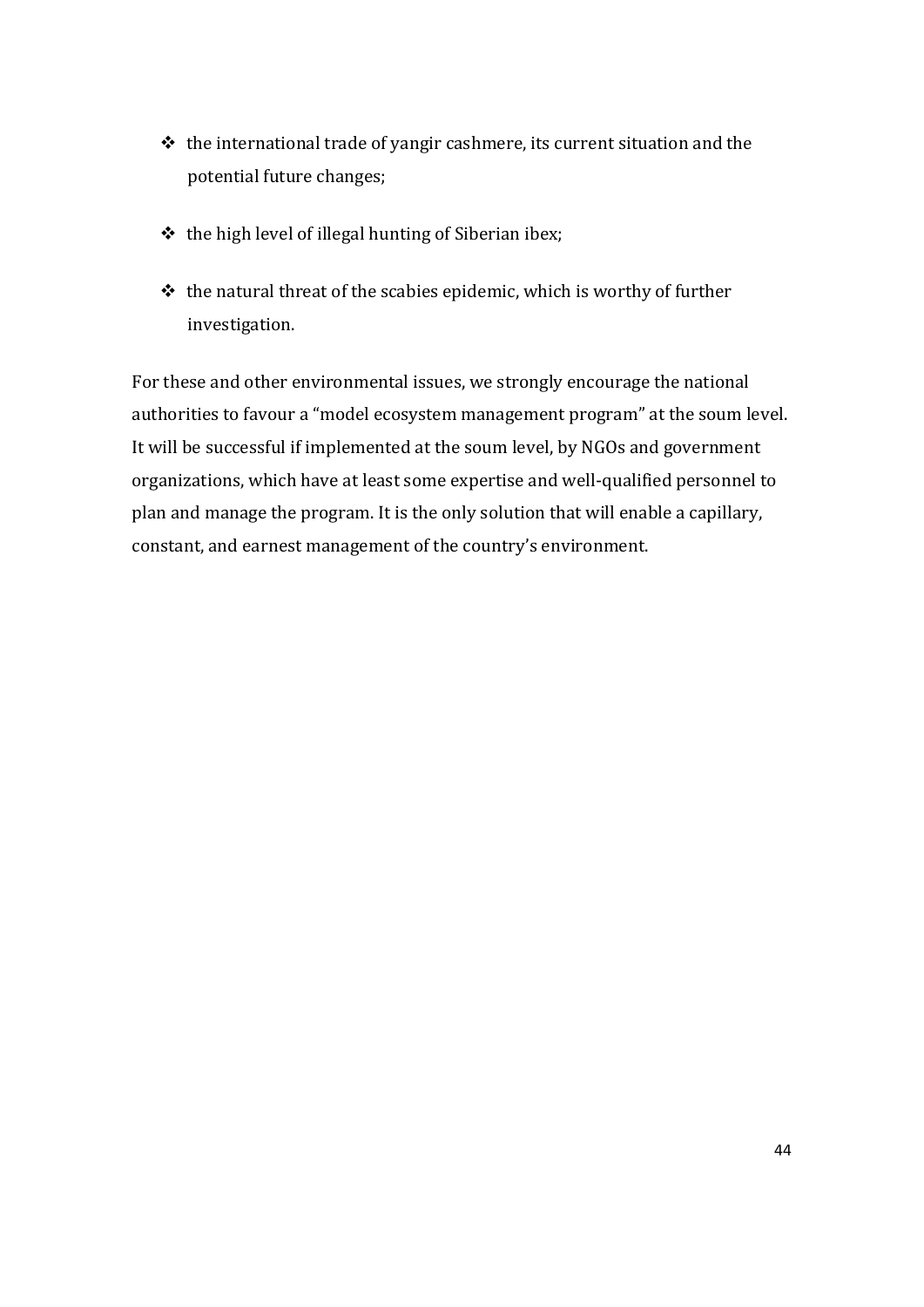- the international trade of yangir cashmere, its current situation and the potential future changes;

- the high level of illegal hunting of Siberian ibex;

- the natural threat of the scabies epidemic, which is worthy of further investigation.

For these and other environmental issues, we strongly encourage the national authorities to favour a "model ecosystem management program" at the soum level. It will be successful if implemented at the soum level, by NGOs and government organizations, which have at least some expertise and well-qualified personnel to plan and manage the program. It is the only solution that will enable a capillary, constant, and earnest management of the country's environment.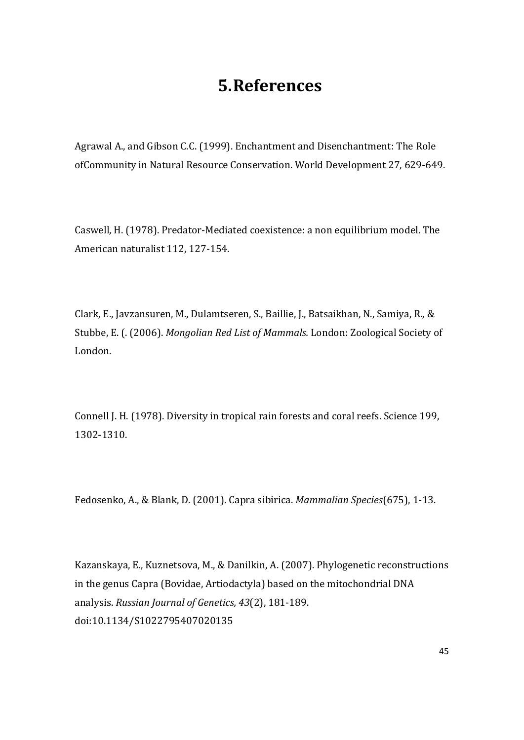# 5.References

Agrawal A., and Gibson C.C. (1999). Enchantment and Disenchantment: The Role ofCommunity in Natural Resource Conservation. World Development 27, 629-649.

Caswell, H. (1978). Predator-Mediated coexistence: a non equilibrium model. The American naturalist 112, 127-154.

Clark, E., Javzansuren, M., Dulamtseren, S., Baillie, J., Batsaikhan, N., Samiya, R., & Stubbe, E. (. (2006). *Mongolian Red List of Mammals.* London: Zoological Society of London.

Connell J. H. (1978). Diversity in tropical rain forests and coral reefs. Science 199, 1302-1310.

Fedosenko, A., & Blank, D. (2001). Capra sibirica. *Mammalian Species*(675), 1-13.

Kazanskaya, E., Kuznetsova, M., & Danilkin, A. (2007). Phylogenetic reconstructions in the genus Capra (Bovidae, Artiodactyla) based on the mitochondrial DNA analysis. *Russian Journal of Genetics, 43*(2), 181-189. doi:10.1134/S1022795407020135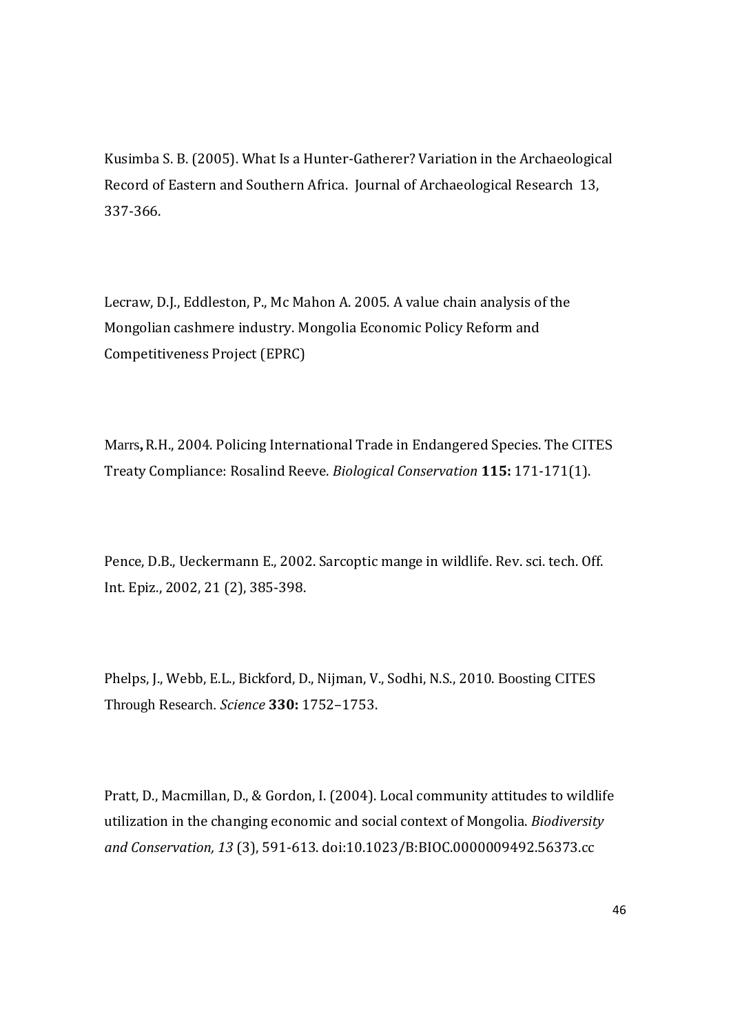Kusimba S. B. (2005). What Is a Hunter-Gatherer? Variation in the Archaeological Record of Eastern and Southern Africa. Journal of Archaeological Research 13, 337-366.

Lecraw, D.J., Eddleston, P., Mc Mahon A. 2005. A value chain analysis of the Mongolian cashmere industry. Mongolia Economic Policy Reform and Competitiveness Project (EPRC)

Marrs**,** R.H., 2004. Policing International Trade in Endangered Species. The CITES Treaty Compliance: Rosalind Reeve. *Biological Conservation* **115:** 171-171(1).

Pence, D.B., Ueckermann E., 2002. Sarcoptic mange in wildlife. Rev. sci. tech. Off. Int. Epiz., 2002, 21 (2), 385-398.

Phelps, J., Webb, E.L., Bickford, D., Nijman, V., Sodhi, N.S., 2010. Boosting CITES Through Research. *Science* **330:** 1752–1753.

Pratt, D., Macmillan, D., & Gordon, I. (2004). Local community attitudes to wildlife utilization in the changing economic and social context of Mongolia. *Biodiversity and Conservation, 13* (3), 591-613. doi:10.1023/B:BIOC.0000009492.56373.cc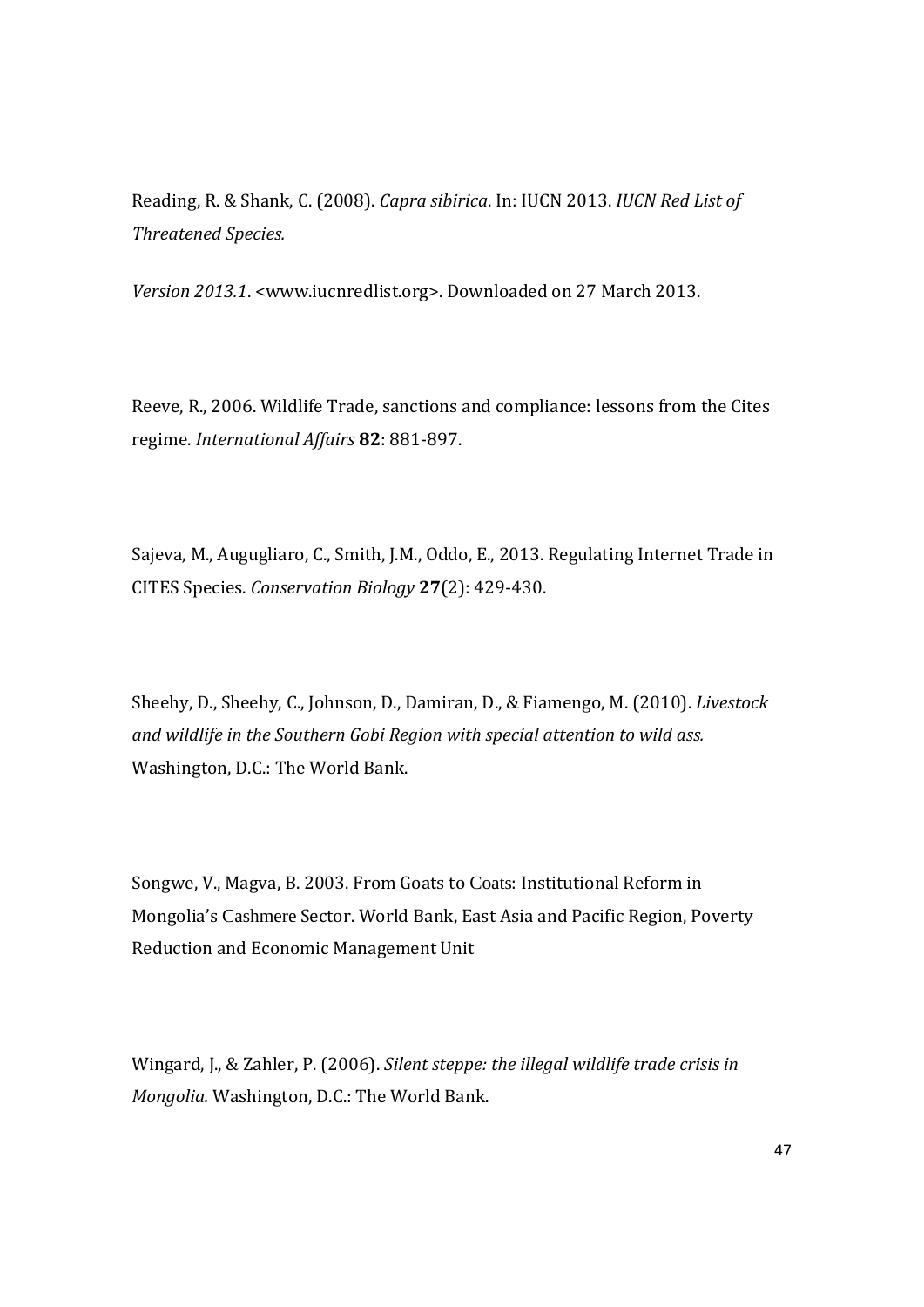Reading, R. & Shank, C. (2008). *Capra sibirica*. In: IUCN 2013. *IUCN Red List of Threatened Species.*

*Version 2013.1*. <www.iucnredlist.org>. Downloaded on 27 March 2013.

Reeve, R., 2006. Wildlife Trade, sanctions and compliance: lessons from the Cites regime. *International Affairs* **82**: 881-897.

Sajeva, M., Augugliaro, C., Smith, J.M., Oddo, E., 2013. Regulating Internet Trade in CITES Species. *Conservation Biology* **27**(2): 429-430.

Sheehy, D., Sheehy, C., Johnson, D., Damiran, D., & Fiamengo, M. (2010). *Livestock and wildlife in the Southern Gobi Region with special attention to wild ass.* Washington, D.C.: The World Bank.

Songwe, V., Magva, B. 2003. From Goats to Coats: Institutional Reform in Mongolia's Cashmere Sector. World Bank, East Asia and Pacific Region, Poverty Reduction and Economic Management Unit

Wingard, J., & Zahler, P. (2006). *Silent steppe: the illegal wildlife trade crisis in Mongolia.* Washington, D.C.: The World Bank.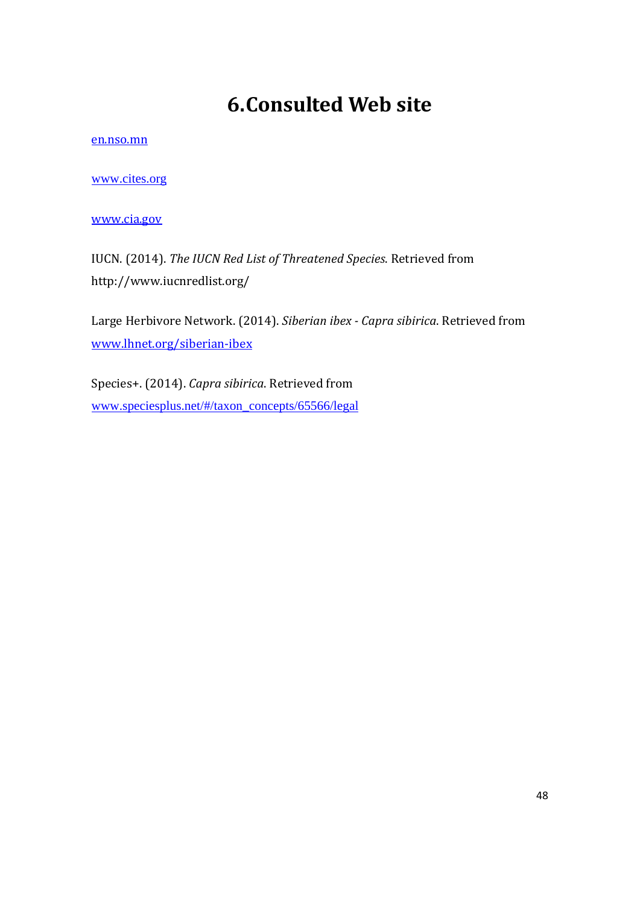# 6.Consulted Web site

en.nso.mn

www.cites.org

www.cia.gov

IUCN. (2014). *The IUCN Red List of Threatened Species*. Retrieved from http://www.iucnredlist.org/

Large Herbivore Network. (2014). *Siberian ibex - Capra sibirica*. Retrieved from www.lhnet.org/siberian-ibex

Species+. (2014). *Capra sibirica*. Retrieved from www.speciesplus.net/#/taxon_concepts/65566/legal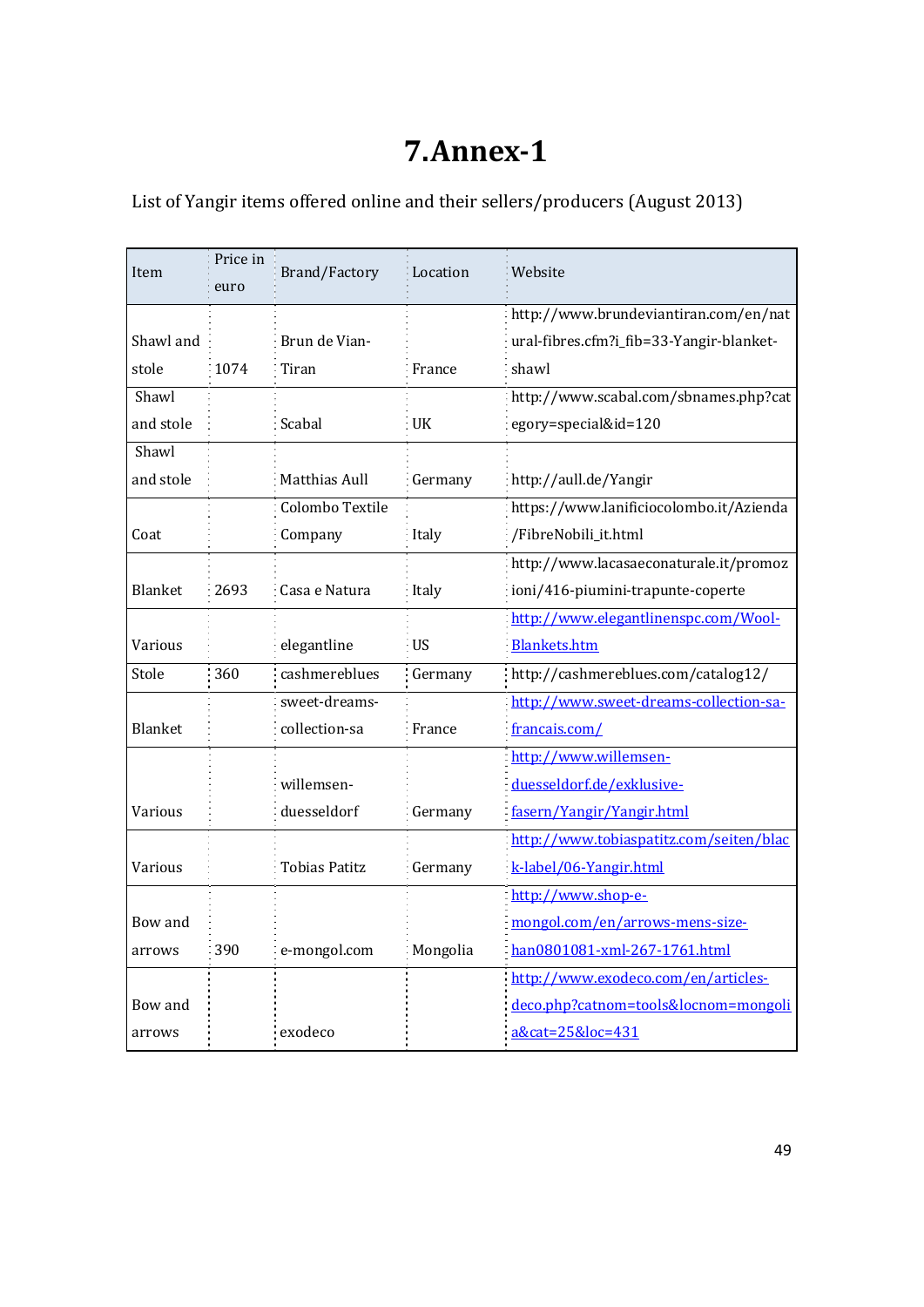# 7. Annex-1

List of Yangir items offered online and their sellers/producers (August 2013)

| Item | Price in euro | Brand/Factory | Location | Website |
|---|---|---|---|---|
| Shawl and stole | 1074 | Brun de Vian-Tiran | France | http://www.brundeviantiran.com/en/natural-fibres.cfm?i_fib=33-Yangir-blanket-shawl |
| Shawl and stole | | Scabal | UK | http://www.scabal.com/sbnames.php?category=special&id=120 |
| Shawl and stole | | Matthias Aull | Germany | http://aull.de/Yangir |
| Coat | | Colombo Textile Company | Italy | https://www.lanificiocolombo.it/Azienda/FibreNobili_it.html |
| Blanket | 2693 | Casa e Natura | Italy | http://www.lacasaeconaturale.it/promozioni/416-piumini-trapunte-coperte |
| Various | | elegantline | US | http://www.elegantlinenspc.com/Wool-Blankets.htm |
| Stole | 360 | cashmereblues | Germany | http://cashmereblues.com/catalog12/ |
| Blanket | | sweet-dreams-collection-sa | France | http://www.sweet-dreams-collection-sa-francais.com/ |
| Various | | willemsen-duesseldorf | Germany | http://www.willemsen-duesseldorf.de/exklusive-fasern/Yangir/Yangir.html |
| Various | | Tobias Patitz | Germany | http://www.tobiaspatitz.com/seiten/black-label/06-Yangir.html |
| Bow and arrows | 390 | e-mongol.com | Mongolia | http://www.shop-e-mongol.com/en/arrows-mens-size-han0801081-xml-267-1761.html |
| Bow and arrows | | exodeco | | http://www.exodeco.com/en/articles-deco.php?catnom=tools&locnom=mongolia&cat=25&loc=431 |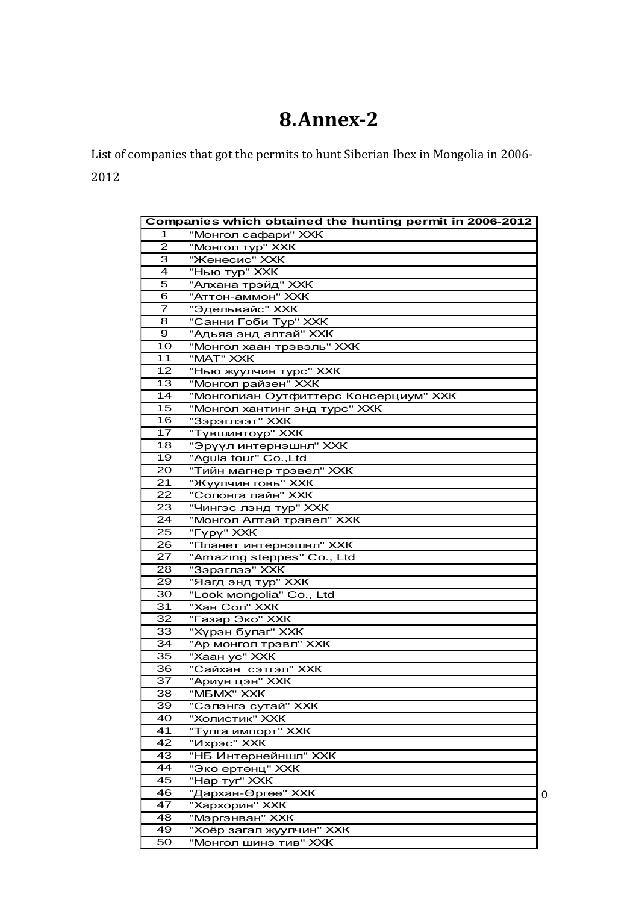# 8.Annex-2

List of companies that got the permits to hunt Siberian Ibex in Mongolia in 2006-2012

| Companies which obtained the hunting permit in 2006-2012 | |
|---|---|
| 1 | "Монгол сафари" ХХК |
| 2 | "Монгол тур" ХХК |
| 3 | "Женесис" ХХК |
| 4 | "Нью тур" ХХК |
| 5 | "Алхана трэйд" ХХК |
| 6 | "Аттон-аммон" ХХК |
| 7 | "Эдельвайс" ХХК |
| 8 | "Санни Гови Тур" ХХК |
| 9 | "Адьяа энд алтай" ХХК |
| 10 | "Монгол хаан трэвэль" ХХК |
| 11 | "МАТ" ХХК |
| 12 | "Нью жуулчин турс" ХХК |
| 13 | "Монгол райзен" ХХК |
| 14 | "Монголиан Оутфиттерс Консерциум" ХХК |
| 15 | "Монгол хантинг энд турс" ХХК |
| 16 | "Зэрэглээт" ХХК |
| 17 | "Түвшинтоур" ХХК |
| 18 | "Эрүүл интернэшнл" ХХК |
| 19 | "Agula tour" Co.,Ltd |
| 20 | "Тийн магнер трэвел" ХХК |
| 21 | "Жуулчин говь" ХХК |
| 22 | "Солонга лайн" ХХК |
| 23 | "Чингэс лэнд тур" ХХК |
| 24 | "Монгол Алтай травел" ХХК |
| 25 | "Гүрү" ХХК |
| 26 | "Планет интернэшнл" ХХК |
| 27 | "Amazing steppes" Co., Ltd |
| 28 | "Зэрэглээ" ХХК |
| 29 | "Яагд энд тур" ХХК |
| 30 | "Look mongolia" Co., Ltd |
| 31 | "Хан Сол" ХХК |
| 32 | "Газар Эко" ХХК |
| 33 | "Хүрэн булаг" ХХК |
| 34 | "Ар монгол трэвл" ХХК |
| 35 | "Хаан ус" ХХК |
| 36 | "Сайхан  сэтгэл" ХХК |
| 37 | "Ариун цэн" ХХК |
| 38 | "МБМХ" ХХК |
| 39 | "Сэлэнгэ сутай" ХХК |
| 40 | "Холистик" ХХК |
| 41 | "Тулга импорт" ХХК |
| 42 | "Ихрэс" ХХК |
| 43 | "НБ Интернейншл" ХХК |
| 44 | "Эко ертөнц" ХХК |
| 45 | "Нар туг" ХХК |
| 46 | "Дархан-Өргөө" ХХК |
| 47 | "Хархорин" ХХК |
| 48 | "Мэргэнван" ХХК |
| 49 | "Хоёр загал жуулчин" ХХК |
| 50 | "Монгол шинэ тив" ХХК |